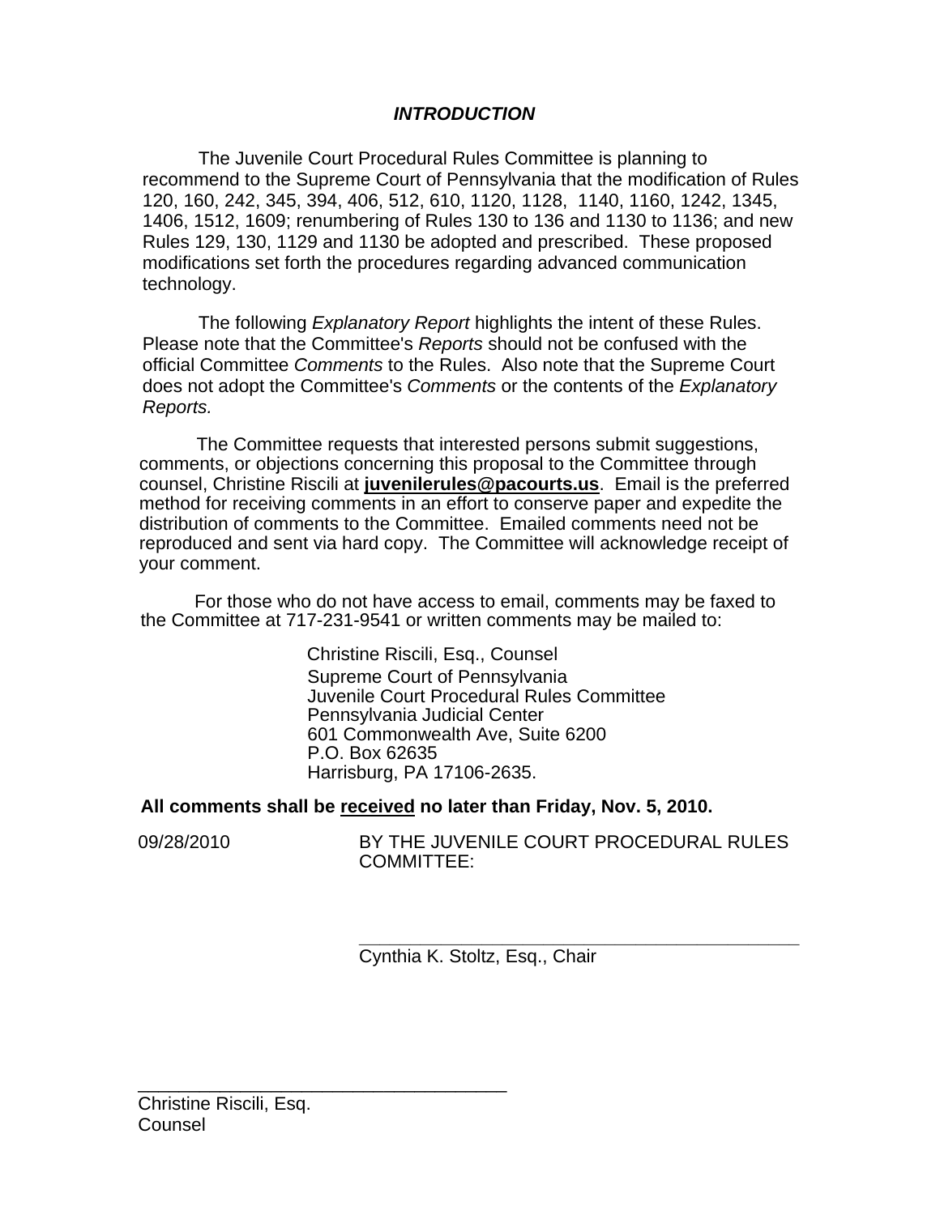### ***INTRODUCTION***

The Juvenile Court Procedural Rules Committee is planning to recommend to the Supreme Court of Pennsylvania that the modification of Rules 120, 160, 242, 345, 394, 406, 512, 610, 1120, 1128, 1140, 1160, 1242, 1345, 1406, 1512, 1609; renumbering of Rules 130 to 136 and 1130 to 1136; and new Rules 129, 130, 1129 and 1130 be adopted and prescribed. These proposed modifications set forth the procedures regarding advanced communication technology.

The following *Explanatory Report* highlights the intent of these Rules. Please note that the Committee's *Reports* should not be confused with the official Committee *Comments* to the Rules. Also note that the Supreme Court does not adopt the Committee's *Comments* or the contents of the *Explanatory Reports.*

The Committee requests that interested persons submit suggestions, comments, or objections concerning this proposal to the Committee through counsel, Christine Riscili at **juvenilerules@pacourts.us**. Email is the preferred method for receiving comments in an effort to conserve paper and expedite the distribution of comments to the Committee. Emailed comments need not be reproduced and sent via hard copy. The Committee will acknowledge receipt of your comment.

For those who do not have access to email, comments may be faxed to the Committee at 717-231-9541 or written comments may be mailed to:

Christine Riscili, Esq., Counsel
Supreme Court of Pennsylvania
Juvenile Court Procedural Rules Committee
Pennsylvania Judicial Center
601 Commonwealth Ave, Suite 6200
P.O. Box 62635
Harrisburg, PA 17106-2635.

**All comments shall be <u>received</u> no later than Friday, Nov. 5, 2010.**

09/28/2010

BY THE JUVENILE COURT PROCEDURAL RULES COMMITTEE:

\_\_\_\_\_\_\_\_\_\_\_\_\_\_\_\_\_\_\_\_\_\_\_\_\_\_\_\_\_\_\_\_\_\_\_\_\_\_\_
Cynthia K. Stoltz, Esq., Chair

\_\_\_\_\_\_\_\_\_\_\_\_\_\_\_\_\_\_\_\_\_\_\_\_\_\_\_\_\_\_\_\_\_\_\_\_\_\_\_
Christine Riscili, Esq.
Counsel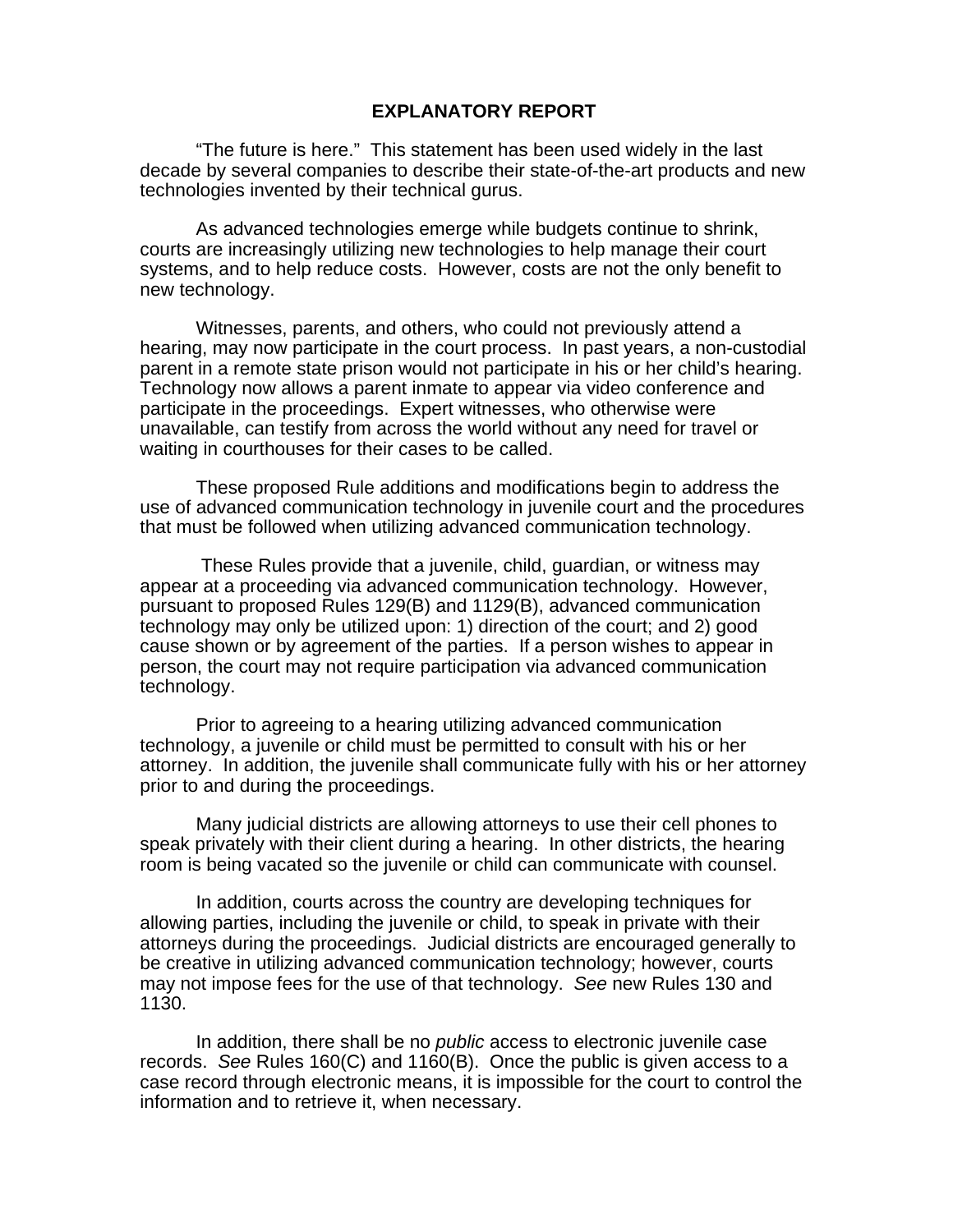# EXPLANATORY REPORT

"The future is here." This statement has been used widely in the last decade by several companies to describe their state-of-the-art products and new technologies invented by their technical gurus.

As advanced technologies emerge while budgets continue to shrink, courts are increasingly utilizing new technologies to help manage their court systems, and to help reduce costs. However, costs are not the only benefit to new technology.

Witnesses, parents, and others, who could not previously attend a hearing, may now participate in the court process. In past years, a non-custodial parent in a remote state prison would not participate in his or her child's hearing. Technology now allows a parent inmate to appear via video conference and participate in the proceedings. Expert witnesses, who otherwise were unavailable, can testify from across the world without any need for travel or waiting in courthouses for their cases to be called.

These proposed Rule additions and modifications begin to address the use of advanced communication technology in juvenile court and the procedures that must be followed when utilizing advanced communication technology.

These Rules provide that a juvenile, child, guardian, or witness may appear at a proceeding via advanced communication technology. However, pursuant to proposed Rules 129(B) and 1129(B), advanced communication technology may only be utilized upon: 1) direction of the court; and 2) good cause shown or by agreement of the parties. If a person wishes to appear in person, the court may not require participation via advanced communication technology.

Prior to agreeing to a hearing utilizing advanced communication technology, a juvenile or child must be permitted to consult with his or her attorney. In addition, the juvenile shall communicate fully with his or her attorney prior to and during the proceedings.

Many judicial districts are allowing attorneys to use their cell phones to speak privately with their client during a hearing. In other districts, the hearing room is being vacated so the juvenile or child can communicate with counsel.

In addition, courts across the country are developing techniques for allowing parties, including the juvenile or child, to speak in private with their attorneys during the proceedings. Judicial districts are encouraged generally to be creative in utilizing advanced communication technology; however, courts may not impose fees for the use of that technology. *See* new Rules 130 and 1130.

In addition, there shall be no *public* access to electronic juvenile case records. *See* Rules 160(C) and 1160(B). Once the public is given access to a case record through electronic means, it is impossible for the court to control the information and to retrieve it, when necessary.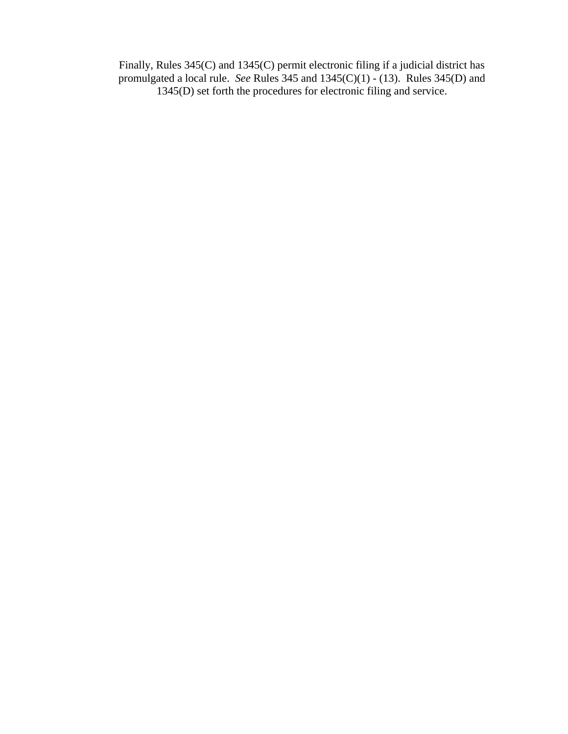Finally, Rules 345(C) and 1345(C) permit electronic filing if a judicial district has promulgated a local rule. *See* Rules 345 and 1345(C)(1) - (13). Rules 345(D) and 1345(D) set forth the procedures for electronic filing and service.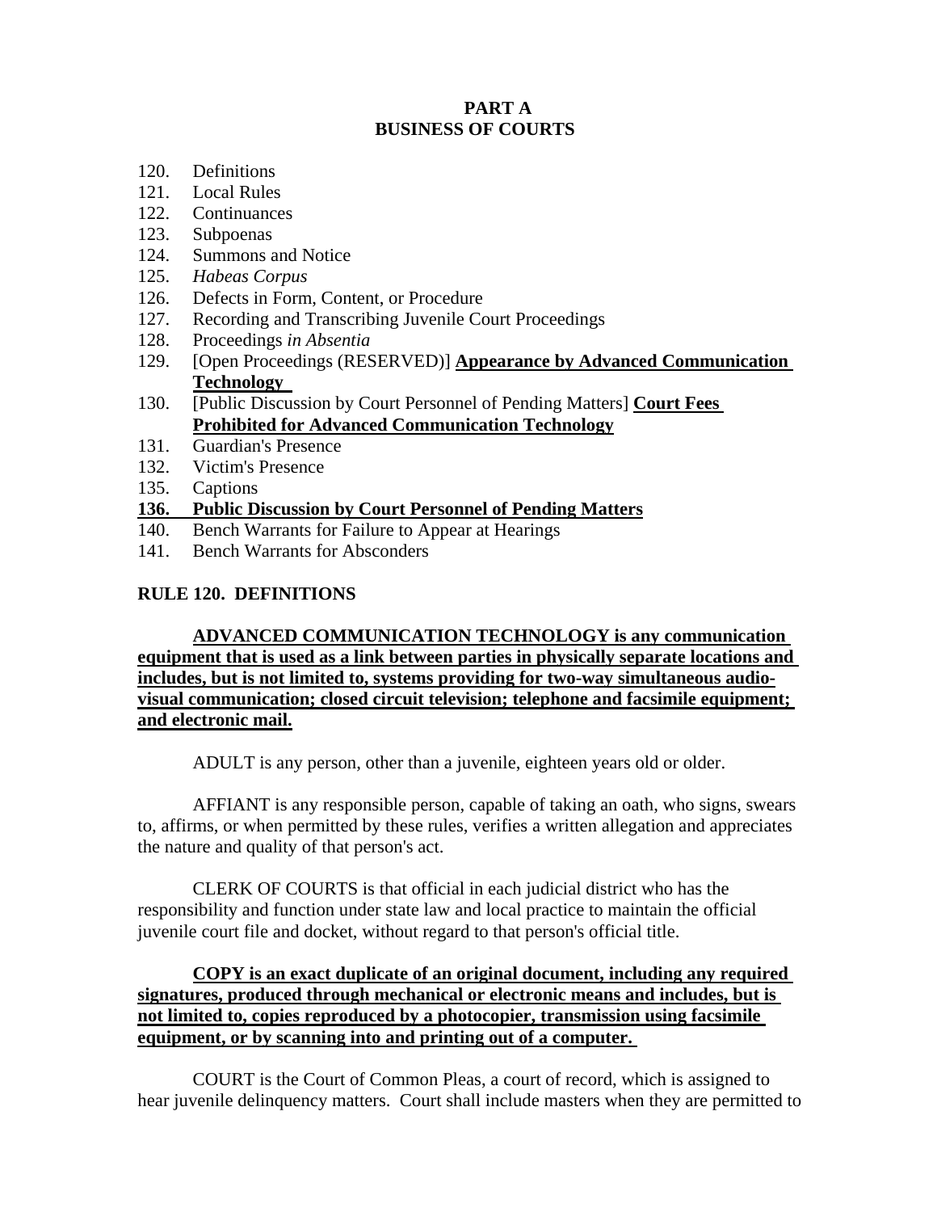## PART A
## BUSINESS OF COURTS

120. Definitions
121. Local Rules
122. Continuances
123. Subpoenas
124. Summons and Notice
125. *Habeas Corpus*
126. Defects in Form, Content, or Procedure
127. Recording and Transcribing Juvenile Court Proceedings
128. Proceedings *in Absentia*
129. [Open Proceedings (RESERVED)] **Appearance by Advanced Communication Technology**
130. [Public Discussion by Court Personnel of Pending Matters] **Court Fees Prohibited for Advanced Communication Technology**
131. Guardian's Presence
132. Victim's Presence
135. Captions
**136. Public Discussion by Court Personnel of Pending Matters**
140. Bench Warrants for Failure to Appear at Hearings
141. Bench Warrants for Absconders

### RULE 120. DEFINITIONS

**ADVANCED COMMUNICATION TECHNOLOGY is any communication equipment that is used as a link between parties in physically separate locations and includes, but is not limited to, systems providing for two-way simultaneous audio-visual communication; closed circuit television; telephone and facsimile equipment; and electronic mail.**

ADULT is any person, other than a juvenile, eighteen years old or older.

AFFIANT is any responsible person, capable of taking an oath, who signs, swears to, affirms, or when permitted by these rules, verifies a written allegation and appreciates the nature and quality of that person's act.

CLERK OF COURTS is that official in each judicial district who has the responsibility and function under state law and local practice to maintain the official juvenile court file and docket, without regard to that person's official title.

**COPY is an exact duplicate of an original document, including any required signatures, produced through mechanical or electronic means and includes, but is not limited to, copies reproduced by a photocopier, transmission using facsimile equipment, or by scanning into and printing out of a computer.**

COURT is the Court of Common Pleas, a court of record, which is assigned to hear juvenile delinquency matters. Court shall include masters when they are permitted to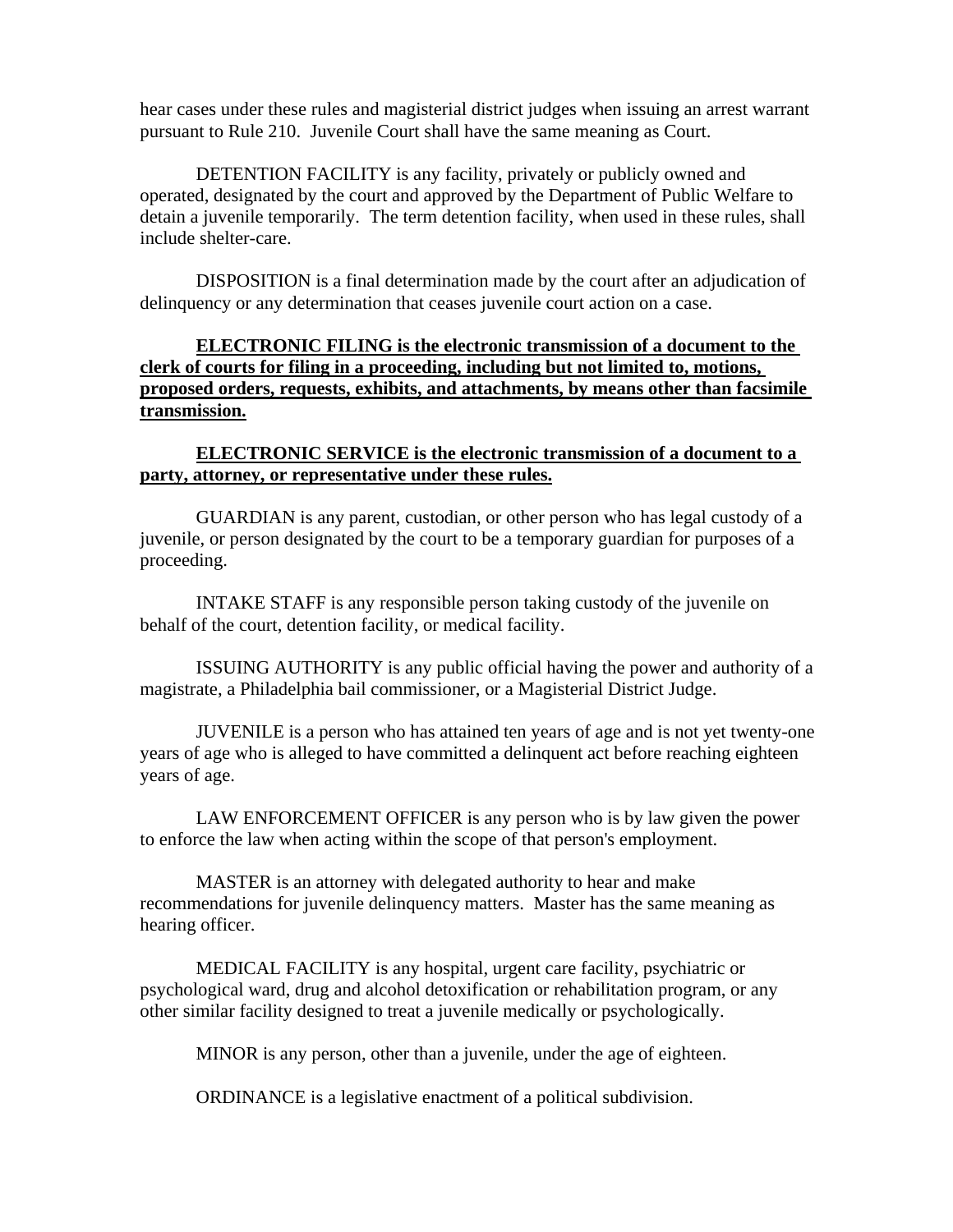hear cases under these rules and magisterial district judges when issuing an arrest warrant pursuant to Rule 210. Juvenile Court shall have the same meaning as Court.

DETENTION FACILITY is any facility, privately or publicly owned and operated, designated by the court and approved by the Department of Public Welfare to detain a juvenile temporarily. The term detention facility, when used in these rules, shall include shelter-care.

DISPOSITION is a final determination made by the court after an adjudication of delinquency or any determination that ceases juvenile court action on a case.

**<u>ELECTRONIC FILING is the electronic transmission of a document to the clerk of courts for filing in a proceeding, including but not limited to, motions, proposed orders, requests, exhibits, and attachments, by means other than facsimile transmission.</u>**

**<u>ELECTRONIC SERVICE is the electronic transmission of a document to a party, attorney, or representative under these rules.</u>**

GUARDIAN is any parent, custodian, or other person who has legal custody of a juvenile, or person designated by the court to be a temporary guardian for purposes of a proceeding.

INTAKE STAFF is any responsible person taking custody of the juvenile on behalf of the court, detention facility, or medical facility.

ISSUING AUTHORITY is any public official having the power and authority of a magistrate, a Philadelphia bail commissioner, or a Magisterial District Judge.

JUVENILE is a person who has attained ten years of age and is not yet twenty-one years of age who is alleged to have committed a delinquent act before reaching eighteen years of age.

LAW ENFORCEMENT OFFICER is any person who is by law given the power to enforce the law when acting within the scope of that person's employment.

MASTER is an attorney with delegated authority to hear and make recommendations for juvenile delinquency matters. Master has the same meaning as hearing officer.

MEDICAL FACILITY is any hospital, urgent care facility, psychiatric or psychological ward, drug and alcohol detoxification or rehabilitation program, or any other similar facility designed to treat a juvenile medically or psychologically.

MINOR is any person, other than a juvenile, under the age of eighteen.

ORDINANCE is a legislative enactment of a political subdivision.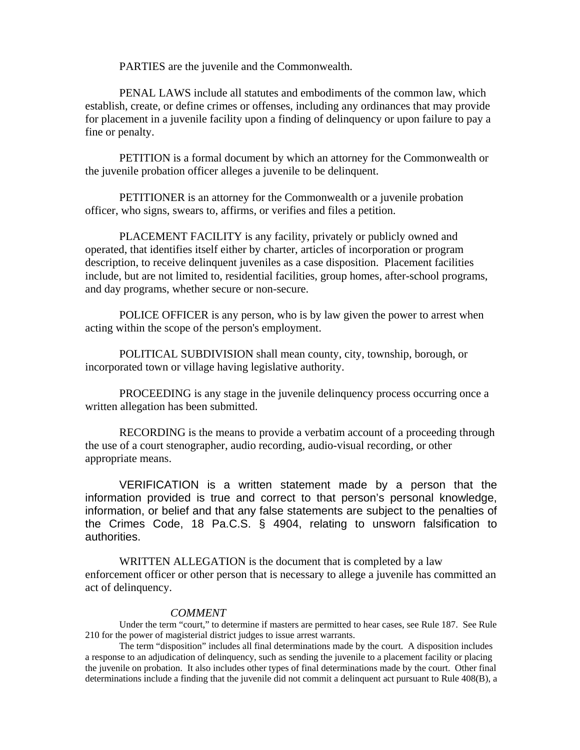PARTIES are the juvenile and the Commonwealth.

PENAL LAWS include all statutes and embodiments of the common law, which establish, create, or define crimes or offenses, including any ordinances that may provide for placement in a juvenile facility upon a finding of delinquency or upon failure to pay a fine or penalty.

PETITION is a formal document by which an attorney for the Commonwealth or the juvenile probation officer alleges a juvenile to be delinquent.

PETITIONER is an attorney for the Commonwealth or a juvenile probation officer, who signs, swears to, affirms, or verifies and files a petition.

PLACEMENT FACILITY is any facility, privately or publicly owned and operated, that identifies itself either by charter, articles of incorporation or program description, to receive delinquent juveniles as a case disposition. Placement facilities include, but are not limited to, residential facilities, group homes, after-school programs, and day programs, whether secure or non-secure.

POLICE OFFICER is any person, who is by law given the power to arrest when acting within the scope of the person's employment.

POLITICAL SUBDIVISION shall mean county, city, township, borough, or incorporated town or village having legislative authority.

PROCEEDING is any stage in the juvenile delinquency process occurring once a written allegation has been submitted.

RECORDING is the means to provide a verbatim account of a proceeding through the use of a court stenographer, audio recording, audio-visual recording, or other appropriate means.

VERIFICATION is a written statement made by a person that the information provided is true and correct to that person's personal knowledge, information, or belief and that any false statements are subject to the penalties of the Crimes Code, 18 Pa.C.S. § 4904, relating to unsworn falsification to authorities.

WRITTEN ALLEGATION is the document that is completed by a law enforcement officer or other person that is necessary to allege a juvenile has committed an act of delinquency.

*COMMENT*

Under the term "court," to determine if masters are permitted to hear cases, see Rule 187. See Rule 210 for the power of magisterial district judges to issue arrest warrants.

The term "disposition" includes all final determinations made by the court. A disposition includes a response to an adjudication of delinquency, such as sending the juvenile to a placement facility or placing the juvenile on probation. It also includes other types of final determinations made by the court. Other final determinations include a finding that the juvenile did not commit a delinquent act pursuant to Rule 408(B), a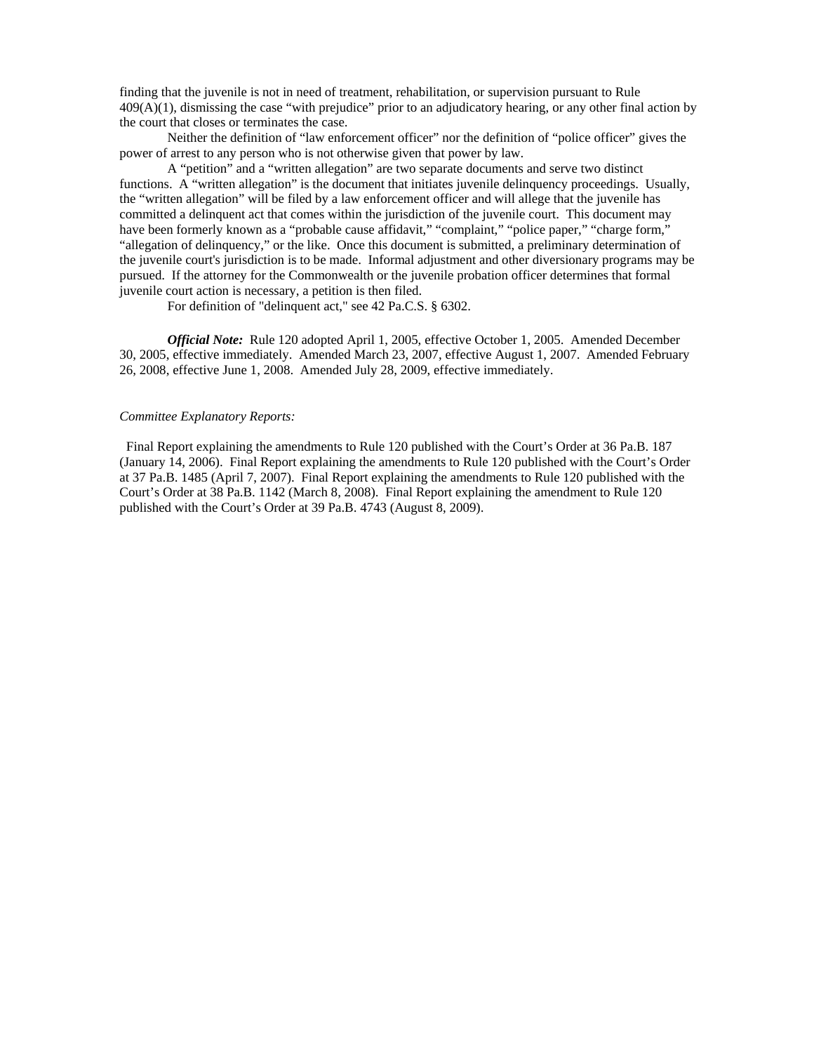finding that the juvenile is not in need of treatment, rehabilitation, or supervision pursuant to Rule 409(A)(1), dismissing the case "with prejudice" prior to an adjudicatory hearing, or any other final action by the court that closes or terminates the case.

Neither the definition of "law enforcement officer" nor the definition of "police officer" gives the power of arrest to any person who is not otherwise given that power by law.

A "petition" and a "written allegation" are two separate documents and serve two distinct functions. A "written allegation" is the document that initiates juvenile delinquency proceedings. Usually, the "written allegation" will be filed by a law enforcement officer and will allege that the juvenile has committed a delinquent act that comes within the jurisdiction of the juvenile court. This document may have been formerly known as a "probable cause affidavit," "complaint," "police paper," "charge form," "allegation of delinquency," or the like. Once this document is submitted, a preliminary determination of the juvenile court's jurisdiction is to be made. Informal adjustment and other diversionary programs may be pursued. If the attorney for the Commonwealth or the juvenile probation officer determines that formal juvenile court action is necessary, a petition is then filed.

For definition of "delinquent act," see 42 Pa.C.S. § 6302.

***Official Note:*** Rule 120 adopted April 1, 2005, effective October 1, 2005. Amended December 30, 2005, effective immediately. Amended March 23, 2007, effective August 1, 2007. Amended February 26, 2008, effective June 1, 2008. Amended July 28, 2009, effective immediately.

*Committee Explanatory Reports:*

Final Report explaining the amendments to Rule 120 published with the Court's Order at 36 Pa.B. 187 (January 14, 2006). Final Report explaining the amendments to Rule 120 published with the Court's Order at 37 Pa.B. 1485 (April 7, 2007). Final Report explaining the amendments to Rule 120 published with the Court's Order at 38 Pa.B. 1142 (March 8, 2008). Final Report explaining the amendment to Rule 120 published with the Court's Order at 39 Pa.B. 4743 (August 8, 2009).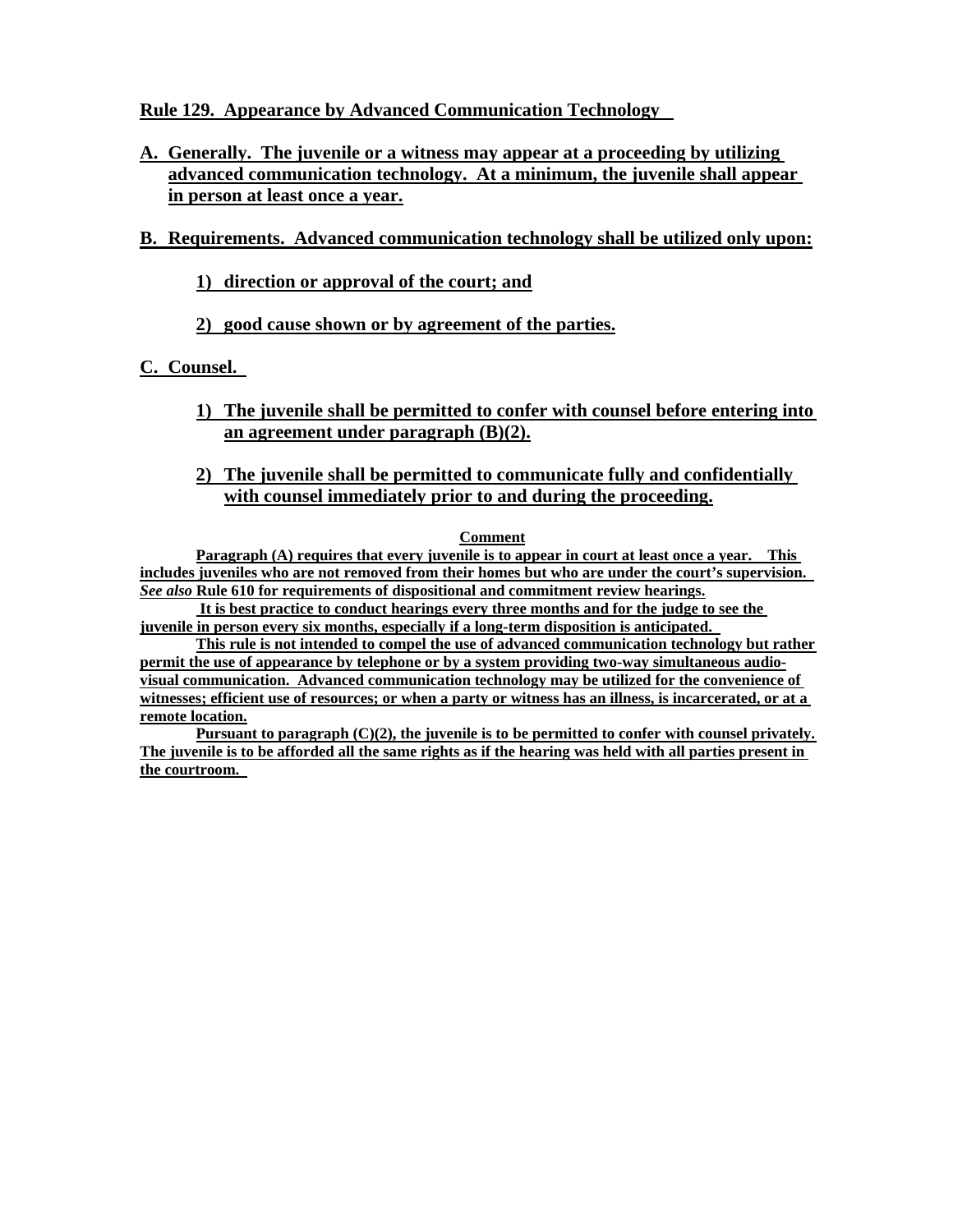**Rule 129. Appearance by Advanced Communication Technology**

**A. Generally. The juvenile or a witness may appear at a proceeding by utilizing advanced communication technology. At a minimum, the juvenile shall appear in person at least once a year.**

**B. Requirements. Advanced communication technology shall be utilized only upon:**

**1) direction or approval of the court; and**

**2) good cause shown or by agreement of the parties.**

**C. Counsel.**

**1) The juvenile shall be permitted to confer with counsel before entering into an agreement under paragraph (B)(2).**

**2) The juvenile shall be permitted to communicate fully and confidentially with counsel immediately prior to and during the proceeding.**

**Comment**

**Paragraph (A) requires that every juvenile is to appear in court at least once a year. This includes juveniles who are not removed from their homes but who are under the court's supervision.** ***See also*** **Rule 610 for requirements of dispositional and commitment review hearings.**

**It is best practice to conduct hearings every three months and for the judge to see the juvenile in person every six months, especially if a long-term disposition is anticipated.**

**This rule is not intended to compel the use of advanced communication technology but rather permit the use of appearance by telephone or by a system providing two-way simultaneous audio-visual communication. Advanced communication technology may be utilized for the convenience of witnesses; efficient use of resources; or when a party or witness has an illness, is incarcerated, or at a remote location.**

**Pursuant to paragraph (C)(2), the juvenile is to be permitted to confer with counsel privately. The juvenile is to be afforded all the same rights as if the hearing was held with all parties present in the courtroom.**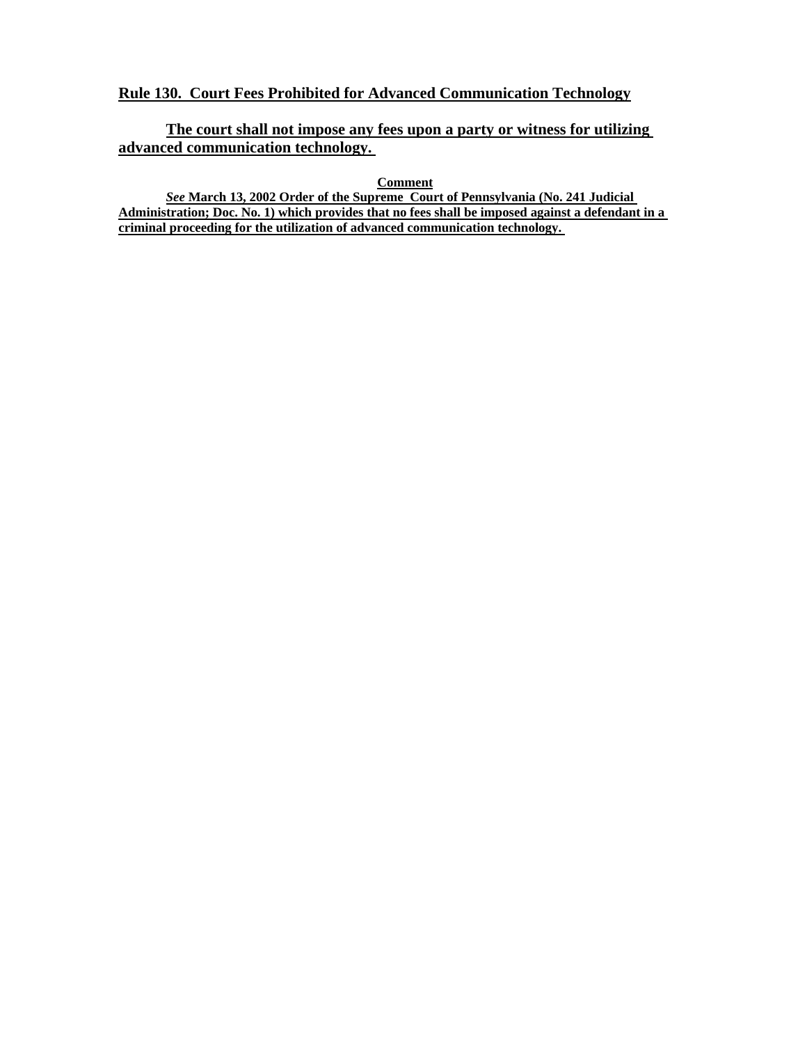## Rule 130. Court Fees Prohibited for Advanced Communication Technology

**The court shall not impose any fees upon a party or witness for utilizing advanced communication technology.**

**Comment**

***See*** **March 13, 2002 Order of the Supreme Court of Pennsylvania (No. 241 Judicial Administration; Doc. No. 1) which provides that no fees shall be imposed against a defendant in a criminal proceeding for the utilization of advanced communication technology.**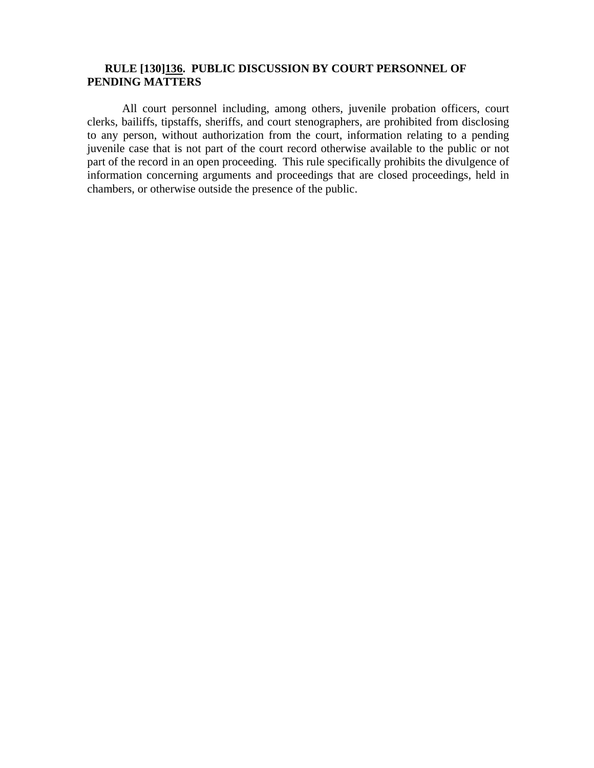**RULE [130]<u>136</u>. PUBLIC DISCUSSION BY COURT PERSONNEL OF PENDING MATTERS**

All court personnel including, among others, juvenile probation officers, court clerks, bailiffs, tipstaffs, sheriffs, and court stenographers, are prohibited from disclosing to any person, without authorization from the court, information relating to a pending juvenile case that is not part of the court record otherwise available to the public or not part of the record in an open proceeding. This rule specifically prohibits the divulgence of information concerning arguments and proceedings that are closed proceedings, held in chambers, or otherwise outside the presence of the public.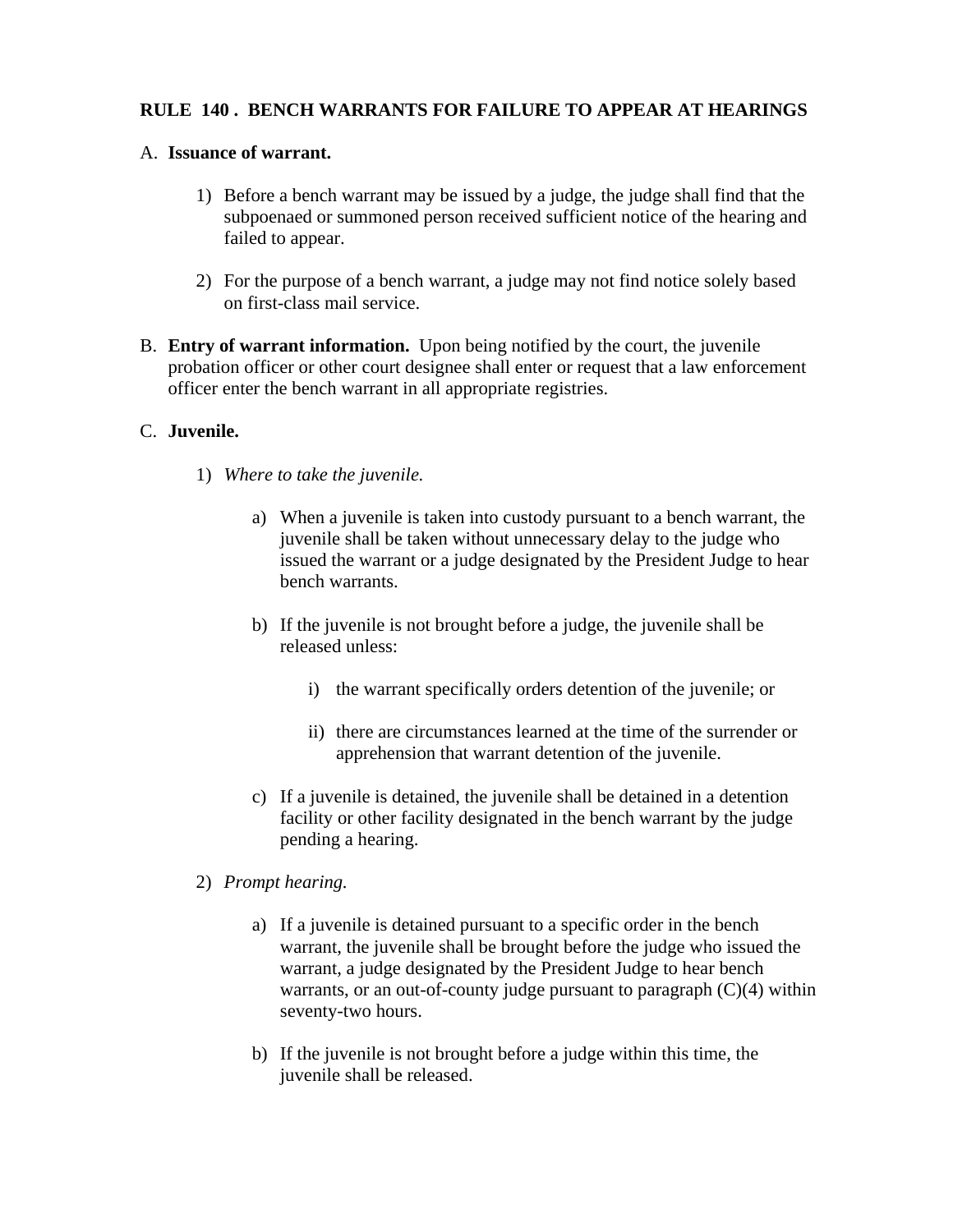**RULE 140 . BENCH WARRANTS FOR FAILURE TO APPEAR AT HEARINGS**

A. **Issuance of warrant.**

1) Before a bench warrant may be issued by a judge, the judge shall find that the subpoenaed or summoned person received sufficient notice of the hearing and failed to appear.

2) For the purpose of a bench warrant, a judge may not find notice solely based on first-class mail service.

B. **Entry of warrant information.** Upon being notified by the court, the juvenile probation officer or other court designee shall enter or request that a law enforcement officer enter the bench warrant in all appropriate registries.

C. **Juvenile.**

1) *Where to take the juvenile.*

a) When a juvenile is taken into custody pursuant to a bench warrant, the juvenile shall be taken without unnecessary delay to the judge who issued the warrant or a judge designated by the President Judge to hear bench warrants.

b) If the juvenile is not brought before a judge, the juvenile shall be released unless:

i) the warrant specifically orders detention of the juvenile; or

ii) there are circumstances learned at the time of the surrender or apprehension that warrant detention of the juvenile.

c) If a juvenile is detained, the juvenile shall be detained in a detention facility or other facility designated in the bench warrant by the judge pending a hearing.

2) *Prompt hearing.*

a) If a juvenile is detained pursuant to a specific order in the bench warrant, the juvenile shall be brought before the judge who issued the warrant, a judge designated by the President Judge to hear bench warrants, or an out-of-county judge pursuant to paragraph (C)(4) within seventy-two hours.

b) If the juvenile is not brought before a judge within this time, the juvenile shall be released.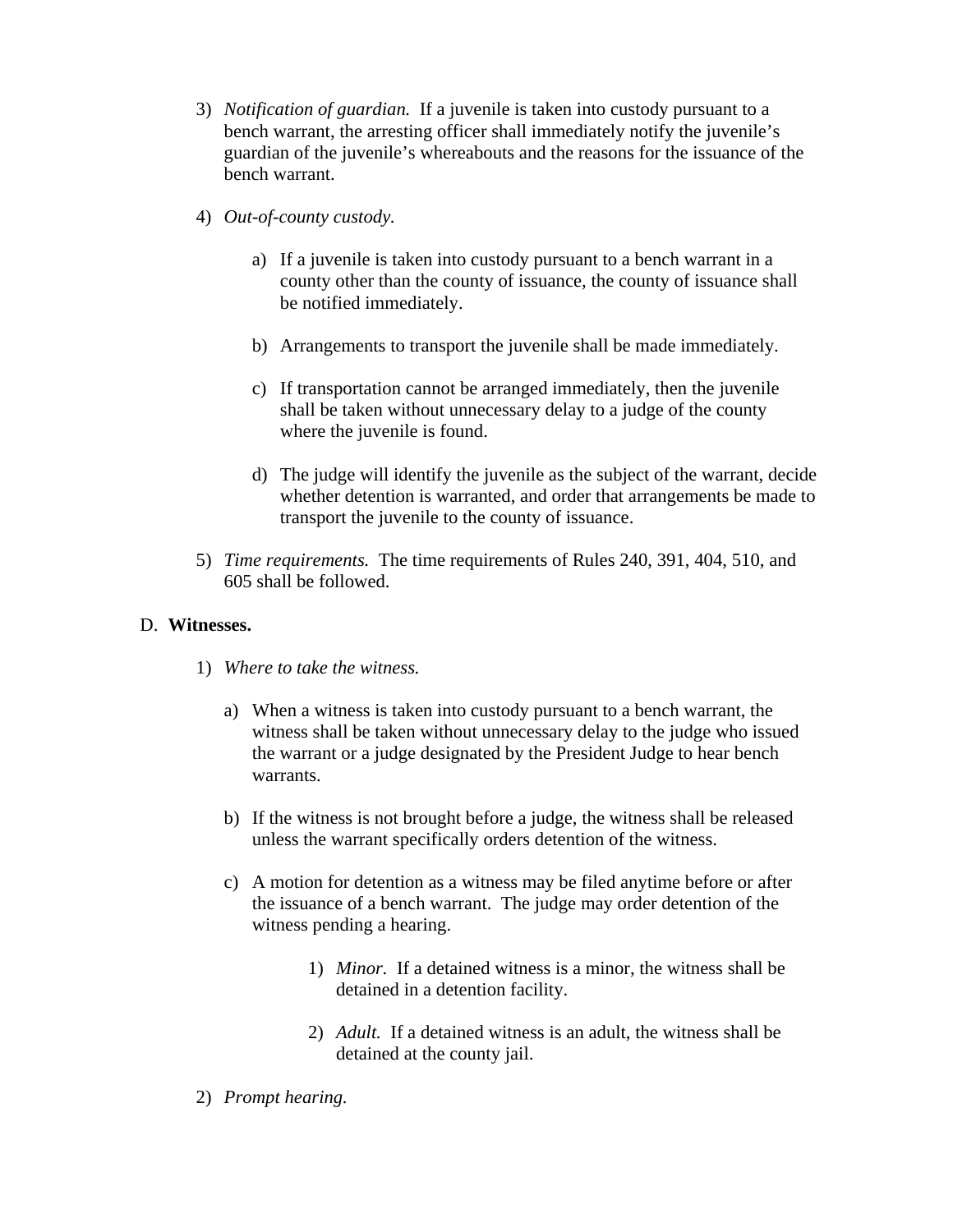3) *Notification of guardian.* If a juvenile is taken into custody pursuant to a bench warrant, the arresting officer shall immediately notify the juvenile's guardian of the juvenile's whereabouts and the reasons for the issuance of the bench warrant.

4) *Out-of-county custody.*

   a) If a juvenile is taken into custody pursuant to a bench warrant in a county other than the county of issuance, the county of issuance shall be notified immediately.

   b) Arrangements to transport the juvenile shall be made immediately.

   c) If transportation cannot be arranged immediately, then the juvenile shall be taken without unnecessary delay to a judge of the county where the juvenile is found.

   d) The judge will identify the juvenile as the subject of the warrant, decide whether detention is warranted, and order that arrangements be made to transport the juvenile to the county of issuance.

5) *Time requirements.* The time requirements of Rules 240, 391, 404, 510, and 605 shall be followed.

D. **Witnesses.**

1) *Where to take the witness.*

   a) When a witness is taken into custody pursuant to a bench warrant, the witness shall be taken without unnecessary delay to the judge who issued the warrant or a judge designated by the President Judge to hear bench warrants.

   b) If the witness is not brought before a judge, the witness shall be released unless the warrant specifically orders detention of the witness.

   c) A motion for detention as a witness may be filed anytime before or after the issuance of a bench warrant. The judge may order detention of the witness pending a hearing.

      1) *Minor.* If a detained witness is a minor, the witness shall be detained in a detention facility.

      2) *Adult.* If a detained witness is an adult, the witness shall be detained at the county jail.

2) *Prompt hearing.*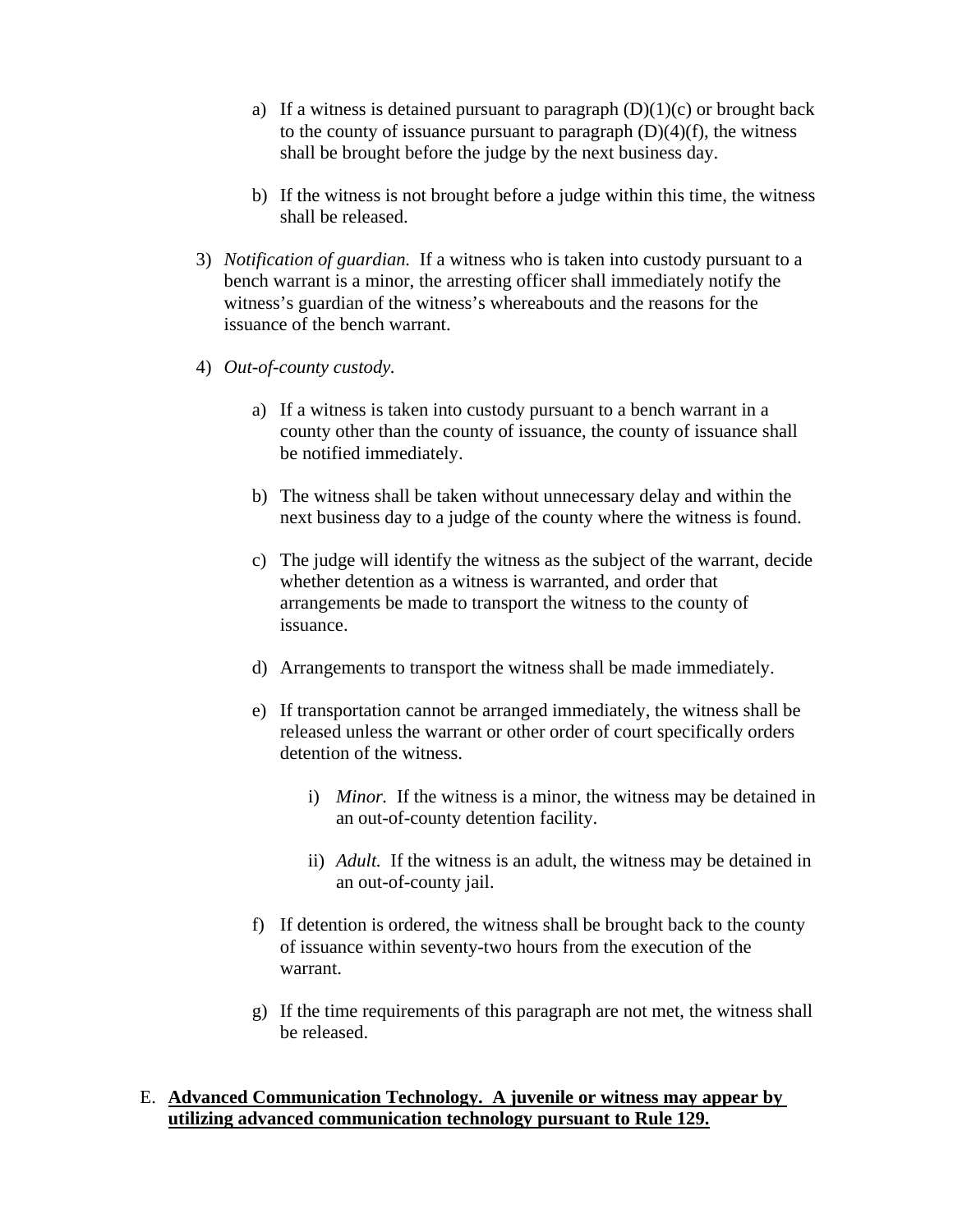a) If a witness is detained pursuant to paragraph (D)(1)(c) or brought back to the county of issuance pursuant to paragraph (D)(4)(f), the witness shall be brought before the judge by the next business day.

b) If the witness is not brought before a judge within this time, the witness shall be released.

3) *Notification of guardian.* If a witness who is taken into custody pursuant to a bench warrant is a minor, the arresting officer shall immediately notify the witness's guardian of the witness's whereabouts and the reasons for the issuance of the bench warrant.

4) *Out-of-county custody.*

a) If a witness is taken into custody pursuant to a bench warrant in a county other than the county of issuance, the county of issuance shall be notified immediately.

b) The witness shall be taken without unnecessary delay and within the next business day to a judge of the county where the witness is found.

c) The judge will identify the witness as the subject of the warrant, decide whether detention as a witness is warranted, and order that arrangements be made to transport the witness to the county of issuance.

d) Arrangements to transport the witness shall be made immediately.

e) If transportation cannot be arranged immediately, the witness shall be released unless the warrant or other order of court specifically orders detention of the witness.

i) *Minor.* If the witness is a minor, the witness may be detained in an out-of-county detention facility.

ii) *Adult.* If the witness is an adult, the witness may be detained in an out-of-county jail.

f) If detention is ordered, the witness shall be brought back to the county of issuance within seventy-two hours from the execution of the warrant.

g) If the time requirements of this paragraph are not met, the witness shall be released.

E. **<u>Advanced Communication Technology. A juvenile or witness may appear by utilizing advanced communication technology pursuant to Rule 129.</u>**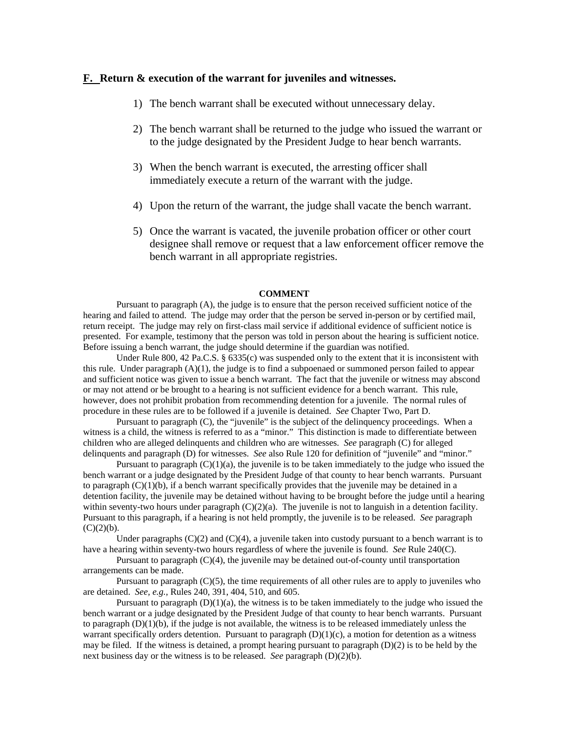**F. Return & execution of the warrant for juveniles and witnesses.**

1) The bench warrant shall be executed without unnecessary delay.

2) The bench warrant shall be returned to the judge who issued the warrant or to the judge designated by the President Judge to hear bench warrants.

3) When the bench warrant is executed, the arresting officer shall immediately execute a return of the warrant with the judge.

4) Upon the return of the warrant, the judge shall vacate the bench warrant.

5) Once the warrant is vacated, the juvenile probation officer or other court designee shall remove or request that a law enforcement officer remove the bench warrant in all appropriate registries.

**COMMENT**

Pursuant to paragraph (A), the judge is to ensure that the person received sufficient notice of the hearing and failed to attend. The judge may order that the person be served in-person or by certified mail, return receipt. The judge may rely on first-class mail service if additional evidence of sufficient notice is presented. For example, testimony that the person was told in person about the hearing is sufficient notice. Before issuing a bench warrant, the judge should determine if the guardian was notified.

Under Rule 800, 42 Pa.C.S. § 6335(c) was suspended only to the extent that it is inconsistent with this rule. Under paragraph (A)(1), the judge is to find a subpoenaed or summoned person failed to appear and sufficient notice was given to issue a bench warrant. The fact that the juvenile or witness may abscond or may not attend or be brought to a hearing is not sufficient evidence for a bench warrant. This rule, however, does not prohibit probation from recommending detention for a juvenile. The normal rules of procedure in these rules are to be followed if a juvenile is detained. *See* Chapter Two, Part D.

Pursuant to paragraph (C), the "juvenile" is the subject of the delinquency proceedings. When a witness is a child, the witness is referred to as a "minor." This distinction is made to differentiate between children who are alleged delinquents and children who are witnesses. *See* paragraph (C) for alleged delinquents and paragraph (D) for witnesses. *See* also Rule 120 for definition of "juvenile" and "minor."

Pursuant to paragraph (C)(1)(a), the juvenile is to be taken immediately to the judge who issued the bench warrant or a judge designated by the President Judge of that county to hear bench warrants. Pursuant to paragraph (C)(1)(b), if a bench warrant specifically provides that the juvenile may be detained in a detention facility, the juvenile may be detained without having to be brought before the judge until a hearing within seventy-two hours under paragraph (C)(2)(a). The juvenile is not to languish in a detention facility. Pursuant to this paragraph, if a hearing is not held promptly, the juvenile is to be released. *See* paragraph (C)(2)(b).

Under paragraphs (C)(2) and (C)(4), a juvenile taken into custody pursuant to a bench warrant is to have a hearing within seventy-two hours regardless of where the juvenile is found. *See* Rule 240(C).

Pursuant to paragraph (C)(4), the juvenile may be detained out-of-county until transportation arrangements can be made.

Pursuant to paragraph (C)(5), the time requirements of all other rules are to apply to juveniles who are detained. *See, e.g.,* Rules 240, 391, 404, 510, and 605.

Pursuant to paragraph (D)(1)(a), the witness is to be taken immediately to the judge who issued the bench warrant or a judge designated by the President Judge of that county to hear bench warrants. Pursuant to paragraph (D)(1)(b), if the judge is not available, the witness is to be released immediately unless the warrant specifically orders detention. Pursuant to paragraph (D)(1)(c), a motion for detention as a witness may be filed. If the witness is detained, a prompt hearing pursuant to paragraph (D)(2) is to be held by the next business day or the witness is to be released. *See* paragraph (D)(2)(b).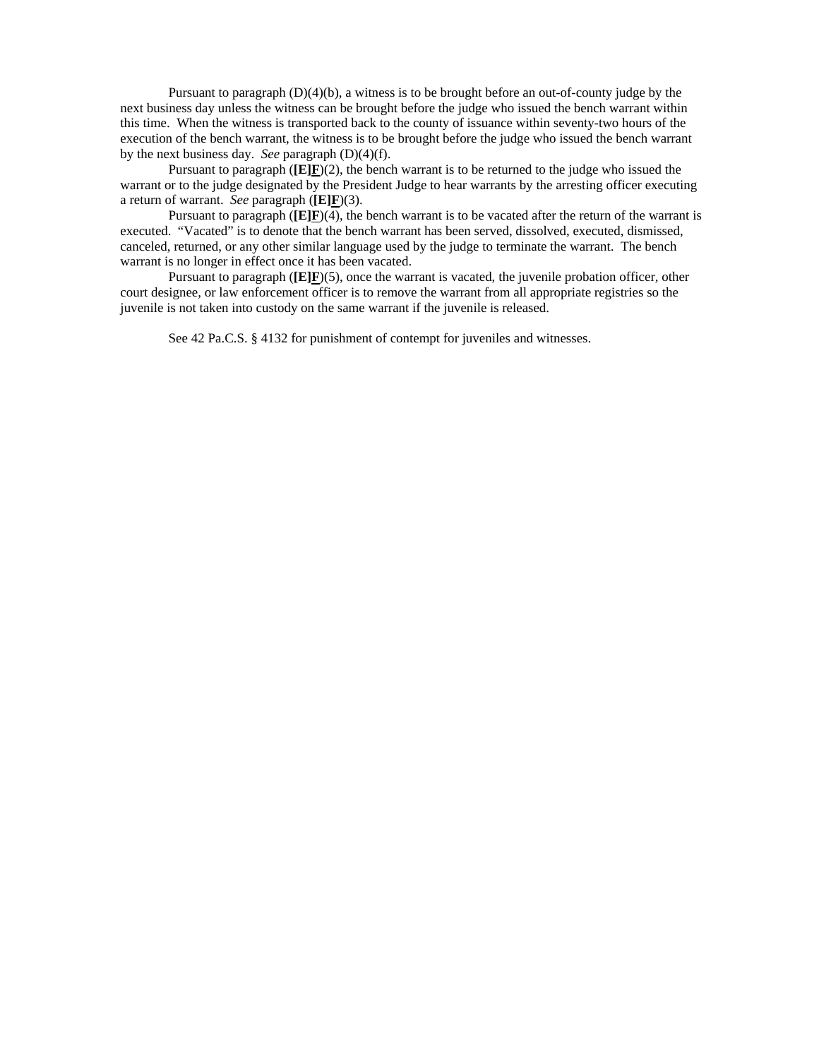Pursuant to paragraph (D)(4)(b), a witness is to be brought before an out-of-county judge by the next business day unless the witness can be brought before the judge who issued the bench warrant within this time. When the witness is transported back to the county of issuance within seventy-two hours of the execution of the bench warrant, the witness is to be brought before the judge who issued the bench warrant by the next business day. *See* paragraph (D)(4)(f).

Pursuant to paragraph (**[E]**<u>**F**</u>)(2), the bench warrant is to be returned to the judge who issued the warrant or to the judge designated by the President Judge to hear warrants by the arresting officer executing a return of warrant. *See* paragraph (**[E]**<u>**F**</u>)(3).

Pursuant to paragraph (**[E]**<u>**F**</u>)(4), the bench warrant is to be vacated after the return of the warrant is executed. "Vacated" is to denote that the bench warrant has been served, dissolved, executed, dismissed, canceled, returned, or any other similar language used by the judge to terminate the warrant. The bench warrant is no longer in effect once it has been vacated.

Pursuant to paragraph (**[E]**<u>**F**</u>)(5), once the warrant is vacated, the juvenile probation officer, other court designee, or law enforcement officer is to remove the warrant from all appropriate registries so the juvenile is not taken into custody on the same warrant if the juvenile is released.

See 42 Pa.C.S. § 4132 for punishment of contempt for juveniles and witnesses.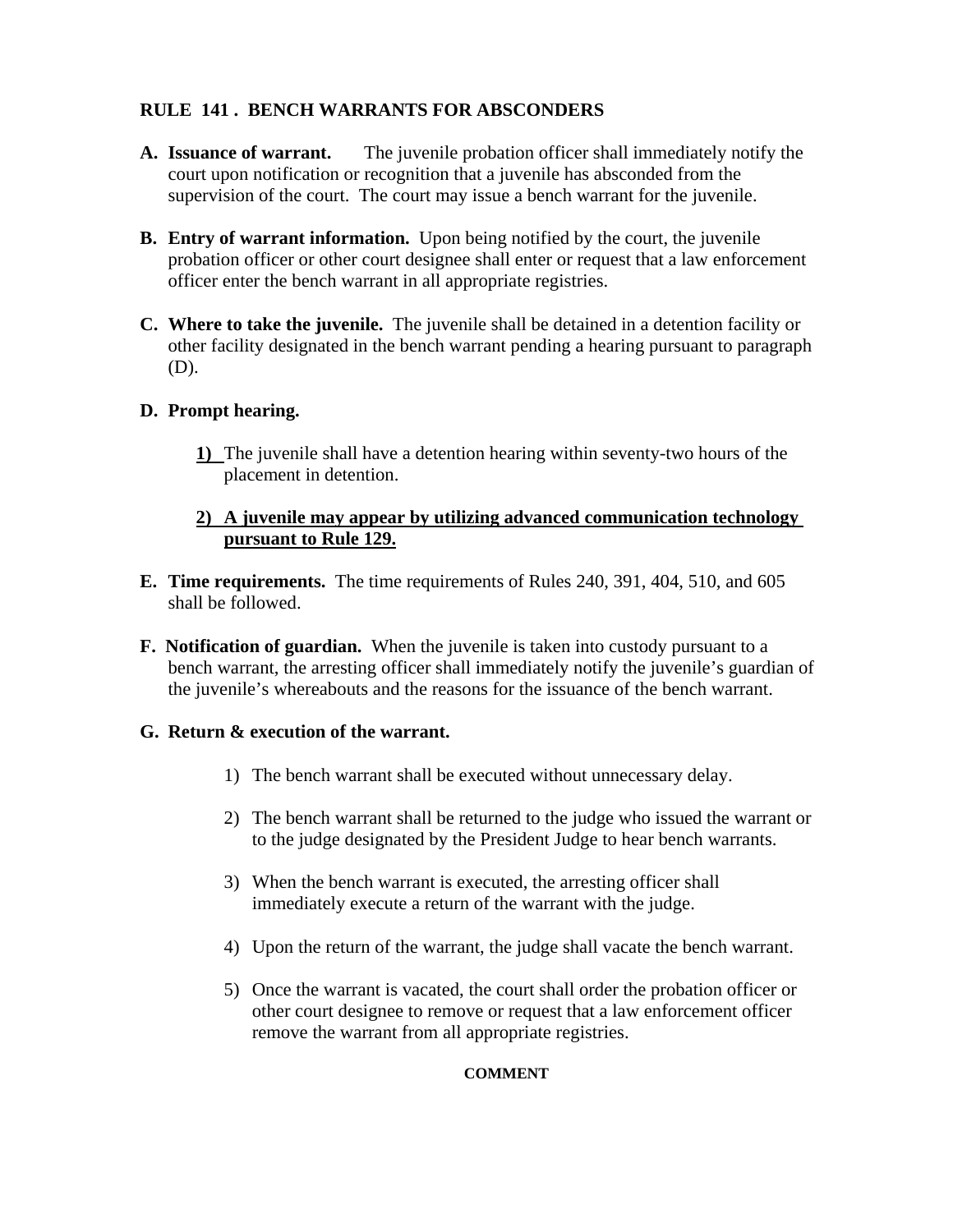## RULE 141 . BENCH WARRANTS FOR ABSCONDERS

**A. Issuance of warrant.** The juvenile probation officer shall immediately notify the court upon notification or recognition that a juvenile has absconded from the supervision of the court. The court may issue a bench warrant for the juvenile.

**B. Entry of warrant information.** Upon being notified by the court, the juvenile probation officer or other court designee shall enter or request that a law enforcement officer enter the bench warrant in all appropriate registries.

**C. Where to take the juvenile.** The juvenile shall be detained in a detention facility or other facility designated in the bench warrant pending a hearing pursuant to paragraph (D).

**D. Prompt hearing.**

<u>**1)**</u> The juvenile shall have a detention hearing within seventy-two hours of the placement in detention.

<u>**2) A juvenile may appear by utilizing advanced communication technology pursuant to Rule 129.**</u>

**E. Time requirements.** The time requirements of Rules 240, 391, 404, 510, and 605 shall be followed.

**F. Notification of guardian.** When the juvenile is taken into custody pursuant to a bench warrant, the arresting officer shall immediately notify the juvenile's guardian of the juvenile's whereabouts and the reasons for the issuance of the bench warrant.

**G. Return & execution of the warrant.**

1) The bench warrant shall be executed without unnecessary delay.
2) The bench warrant shall be returned to the judge who issued the warrant or to the judge designated by the President Judge to hear bench warrants.
3) When the bench warrant is executed, the arresting officer shall immediately execute a return of the warrant with the judge.
4) Upon the return of the warrant, the judge shall vacate the bench warrant.
5) Once the warrant is vacated, the court shall order the probation officer or other court designee to remove or request that a law enforcement officer remove the warrant from all appropriate registries.

**COMMENT**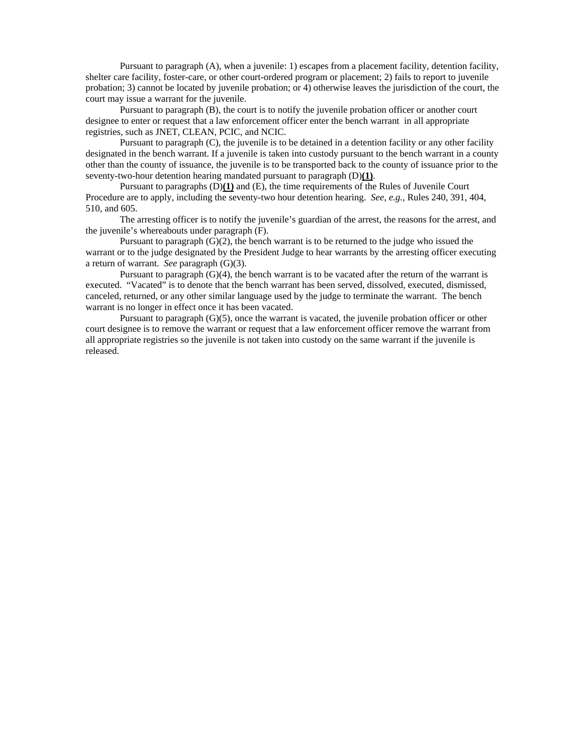Pursuant to paragraph (A), when a juvenile: 1) escapes from a placement facility, detention facility, shelter care facility, foster-care, or other court-ordered program or placement; 2) fails to report to juvenile probation; 3) cannot be located by juvenile probation; or 4) otherwise leaves the jurisdiction of the court, the court may issue a warrant for the juvenile.

Pursuant to paragraph (B), the court is to notify the juvenile probation officer or another court designee to enter or request that a law enforcement officer enter the bench warrant in all appropriate registries, such as JNET, CLEAN, PCIC, and NCIC.

Pursuant to paragraph (C), the juvenile is to be detained in a detention facility or any other facility designated in the bench warrant. If a juvenile is taken into custody pursuant to the bench warrant in a county other than the county of issuance, the juvenile is to be transported back to the county of issuance prior to the seventy-two-hour detention hearing mandated pursuant to paragraph (D)**(1)**.

Pursuant to paragraphs (D)**(1)** and (E), the time requirements of the Rules of Juvenile Court Procedure are to apply, including the seventy-two hour detention hearing. *See, e.g.,* Rules 240, 391, 404, 510, and 605.

The arresting officer is to notify the juvenile's guardian of the arrest, the reasons for the arrest, and the juvenile's whereabouts under paragraph (F).

Pursuant to paragraph (G)(2), the bench warrant is to be returned to the judge who issued the warrant or to the judge designated by the President Judge to hear warrants by the arresting officer executing a return of warrant. *See* paragraph (G)(3).

Pursuant to paragraph (G)(4), the bench warrant is to be vacated after the return of the warrant is executed. "Vacated" is to denote that the bench warrant has been served, dissolved, executed, dismissed, canceled, returned, or any other similar language used by the judge to terminate the warrant. The bench warrant is no longer in effect once it has been vacated.

Pursuant to paragraph (G)(5), once the warrant is vacated, the juvenile probation officer or other court designee is to remove the warrant or request that a law enforcement officer remove the warrant from all appropriate registries so the juvenile is not taken into custody on the same warrant if the juvenile is released.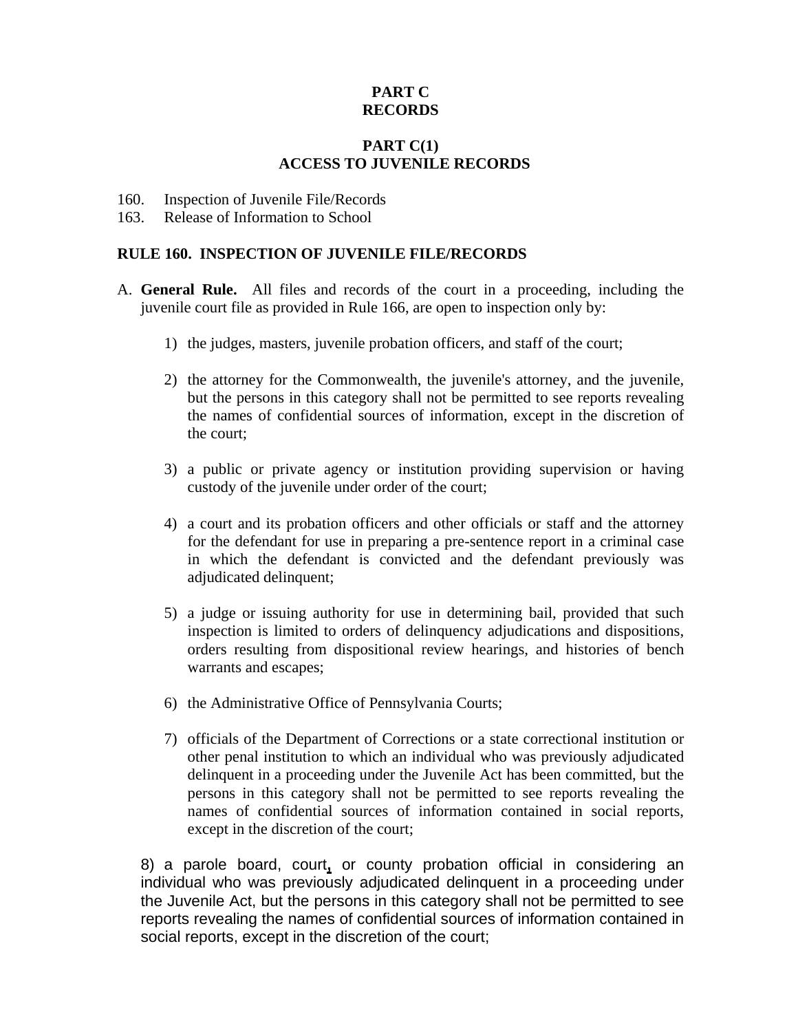# PART C
# RECORDS

## PART C(1)
## ACCESS TO JUVENILE RECORDS

160. Inspection of Juvenile File/Records
163. Release of Information to School

### RULE 160. INSPECTION OF JUVENILE FILE/RECORDS

A. **General Rule.** All files and records of the court in a proceeding, including the juvenile court file as provided in Rule 166, are open to inspection only by:

1) the judges, masters, juvenile probation officers, and staff of the court;

2) the attorney for the Commonwealth, the juvenile's attorney, and the juvenile, but the persons in this category shall not be permitted to see reports revealing the names of confidential sources of information, except in the discretion of the court;

3) a public or private agency or institution providing supervision or having custody of the juvenile under order of the court;

4) a court and its probation officers and other officials or staff and the attorney for the defendant for use in preparing a pre-sentence report in a criminal case in which the defendant is convicted and the defendant previously was adjudicated delinquent;

5) a judge or issuing authority for use in determining bail, provided that such inspection is limited to orders of delinquency adjudications and dispositions, orders resulting from dispositional review hearings, and histories of bench warrants and escapes;

6) the Administrative Office of Pennsylvania Courts;

7) officials of the Department of Corrections or a state correctional institution or other penal institution to which an individual who was previously adjudicated delinquent in a proceeding under the Juvenile Act has been committed, but the persons in this category shall not be permitted to see reports revealing the names of confidential sources of information contained in social reports, except in the discretion of the court;

8) a parole board, court, or county probation official in considering an individual who was previously adjudicated delinquent in a proceeding under the Juvenile Act, but the persons in this category shall not be permitted to see reports revealing the names of confidential sources of information contained in social reports, except in the discretion of the court;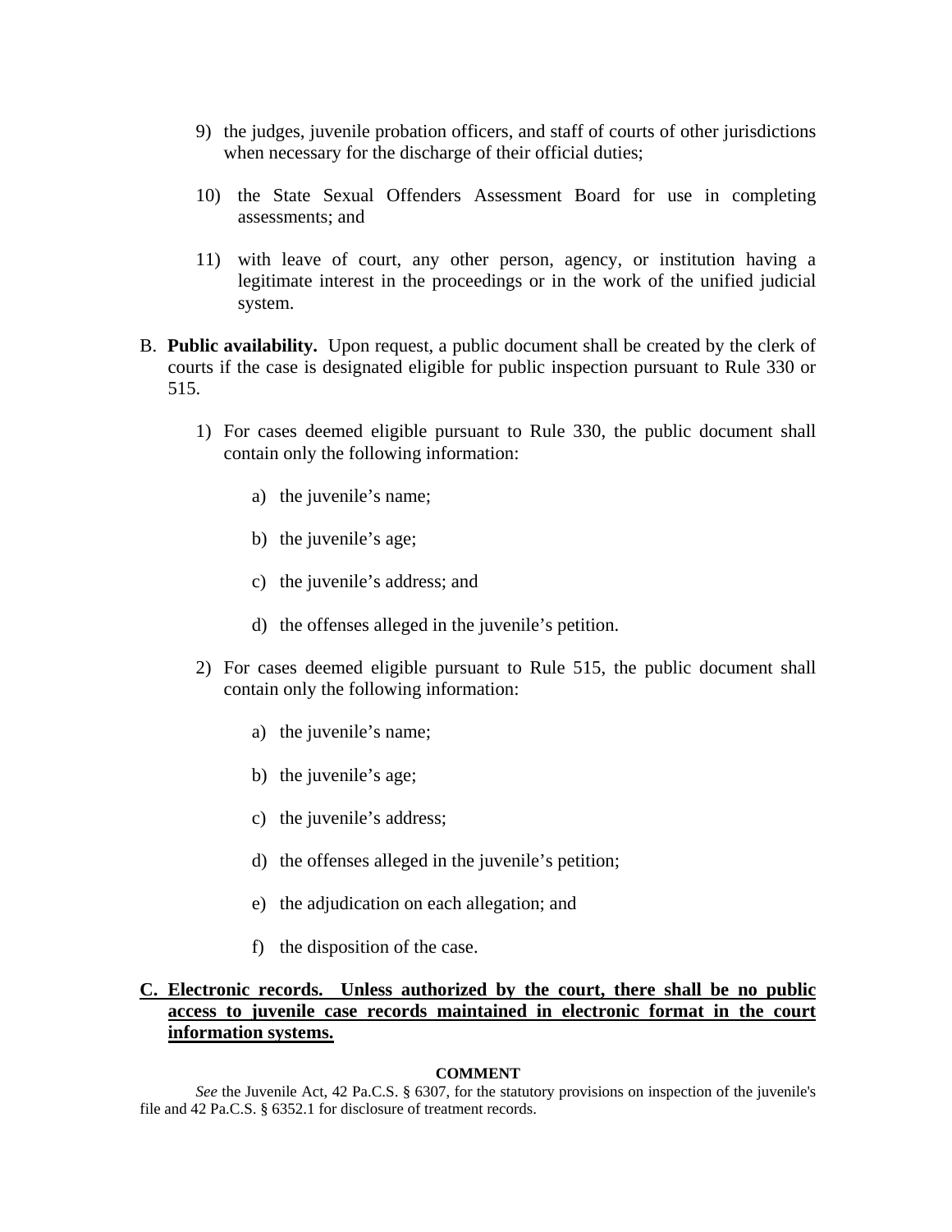9) the judges, juvenile probation officers, and staff of courts of other jurisdictions when necessary for the discharge of their official duties;

10) the State Sexual Offenders Assessment Board for use in completing assessments; and

11) with leave of court, any other person, agency, or institution having a legitimate interest in the proceedings or in the work of the unified judicial system.

B. **Public availability.** Upon request, a public document shall be created by the clerk of courts if the case is designated eligible for public inspection pursuant to Rule 330 or 515.

1) For cases deemed eligible pursuant to Rule 330, the public document shall contain only the following information:

a) the juvenile's name;

b) the juvenile's age;

c) the juvenile's address; and

d) the offenses alleged in the juvenile's petition.

2) For cases deemed eligible pursuant to Rule 515, the public document shall contain only the following information:

a) the juvenile's name;

b) the juvenile's age;

c) the juvenile's address;

d) the offenses alleged in the juvenile's petition;

e) the adjudication on each allegation; and

f) the disposition of the case.

**<u>C. Electronic records. Unless authorized by the court, there shall be no public access to juvenile case records maintained in electronic format in the court information systems.</u>**

**COMMENT**

*See* the Juvenile Act, 42 Pa.C.S. § 6307, for the statutory provisions on inspection of the juvenile's file and 42 Pa.C.S. § 6352.1 for disclosure of treatment records.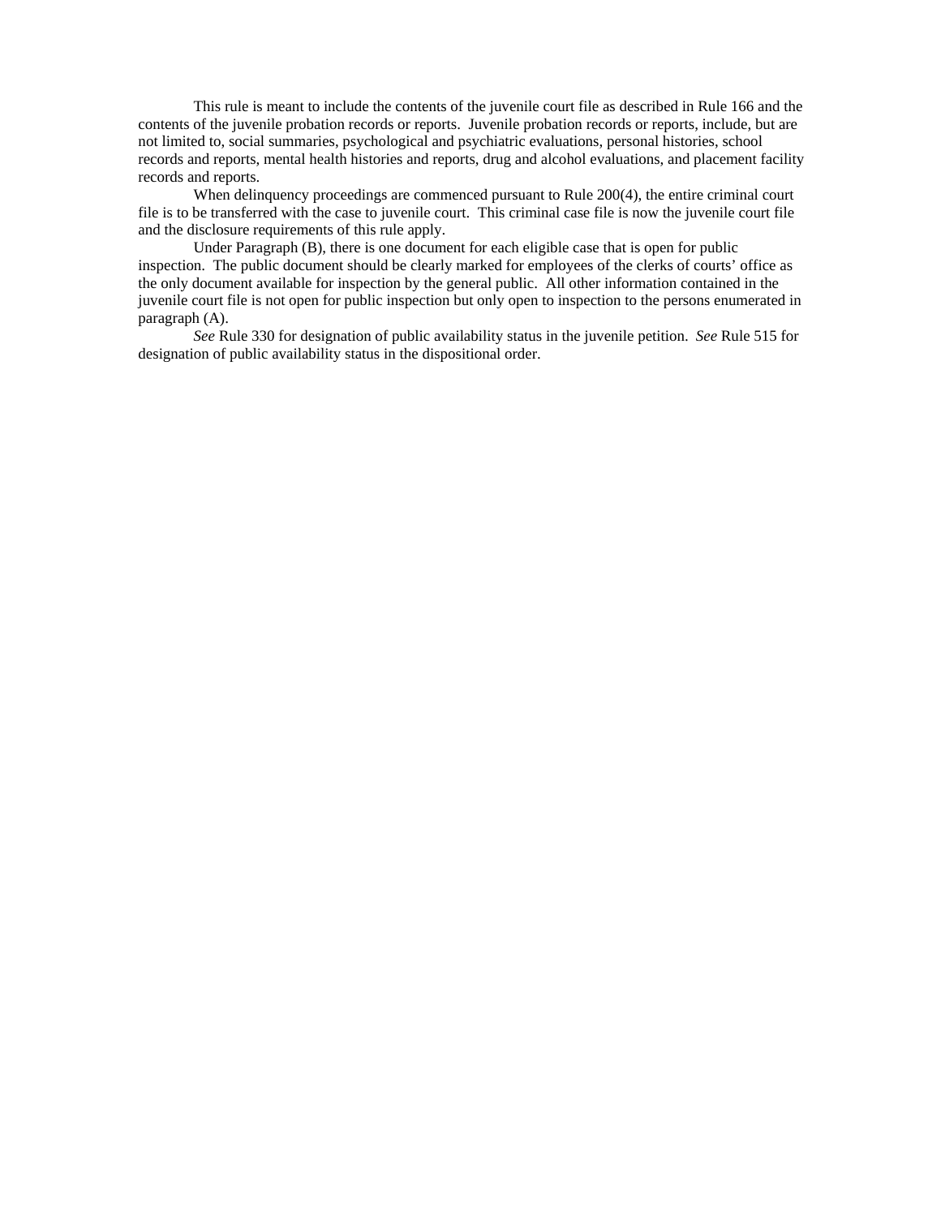This rule is meant to include the contents of the juvenile court file as described in Rule 166 and the contents of the juvenile probation records or reports. Juvenile probation records or reports, include, but are not limited to, social summaries, psychological and psychiatric evaluations, personal histories, school records and reports, mental health histories and reports, drug and alcohol evaluations, and placement facility records and reports.

When delinquency proceedings are commenced pursuant to Rule 200(4), the entire criminal court file is to be transferred with the case to juvenile court. This criminal case file is now the juvenile court file and the disclosure requirements of this rule apply.

Under Paragraph (B), there is one document for each eligible case that is open for public inspection. The public document should be clearly marked for employees of the clerks of courts' office as the only document available for inspection by the general public. All other information contained in the juvenile court file is not open for public inspection but only open to inspection to the persons enumerated in paragraph (A).

*See* Rule 330 for designation of public availability status in the juvenile petition. *See* Rule 515 for designation of public availability status in the dispositional order.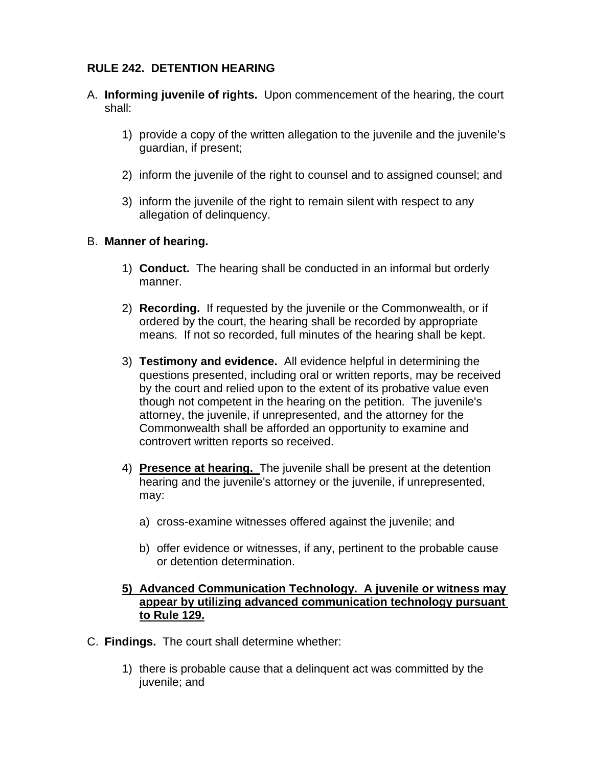## RULE 242. DETENTION HEARING

A. **Informing juvenile of rights.** Upon commencement of the hearing, the court shall:

   1) provide a copy of the written allegation to the juvenile and the juvenile's guardian, if present;

   2) inform the juvenile of the right to counsel and to assigned counsel; and

   3) inform the juvenile of the right to remain silent with respect to any allegation of delinquency.

B. **Manner of hearing.**

   1) **Conduct.** The hearing shall be conducted in an informal but orderly manner.

   2) **Recording.** If requested by the juvenile or the Commonwealth, or if ordered by the court, the hearing shall be recorded by appropriate means. If not so recorded, full minutes of the hearing shall be kept.

   3) **Testimony and evidence.** All evidence helpful in determining the questions presented, including oral or written reports, may be received by the court and relied upon to the extent of its probative value even though not competent in the hearing on the petition. The juvenile's attorney, the juvenile, if unrepresented, and the attorney for the Commonwealth shall be afforded an opportunity to examine and controvert written reports so received.

   4) <u>**Presence at hearing.**</u> The juvenile shall be present at the detention hearing and the juvenile's attorney or the juvenile, if unrepresented, may:

      a) cross-examine witnesses offered against the juvenile; and

      b) offer evidence or witnesses, if any, pertinent to the probable cause or detention determination.

   <u>**5) Advanced Communication Technology. A juvenile or witness may appear by utilizing advanced communication technology pursuant to Rule 129.**</u>

C. **Findings.** The court shall determine whether:

   1) there is probable cause that a delinquent act was committed by the juvenile; and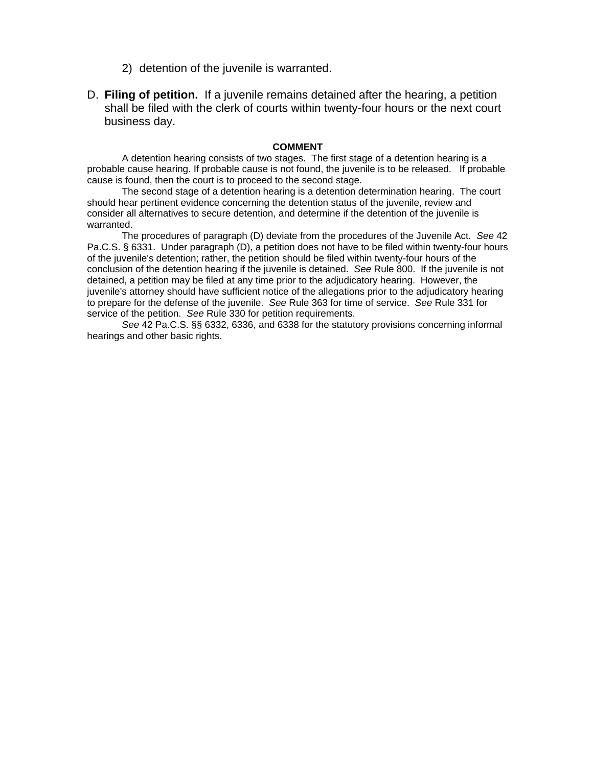2) detention of the juvenile is warranted.

D. **Filing of petition.** If a juvenile remains detained after the hearing, a petition shall be filed with the clerk of courts within twenty-four hours or the next court business day.

**COMMENT**

A detention hearing consists of two stages. The first stage of a detention hearing is a probable cause hearing. If probable cause is not found, the juvenile is to be released. If probable cause is found, then the court is to proceed to the second stage.

The second stage of a detention hearing is a detention determination hearing. The court should hear pertinent evidence concerning the detention status of the juvenile, review and consider all alternatives to secure detention, and determine if the detention of the juvenile is warranted.

The procedures of paragraph (D) deviate from the procedures of the Juvenile Act. *See* 42 Pa.C.S. § 6331. Under paragraph (D), a petition does not have to be filed within twenty-four hours of the juvenile's detention; rather, the petition should be filed within twenty-four hours of the conclusion of the detention hearing if the juvenile is detained. *See* Rule 800. If the juvenile is not detained, a petition may be filed at any time prior to the adjudicatory hearing. However, the juvenile's attorney should have sufficient notice of the allegations prior to the adjudicatory hearing to prepare for the defense of the juvenile. *See* Rule 363 for time of service. *See* Rule 331 for service of the petition. *See* Rule 330 for petition requirements.

*See* 42 Pa.C.S. §§ 6332, 6336, and 6338 for the statutory provisions concerning informal hearings and other basic rights.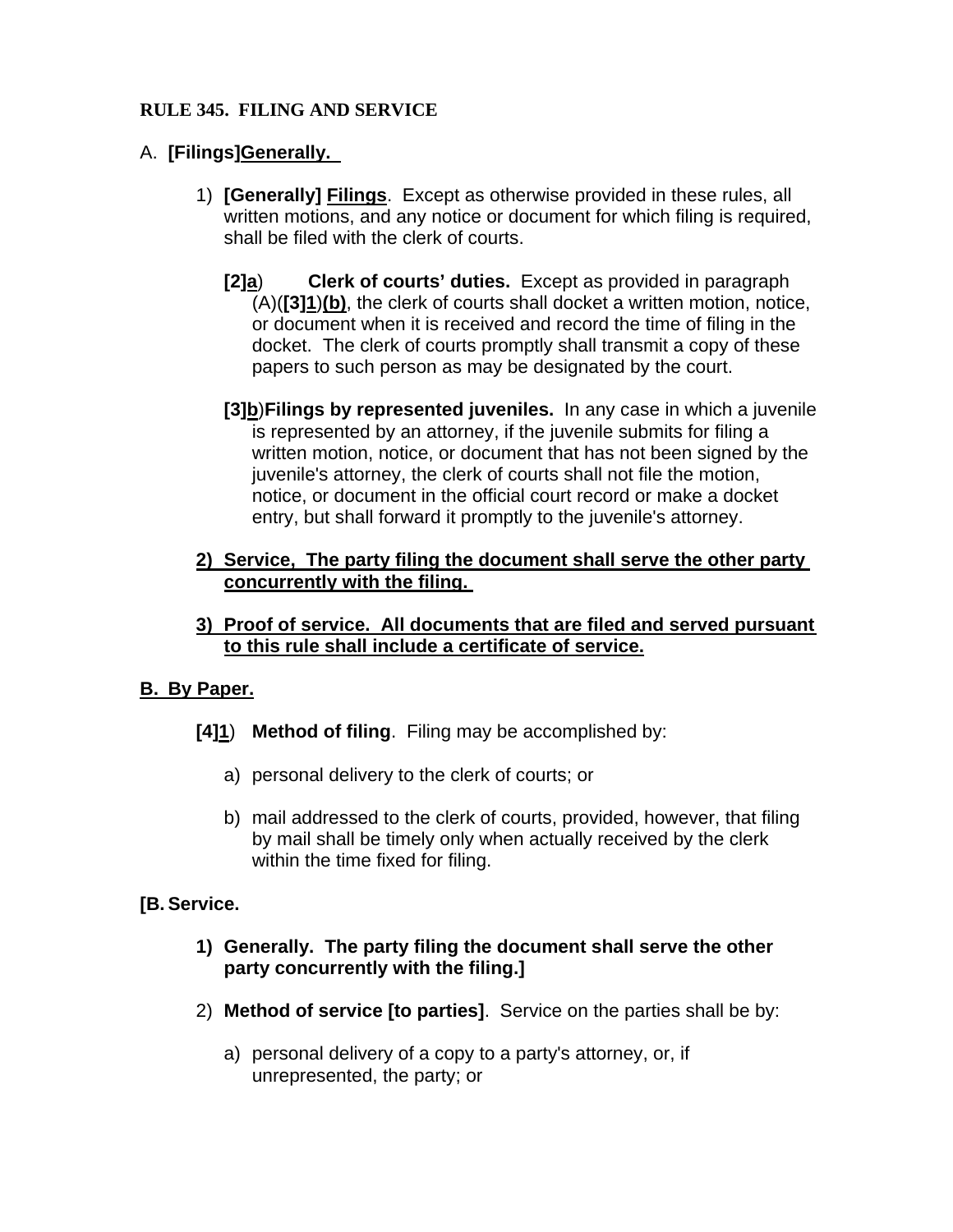**RULE 345. FILING AND SERVICE**

A. **[Filings]<u>Generally.</u>**

1) **[Generally] <u>Filings</u>**. Except as otherwise provided in these rules, all written motions, and any notice or document for which filing is required, shall be filed with the clerk of courts.

**[2]<u>a</u>**) **Clerk of courts' duties.** Except as provided in paragraph (A)(**[3]<u>1</u>**)<u>**(b)**</u>, the clerk of courts shall docket a written motion, notice, or document when it is received and record the time of filing in the docket. The clerk of courts promptly shall transmit a copy of these papers to such person as may be designated by the court.

**[3]<u>b</u>**)**Filings by represented juveniles.** In any case in which a juvenile is represented by an attorney, if the juvenile submits for filing a written motion, notice, or document that has not been signed by the juvenile's attorney, the clerk of courts shall not file the motion, notice, or document in the official court record or make a docket entry, but shall forward it promptly to the juvenile's attorney.

<u>**2) Service, The party filing the document shall serve the other party concurrently with the filing.**</u>

<u>**3) Proof of service. All documents that are filed and served pursuant to this rule shall include a certificate of service.**</u>

<u>**B. By Paper.**</u>

**[4]<u>1</u>**) **Method of filing**. Filing may be accomplished by:

a) personal delivery to the clerk of courts; or

b) mail addressed to the clerk of courts, provided, however, that filing by mail shall be timely only when actually received by the clerk within the time fixed for filing.

**[B. Service.**

**1) Generally. The party filing the document shall serve the other party concurrently with the filing.]**

2) **Method of service [to parties]**. Service on the parties shall be by:

a) personal delivery of a copy to a party's attorney, or, if unrepresented, the party; or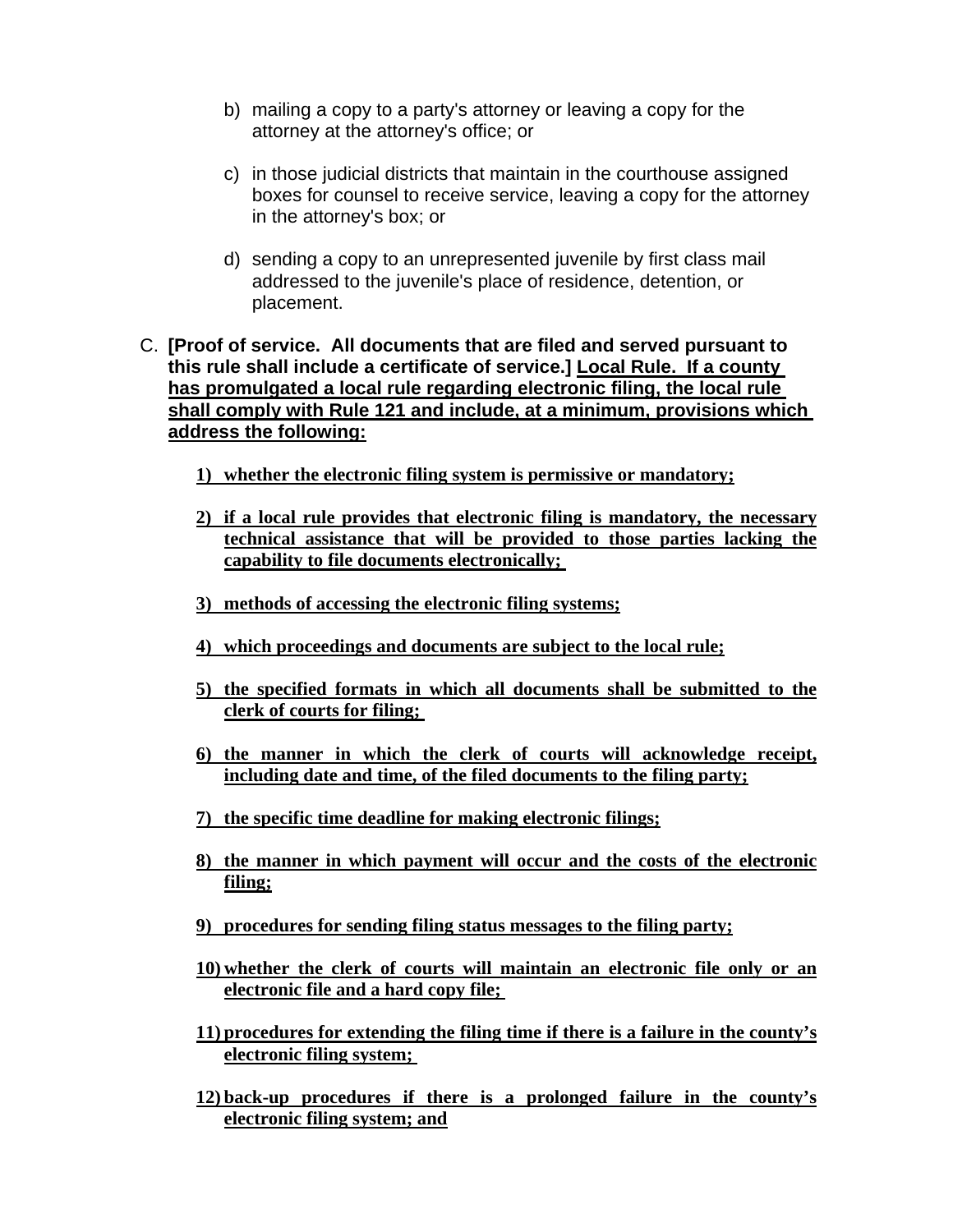b) mailing a copy to a party's attorney or leaving a copy for the attorney at the attorney's office; or

c) in those judicial districts that maintain in the courthouse assigned boxes for counsel to receive service, leaving a copy for the attorney in the attorney's box; or

d) sending a copy to an unrepresented juvenile by first class mail addressed to the juvenile's place of residence, detention, or placement.

C. **[Proof of service. All documents that are filed and served pursuant to this rule shall include a certificate of service.]** <u>**Local Rule. If a county has promulgated a local rule regarding electronic filing, the local rule shall comply with Rule 121 and include, at a minimum, provisions which address the following:**</u>

<u>**1) whether the electronic filing system is permissive or mandatory;**</u>

<u>**2) if a local rule provides that electronic filing is mandatory, the necessary technical assistance that will be provided to those parties lacking the capability to file documents electronically;**</u>

<u>**3) methods of accessing the electronic filing systems;**</u>

<u>**4) which proceedings and documents are subject to the local rule;**</u>

<u>**5) the specified formats in which all documents shall be submitted to the clerk of courts for filing;**</u>

<u>**6) the manner in which the clerk of courts will acknowledge receipt, including date and time, of the filed documents to the filing party;**</u>

<u>**7) the specific time deadline for making electronic filings;**</u>

<u>**8) the manner in which payment will occur and the costs of the electronic filing;**</u>

<u>**9) procedures for sending filing status messages to the filing party;**</u>

<u>**10) whether the clerk of courts will maintain an electronic file only or an electronic file and a hard copy file;**</u>

<u>**11) procedures for extending the filing time if there is a failure in the county's electronic filing system;**</u>

<u>**12) back-up procedures if there is a prolonged failure in the county's electronic filing system; and**</u>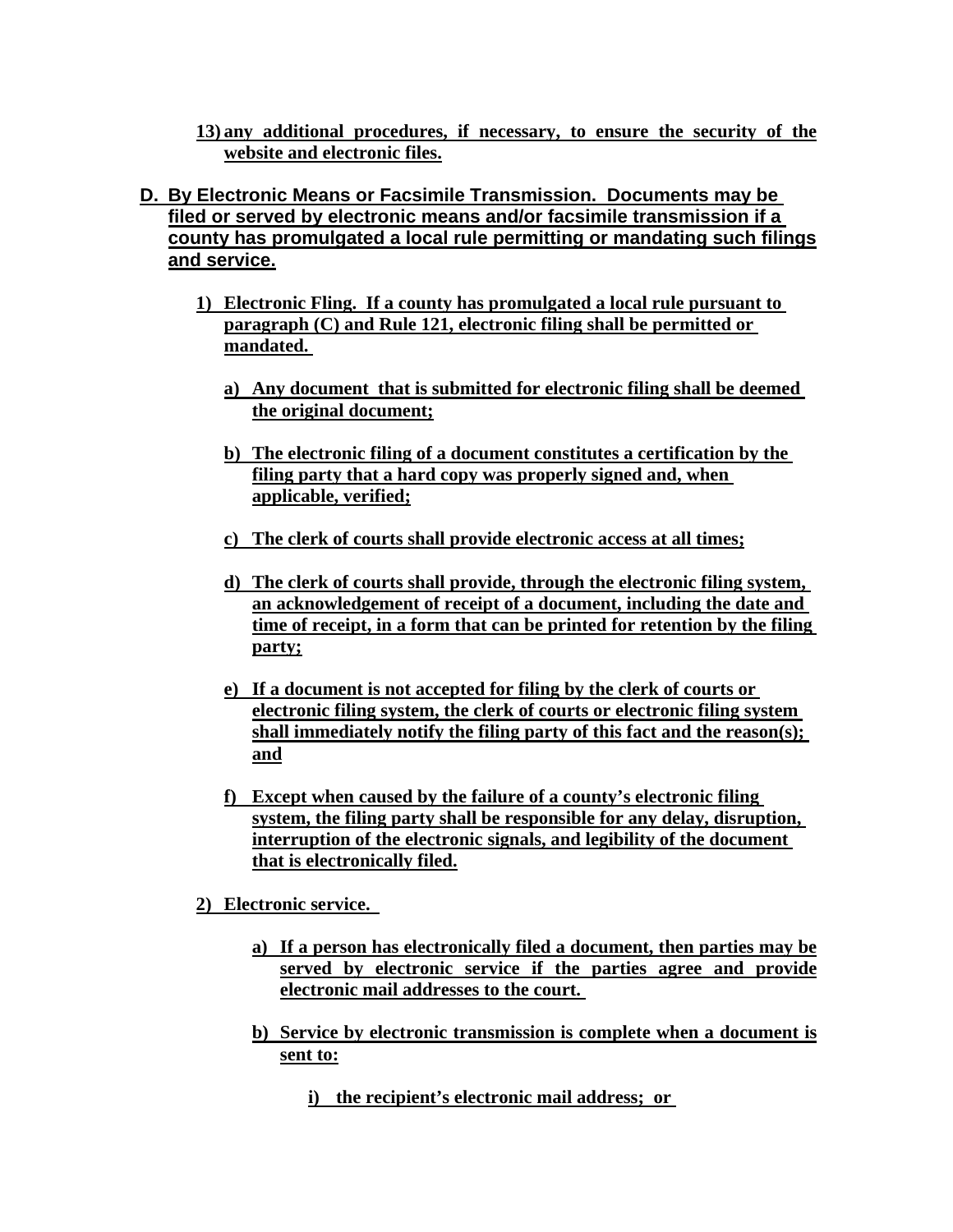13) **any additional procedures, if necessary, to ensure the security of the website and electronic files.**

**D. By Electronic Means or Facsimile Transmission. Documents may be filed or served by electronic means and/or facsimile transmission if a county has promulgated a local rule permitting or mandating such filings and service.**

1) **Electronic Fling. If a county has promulgated a local rule pursuant to paragraph (C) and Rule 121, electronic filing shall be permitted or mandated.**

   a) **Any document that is submitted for electronic filing shall be deemed the original document;**

   b) **The electronic filing of a document constitutes a certification by the filing party that a hard copy was properly signed and, when applicable, verified;**

   c) **The clerk of courts shall provide electronic access at all times;**

   d) **The clerk of courts shall provide, through the electronic filing system, an acknowledgement of receipt of a document, including the date and time of receipt, in a form that can be printed for retention by the filing party;**

   e) **If a document is not accepted for filing by the clerk of courts or electronic filing system, the clerk of courts or electronic filing system shall immediately notify the filing party of this fact and the reason(s); and**

   f) **Except when caused by the failure of a county's electronic filing system, the filing party shall be responsible for any delay, disruption, interruption of the electronic signals, and legibility of the document that is electronically filed.**

2) **Electronic service.**

   a) **If a person has electronically filed a document, then parties may be served by electronic service if the parties agree and provide electronic mail addresses to the court.**

   b) **Service by electronic transmission is complete when a document is sent to:**

      i) **the recipient's electronic mail address; or**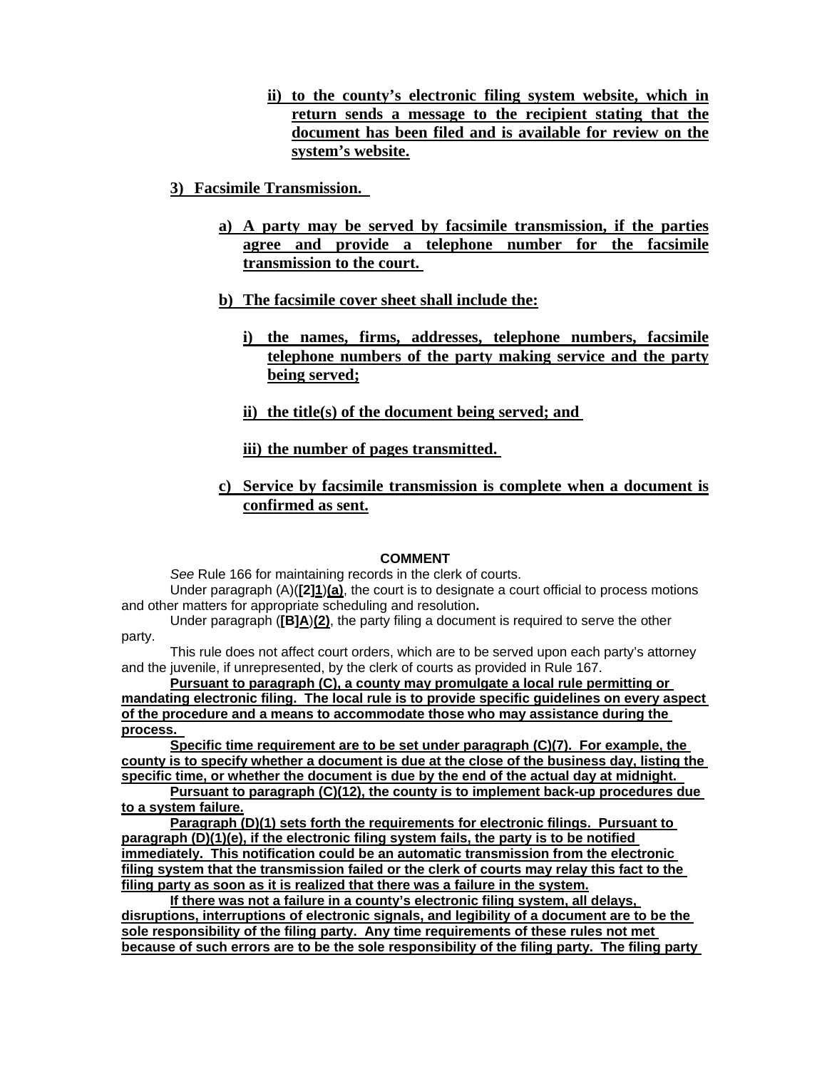ii) <u>**to the county's electronic filing system website, which in return sends a message to the recipient stating that the document has been filed and is available for review on the system's website.**</u>

3) <u>**Facsimile Transmission.**</u>

a) <u>**A party may be served by facsimile transmission, if the parties agree and provide a telephone number for the facsimile transmission to the court.**</u>

b) <u>**The facsimile cover sheet shall include the:**</u>

i) <u>**the names, firms, addresses, telephone numbers, facsimile telephone numbers of the party making service and the party being served;**</u>

ii) <u>**the title(s) of the document being served; and**</u>

iii) <u>**the number of pages transmitted.**</u>

c) <u>**Service by facsimile transmission is complete when a document is confirmed as sent.**</u>

**COMMENT**

*See* Rule 166 for maintaining records in the clerk of courts.

Under paragraph (A)(**[2]**<u>**1**</u>)<u>**(a)**</u>, the court is to designate a court official to process motions and other matters for appropriate scheduling and resolution**.**

Under paragraph (**[B]**<u>**A**</u>)<u>**(2)**</u>, the party filing a document is required to serve the other party.

This rule does not affect court orders, which are to be served upon each party's attorney and the juvenile, if unrepresented, by the clerk of courts as provided in Rule 167.

<u>**Pursuant to paragraph (C), a county may promulgate a local rule permitting or mandating electronic filing. The local rule is to provide specific guidelines on every aspect of the procedure and a means to accommodate those who may assistance during the process.**</u>

<u>**Specific time requirement are to be set under paragraph (C)(7). For example, the county is to specify whether a document is due at the close of the business day, listing the specific time, or whether the document is due by the end of the actual day at midnight.**</u>

<u>**Pursuant to paragraph (C)(12), the county is to implement back-up procedures due to a system failure.**</u>

<u>**Paragraph (D)(1) sets forth the requirements for electronic filings. Pursuant to paragraph (D)(1)(e), if the electronic filing system fails, the party is to be notified immediately. This notification could be an automatic transmission from the electronic filing system that the transmission failed or the clerk of courts may relay this fact to the filing party as soon as it is realized that there was a failure in the system.**</u>

<u>**If there was not a failure in a county's electronic filing system, all delays, disruptions, interruptions of electronic signals, and legibility of a document are to be the sole responsibility of the filing party. Any time requirements of these rules not met because of such errors are to be the sole responsibility of the filing party. The filing party**</u>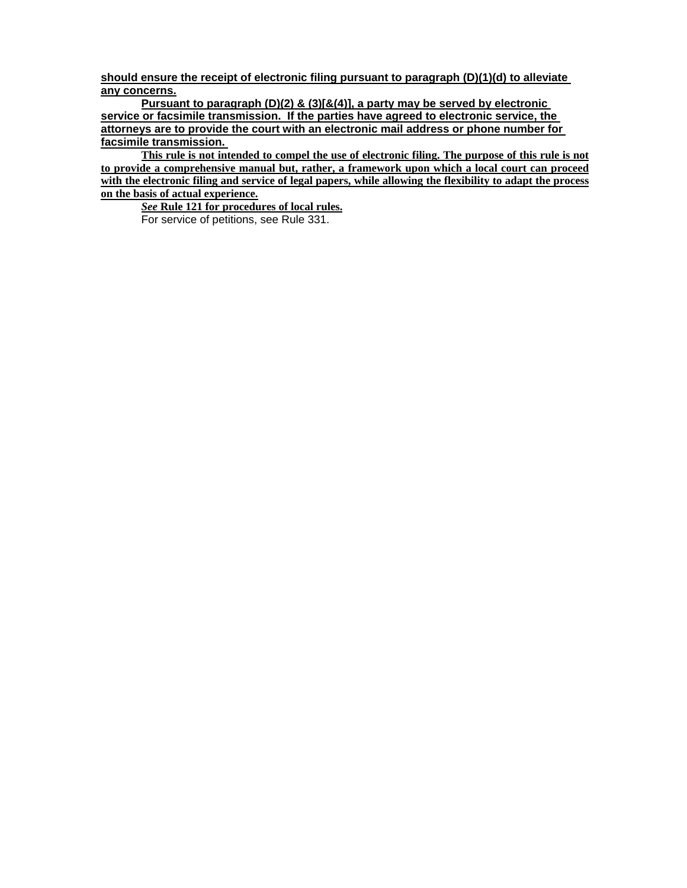**should ensure the receipt of electronic filing pursuant to paragraph (D)(1)(d) to alleviate any concerns.**

**Pursuant to paragraph (D)(2) & (3)[&(4)], a party may be served by electronic service or facsimile transmission. If the parties have agreed to electronic service, the attorneys are to provide the court with an electronic mail address or phone number for facsimile transmission.**

**This rule is not intended to compel the use of electronic filing. The purpose of this rule is not to provide a comprehensive manual but, rather, a framework upon which a local court can proceed with the electronic filing and service of legal papers, while allowing the flexibility to adapt the process on the basis of actual experience.**

***See* Rule 121 for procedures of local rules.**

For service of petitions, see Rule 331.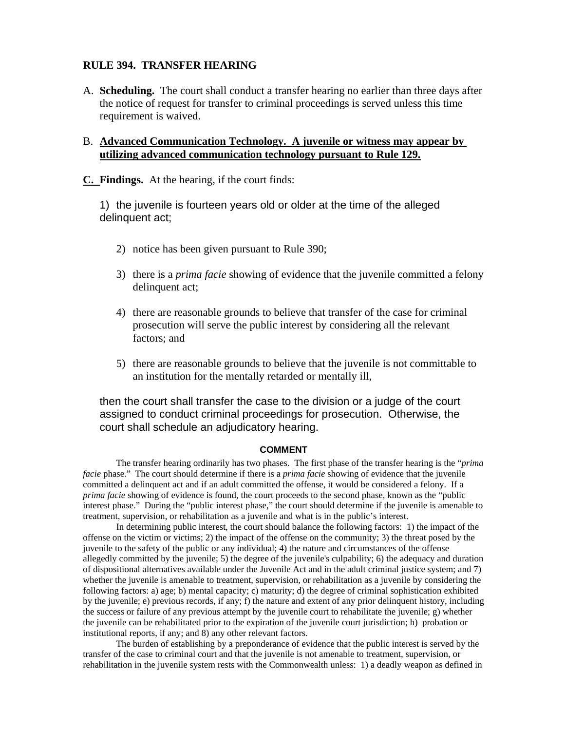**RULE 394. TRANSFER HEARING**

A. **Scheduling.** The court shall conduct a transfer hearing no earlier than three days after the notice of request for transfer to criminal proceedings is served unless this time requirement is waived.

B. **Advanced Communication Technology. A juvenile or witness may appear by utilizing advanced communication technology pursuant to Rule 129.**

**C. Findings.** At the hearing, if the court finds:

1) the juvenile is fourteen years old or older at the time of the alleged delinquent act;

2) notice has been given pursuant to Rule 390;

3) there is a *prima facie* showing of evidence that the juvenile committed a felony delinquent act;

4) there are reasonable grounds to believe that transfer of the case for criminal prosecution will serve the public interest by considering all the relevant factors; and

5) there are reasonable grounds to believe that the juvenile is not committable to an institution for the mentally retarded or mentally ill,

then the court shall transfer the case to the division or a judge of the court assigned to conduct criminal proceedings for prosecution. Otherwise, the court shall schedule an adjudicatory hearing.

**COMMENT**

The transfer hearing ordinarily has two phases. The first phase of the transfer hearing is the "*prima facie* phase." The court should determine if there is a *prima facie* showing of evidence that the juvenile committed a delinquent act and if an adult committed the offense, it would be considered a felony. If a *prima facie* showing of evidence is found, the court proceeds to the second phase, known as the "public interest phase." During the "public interest phase," the court should determine if the juvenile is amenable to treatment, supervision, or rehabilitation as a juvenile and what is in the public's interest.

In determining public interest, the court should balance the following factors: 1) the impact of the offense on the victim or victims; 2) the impact of the offense on the community; 3) the threat posed by the juvenile to the safety of the public or any individual; 4) the nature and circumstances of the offense allegedly committed by the juvenile; 5) the degree of the juvenile's culpability; 6) the adequacy and duration of dispositional alternatives available under the Juvenile Act and in the adult criminal justice system; and 7) whether the juvenile is amenable to treatment, supervision, or rehabilitation as a juvenile by considering the following factors: a) age; b) mental capacity; c) maturity; d) the degree of criminal sophistication exhibited by the juvenile; e) previous records, if any; f) the nature and extent of any prior delinquent history, including the success or failure of any previous attempt by the juvenile court to rehabilitate the juvenile; g) whether the juvenile can be rehabilitated prior to the expiration of the juvenile court jurisdiction; h) probation or institutional reports, if any; and 8) any other relevant factors.

The burden of establishing by a preponderance of evidence that the public interest is served by the transfer of the case to criminal court and that the juvenile is not amenable to treatment, supervision, or rehabilitation in the juvenile system rests with the Commonwealth unless: 1) a deadly weapon as defined in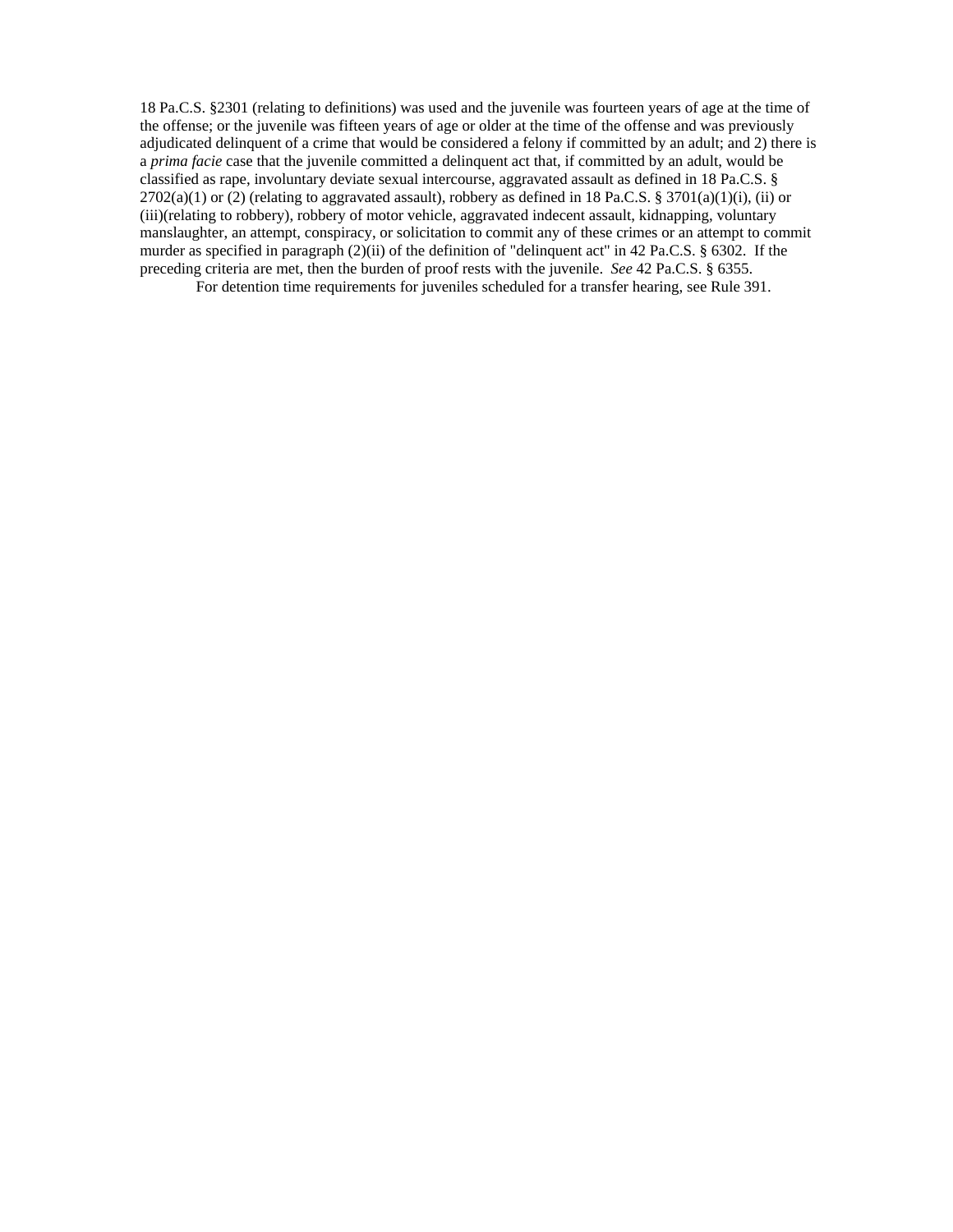18 Pa.C.S. §2301 (relating to definitions) was used and the juvenile was fourteen years of age at the time of the offense; or the juvenile was fifteen years of age or older at the time of the offense and was previously adjudicated delinquent of a crime that would be considered a felony if committed by an adult; and 2) there is a *prima facie* case that the juvenile committed a delinquent act that, if committed by an adult, would be classified as rape, involuntary deviate sexual intercourse, aggravated assault as defined in 18 Pa.C.S. § 2702(a)(1) or (2) (relating to aggravated assault), robbery as defined in 18 Pa.C.S. § 3701(a)(1)(i), (ii) or (iii)(relating to robbery), robbery of motor vehicle, aggravated indecent assault, kidnapping, voluntary manslaughter, an attempt, conspiracy, or solicitation to commit any of these crimes or an attempt to commit murder as specified in paragraph (2)(ii) of the definition of "delinquent act" in 42 Pa.C.S. § 6302. If the preceding criteria are met, then the burden of proof rests with the juvenile. *See* 42 Pa.C.S. § 6355.

For detention time requirements for juveniles scheduled for a transfer hearing, see Rule 391.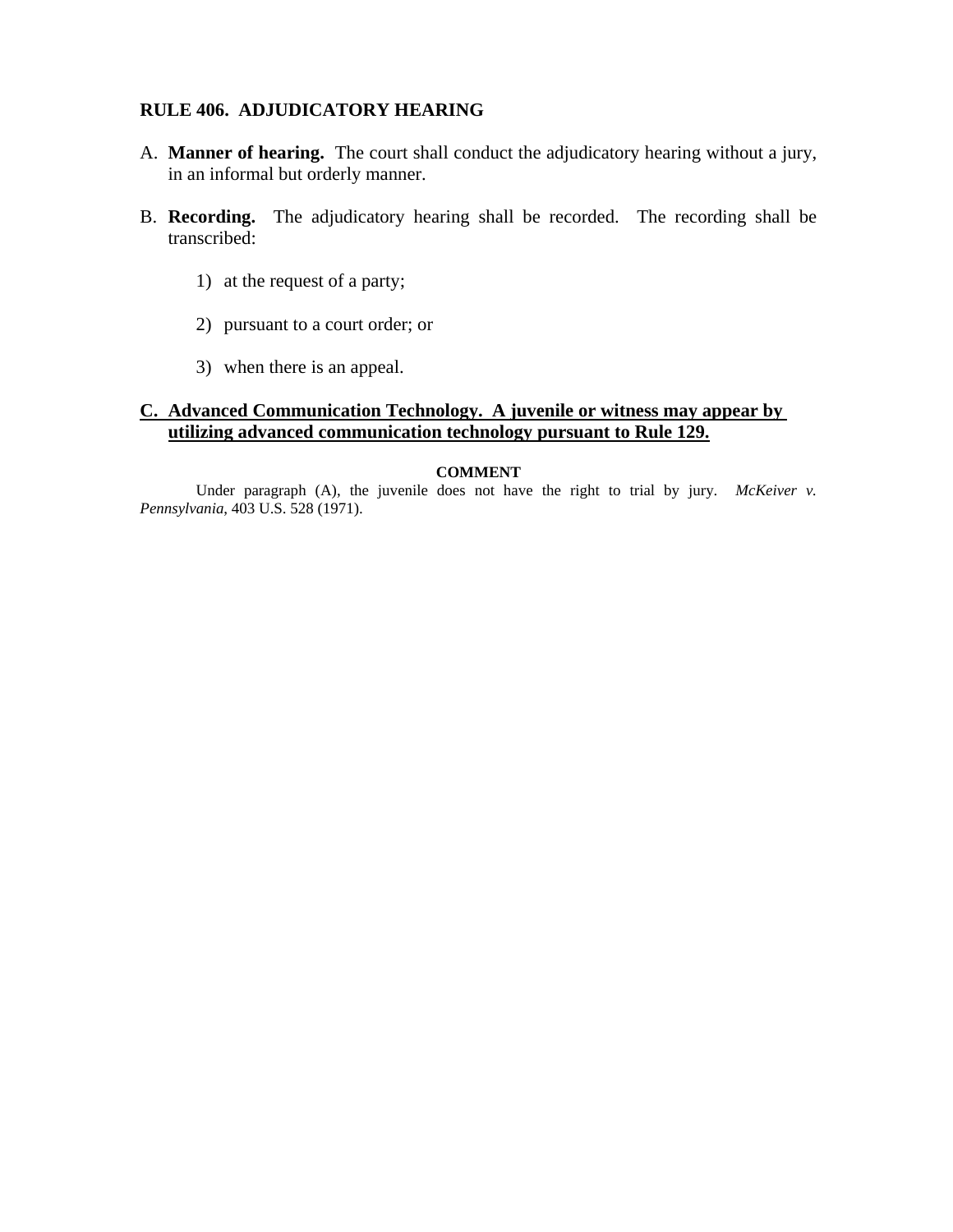## RULE 406. ADJUDICATORY HEARING

A. **Manner of hearing.** The court shall conduct the adjudicatory hearing without a jury, in an informal but orderly manner.

B. **Recording.** The adjudicatory hearing shall be recorded. The recording shall be transcribed:

1) at the request of a party;

2) pursuant to a court order; or

3) when there is an appeal.

**C. Advanced Communication Technology. A juvenile or witness may appear by utilizing advanced communication technology pursuant to Rule 129.**

**COMMENT**

Under paragraph (A), the juvenile does not have the right to trial by jury. *McKeiver v. Pennsylvania*, 403 U.S. 528 (1971).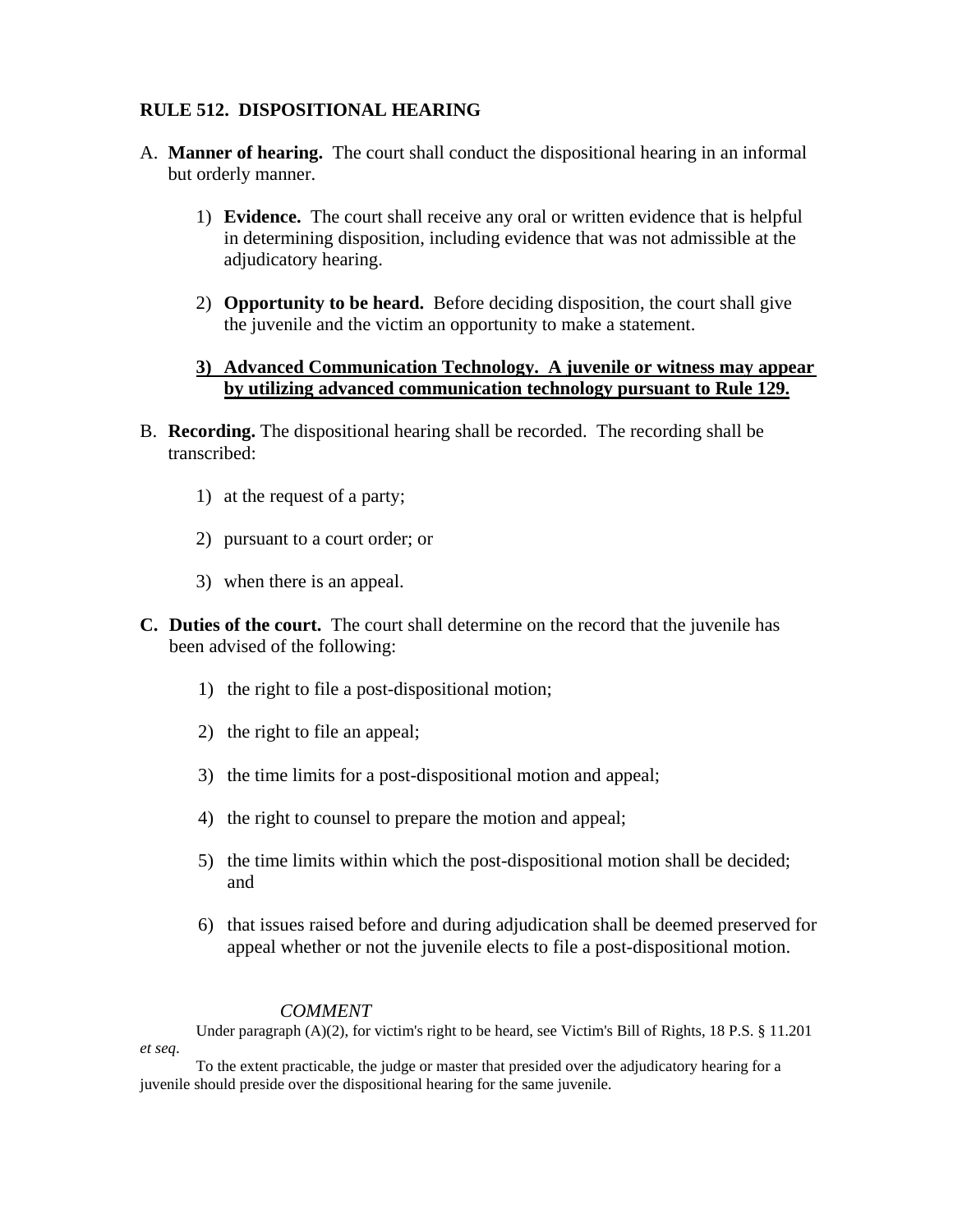**RULE 512. DISPOSITIONAL HEARING**

A. **Manner of hearing.** The court shall conduct the dispositional hearing in an informal but orderly manner.

   1) **Evidence.** The court shall receive any oral or written evidence that is helpful in determining disposition, including evidence that was not admissible at the adjudicatory hearing.

   2) **Opportunity to be heard.** Before deciding disposition, the court shall give the juvenile and the victim an opportunity to make a statement.

   <u>**3) Advanced Communication Technology. A juvenile or witness may appear by utilizing advanced communication technology pursuant to Rule 129.**</u>

B. **Recording.** The dispositional hearing shall be recorded. The recording shall be transcribed:

   1) at the request of a party;

   2) pursuant to a court order; or

   3) when there is an appeal.

**C. Duties of the court.** The court shall determine on the record that the juvenile has been advised of the following:

   1) the right to file a post-dispositional motion;

   2) the right to file an appeal;

   3) the time limits for a post-dispositional motion and appeal;

   4) the right to counsel to prepare the motion and appeal;

   5) the time limits within which the post-dispositional motion shall be decided; and

   6) that issues raised before and during adjudication shall be deemed preserved for appeal whether or not the juvenile elects to file a post-dispositional motion.

*COMMENT*

Under paragraph (A)(2), for victim's right to be heard, see Victim's Bill of Rights, 18 P.S. § 11.201 *et seq*.

To the extent practicable, the judge or master that presided over the adjudicatory hearing for a juvenile should preside over the dispositional hearing for the same juvenile.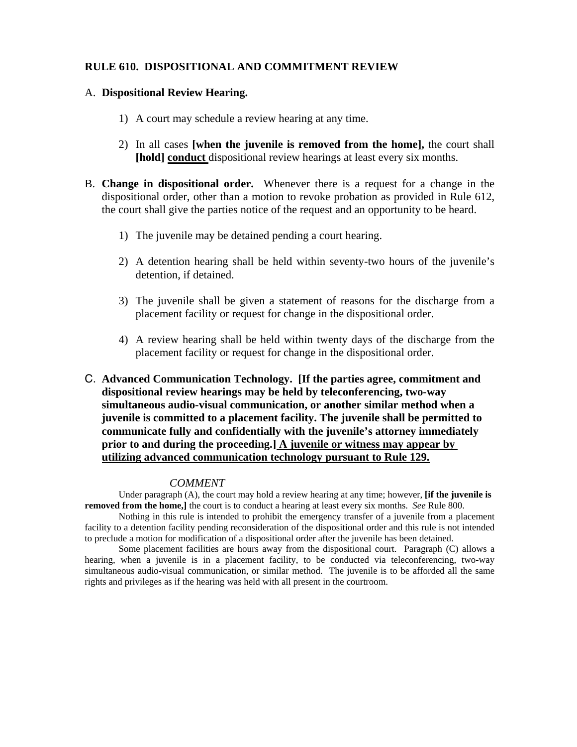**RULE 610. DISPOSITIONAL AND COMMITMENT REVIEW**

A. **Dispositional Review Hearing.**

1) A court may schedule a review hearing at any time.

2) In all cases **[when the juvenile is removed from the home],** the court shall **[hold]** **<u>conduct</u>** dispositional review hearings at least every six months.

B. **Change in dispositional order.** Whenever there is a request for a change in the dispositional order, other than a motion to revoke probation as provided in Rule 612, the court shall give the parties notice of the request and an opportunity to be heard.

1) The juvenile may be detained pending a court hearing.

2) A detention hearing shall be held within seventy-two hours of the juvenile's detention, if detained.

3) The juvenile shall be given a statement of reasons for the discharge from a placement facility or request for change in the dispositional order.

4) A review hearing shall be held within twenty days of the discharge from the placement facility or request for change in the dispositional order.

C. **Advanced Communication Technology. [If the parties agree, commitment and dispositional review hearings may be held by teleconferencing, two-way simultaneous audio-visual communication, or another similar method when a juvenile is committed to a placement facility. The juvenile shall be permitted to communicate fully and confidentially with the juvenile's attorney immediately prior to and during the proceeding.]** **<u>A juvenile or witness may appear by utilizing advanced communication technology pursuant to Rule 129.</u>**

*COMMENT*

Under paragraph (A), the court may hold a review hearing at any time; however, **[if the juvenile is removed from the home,]** the court is to conduct a hearing at least every six months. *See* Rule 800.

Nothing in this rule is intended to prohibit the emergency transfer of a juvenile from a placement facility to a detention facility pending reconsideration of the dispositional order and this rule is not intended to preclude a motion for modification of a dispositional order after the juvenile has been detained.

Some placement facilities are hours away from the dispositional court. Paragraph (C) allows a hearing, when a juvenile is in a placement facility, to be conducted via teleconferencing, two-way simultaneous audio-visual communication, or similar method. The juvenile is to be afforded all the same rights and privileges as if the hearing was held with all present in the courtroom.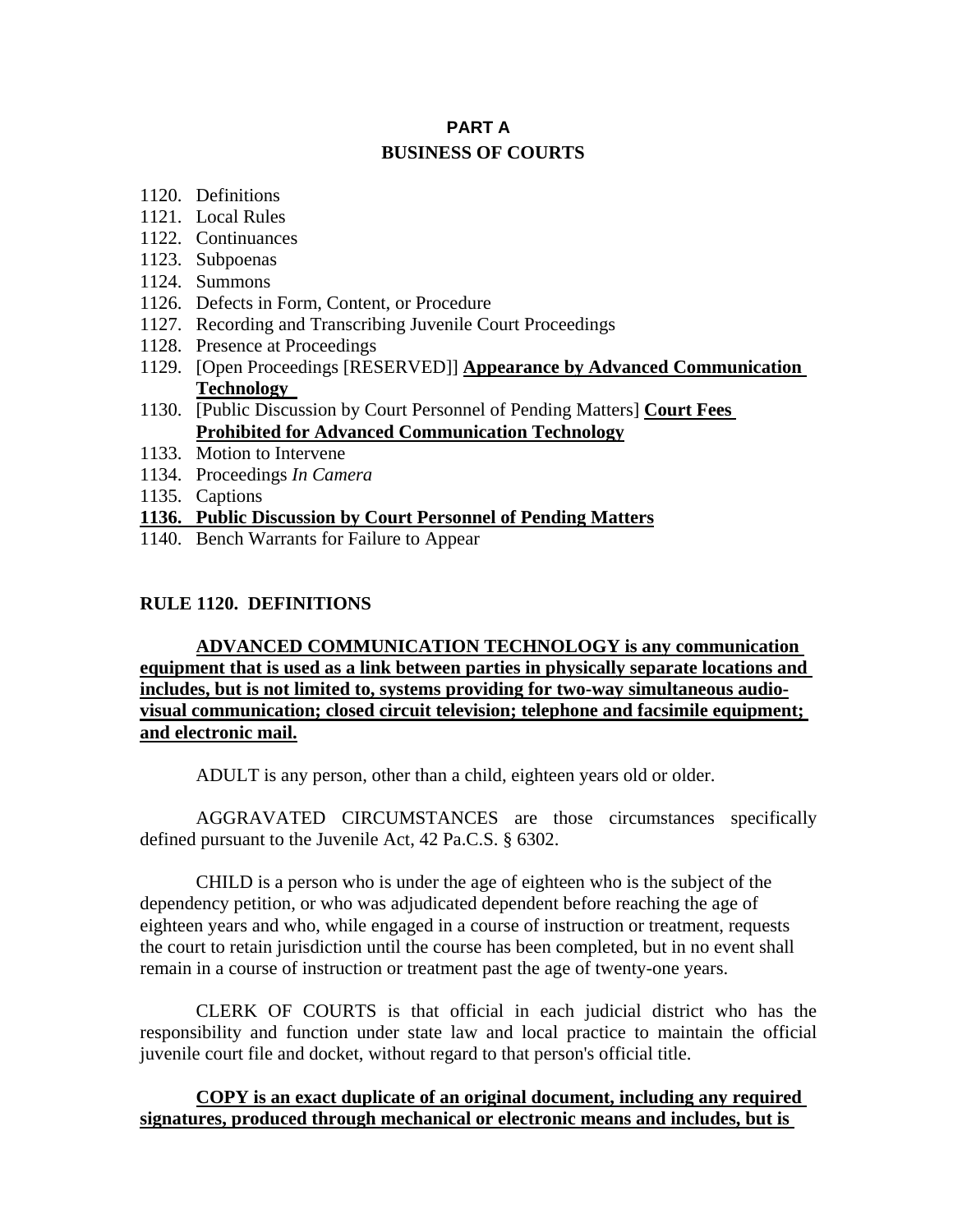## PART A
## BUSINESS OF COURTS

1120. Definitions
1121. Local Rules
1122. Continuances
1123. Subpoenas
1124. Summons
1126. Defects in Form, Content, or Procedure
1127. Recording and Transcribing Juvenile Court Proceedings
1128. Presence at Proceedings
1129. [Open Proceedings [RESERVED]] **<u>Appearance by Advanced Communication Technology</u>**
1130. [Public Discussion by Court Personnel of Pending Matters] **<u>Court Fees Prohibited for Advanced Communication Technology</u>**
1133. Motion to Intervene
1134. Proceedings *In Camera*
1135. Captions
**<u>1136. Public Discussion by Court Personnel of Pending Matters</u>**
1140. Bench Warrants for Failure to Appear

### RULE 1120. DEFINITIONS

**<u>ADVANCED COMMUNICATION TECHNOLOGY is any communication equipment that is used as a link between parties in physically separate locations and includes, but is not limited to, systems providing for two-way simultaneous audio-visual communication; closed circuit television; telephone and facsimile equipment; and electronic mail.</u>**

ADULT is any person, other than a child, eighteen years old or older.

AGGRAVATED CIRCUMSTANCES are those circumstances specifically defined pursuant to the Juvenile Act, 42 Pa.C.S. § 6302.

CHILD is a person who is under the age of eighteen who is the subject of the dependency petition, or who was adjudicated dependent before reaching the age of eighteen years and who, while engaged in a course of instruction or treatment, requests the court to retain jurisdiction until the course has been completed, but in no event shall remain in a course of instruction or treatment past the age of twenty-one years.

CLERK OF COURTS is that official in each judicial district who has the responsibility and function under state law and local practice to maintain the official juvenile court file and docket, without regard to that person's official title.

**<u>COPY is an exact duplicate of an original document, including any required signatures, produced through mechanical or electronic means and includes, but is</u>**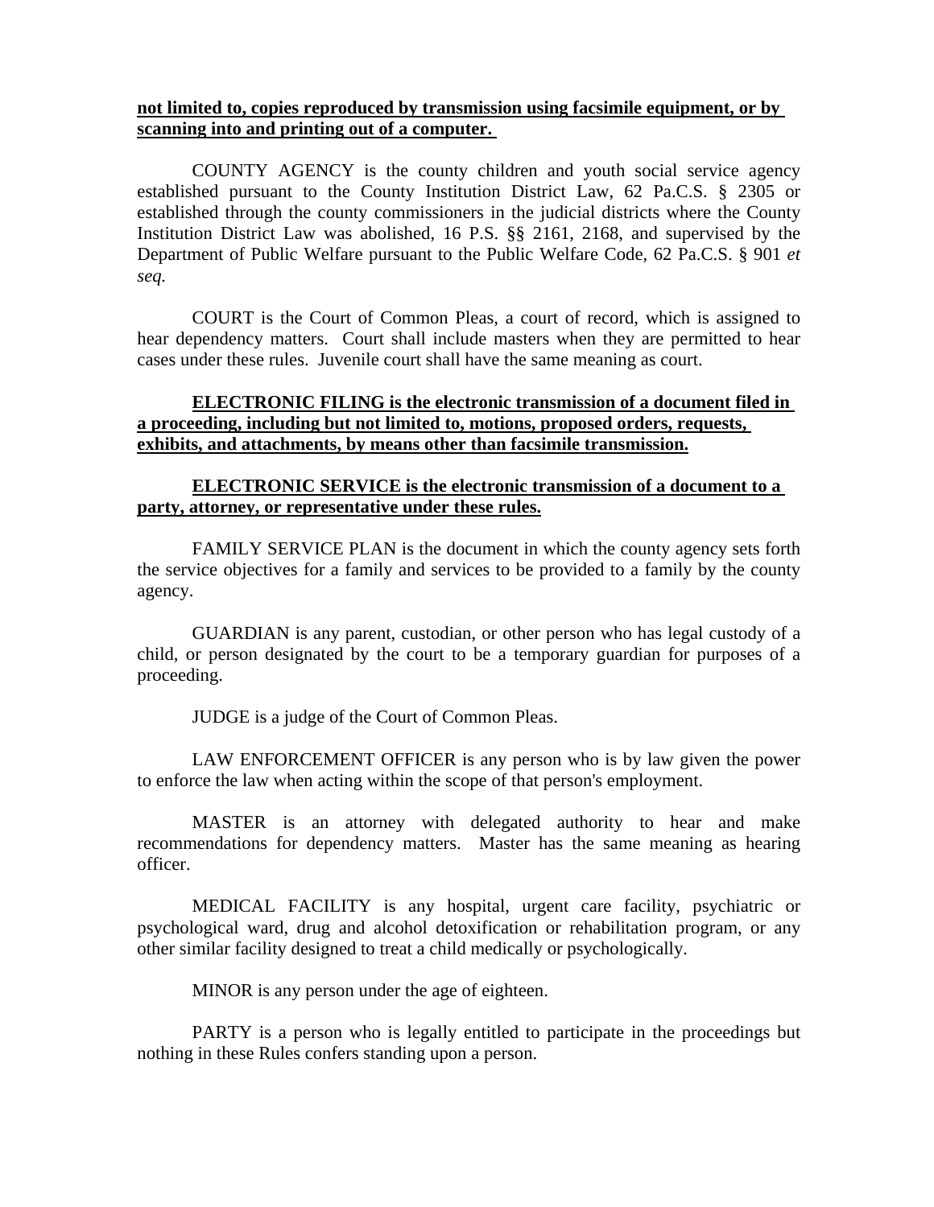**not limited to, copies reproduced by transmission using facsimile equipment, or by scanning into and printing out of a computer.**

COUNTY AGENCY is the county children and youth social service agency established pursuant to the County Institution District Law, 62 Pa.C.S. § 2305 or established through the county commissioners in the judicial districts where the County Institution District Law was abolished, 16 P.S. §§ 2161, 2168, and supervised by the Department of Public Welfare pursuant to the Public Welfare Code, 62 Pa.C.S. § 901 *et seq.*

COURT is the Court of Common Pleas, a court of record, which is assigned to hear dependency matters. Court shall include masters when they are permitted to hear cases under these rules. Juvenile court shall have the same meaning as court.

**ELECTRONIC FILING is the electronic transmission of a document filed in a proceeding, including but not limited to, motions, proposed orders, requests, exhibits, and attachments, by means other than facsimile transmission.**

**ELECTRONIC SERVICE is the electronic transmission of a document to a party, attorney, or representative under these rules.**

FAMILY SERVICE PLAN is the document in which the county agency sets forth the service objectives for a family and services to be provided to a family by the county agency.

GUARDIAN is any parent, custodian, or other person who has legal custody of a child, or person designated by the court to be a temporary guardian for purposes of a proceeding.

JUDGE is a judge of the Court of Common Pleas.

LAW ENFORCEMENT OFFICER is any person who is by law given the power to enforce the law when acting within the scope of that person's employment.

MASTER is an attorney with delegated authority to hear and make recommendations for dependency matters. Master has the same meaning as hearing officer.

MEDICAL FACILITY is any hospital, urgent care facility, psychiatric or psychological ward, drug and alcohol detoxification or rehabilitation program, or any other similar facility designed to treat a child medically or psychologically.

MINOR is any person under the age of eighteen.

PARTY is a person who is legally entitled to participate in the proceedings but nothing in these Rules confers standing upon a person.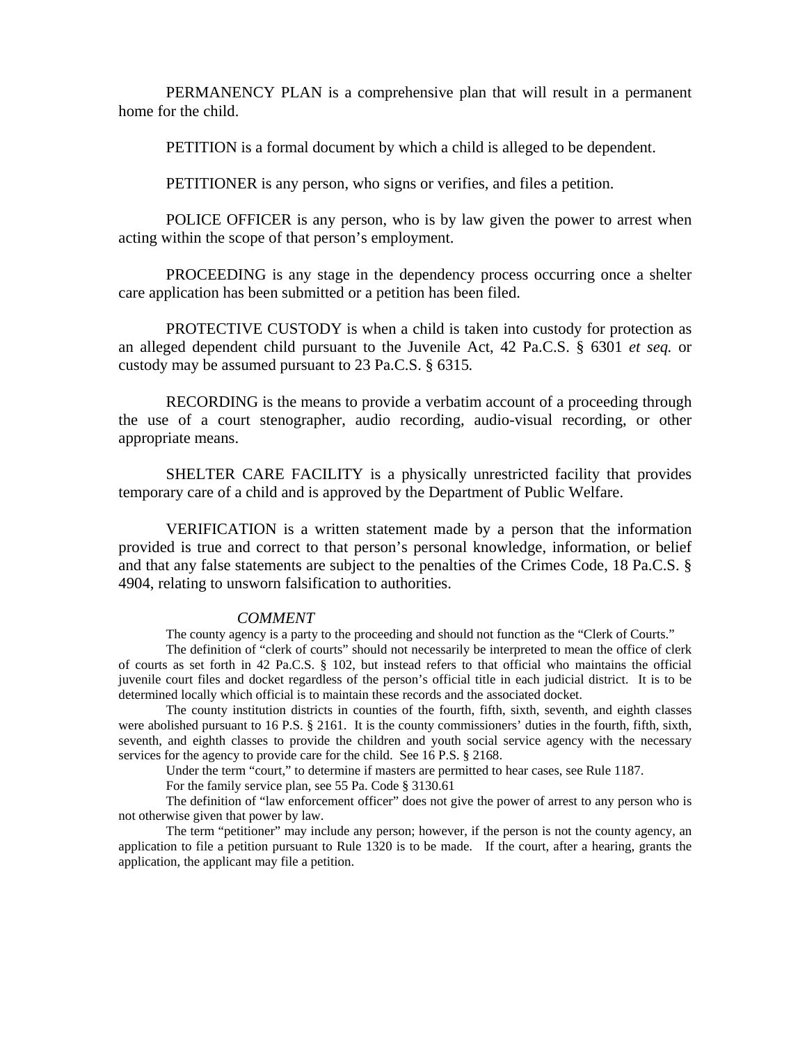PERMANENCY PLAN is a comprehensive plan that will result in a permanent home for the child.

PETITION is a formal document by which a child is alleged to be dependent.

PETITIONER is any person, who signs or verifies, and files a petition.

POLICE OFFICER is any person, who is by law given the power to arrest when acting within the scope of that person's employment.

PROCEEDING is any stage in the dependency process occurring once a shelter care application has been submitted or a petition has been filed.

PROTECTIVE CUSTODY is when a child is taken into custody for protection as an alleged dependent child pursuant to the Juvenile Act, 42 Pa.C.S. § 6301 *et seq.* or custody may be assumed pursuant to 23 Pa.C.S. § 6315.

RECORDING is the means to provide a verbatim account of a proceeding through the use of a court stenographer, audio recording, audio-visual recording, or other appropriate means.

SHELTER CARE FACILITY is a physically unrestricted facility that provides temporary care of a child and is approved by the Department of Public Welfare.

VERIFICATION is a written statement made by a person that the information provided is true and correct to that person's personal knowledge, information, or belief and that any false statements are subject to the penalties of the Crimes Code, 18 Pa.C.S. § 4904, relating to unsworn falsification to authorities.

*COMMENT*

The county agency is a party to the proceeding and should not function as the "Clerk of Courts."

The definition of "clerk of courts" should not necessarily be interpreted to mean the office of clerk of courts as set forth in 42 Pa.C.S. § 102, but instead refers to that official who maintains the official juvenile court files and docket regardless of the person's official title in each judicial district. It is to be determined locally which official is to maintain these records and the associated docket.

The county institution districts in counties of the fourth, fifth, sixth, seventh, and eighth classes were abolished pursuant to 16 P.S. § 2161. It is the county commissioners' duties in the fourth, fifth, sixth, seventh, and eighth classes to provide the children and youth social service agency with the necessary services for the agency to provide care for the child. See 16 P.S. § 2168.

Under the term "court," to determine if masters are permitted to hear cases, see Rule 1187.

For the family service plan, see 55 Pa. Code § 3130.61

The definition of "law enforcement officer" does not give the power of arrest to any person who is not otherwise given that power by law.

The term "petitioner" may include any person; however, if the person is not the county agency, an application to file a petition pursuant to Rule 1320 is to be made. If the court, after a hearing, grants the application, the applicant may file a petition.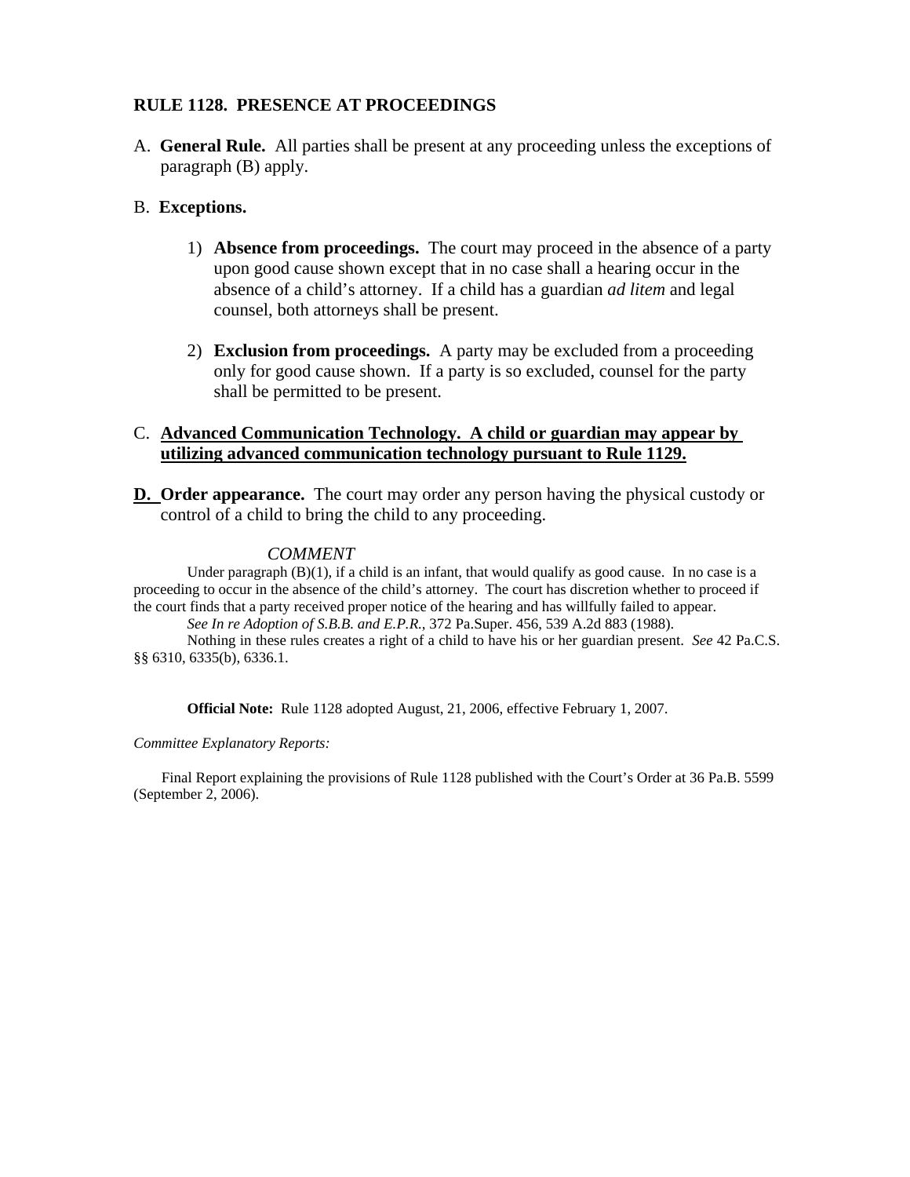**RULE 1128. PRESENCE AT PROCEEDINGS**

A. **General Rule.** All parties shall be present at any proceeding unless the exceptions of paragraph (B) apply.

B. **Exceptions.**

1) **Absence from proceedings.** The court may proceed in the absence of a party upon good cause shown except that in no case shall a hearing occur in the absence of a child's attorney. If a child has a guardian *ad litem* and legal counsel, both attorneys shall be present.

2) **Exclusion from proceedings.** A party may be excluded from a proceeding only for good cause shown. If a party is so excluded, counsel for the party shall be permitted to be present.

C. <u>**Advanced Communication Technology. A child or guardian may appear by utilizing advanced communication technology pursuant to Rule 1129.**</u>

<u>**D.**</u> **Order appearance.** The court may order any person having the physical custody or control of a child to bring the child to any proceeding.

*COMMENT*

Under paragraph (B)(1), if a child is an infant, that would qualify as good cause. In no case is a proceeding to occur in the absence of the child's attorney. The court has discretion whether to proceed if the court finds that a party received proper notice of the hearing and has willfully failed to appear.

*See In re Adoption of S.B.B. and E.P.R.*, 372 Pa.Super. 456, 539 A.2d 883 (1988).

Nothing in these rules creates a right of a child to have his or her guardian present. *See* 42 Pa.C.S. §§ 6310, 6335(b), 6336.1.

**Official Note:** Rule 1128 adopted August, 21, 2006, effective February 1, 2007.

*Committee Explanatory Reports:*

Final Report explaining the provisions of Rule 1128 published with the Court's Order at 36 Pa.B. 5599 (September 2, 2006).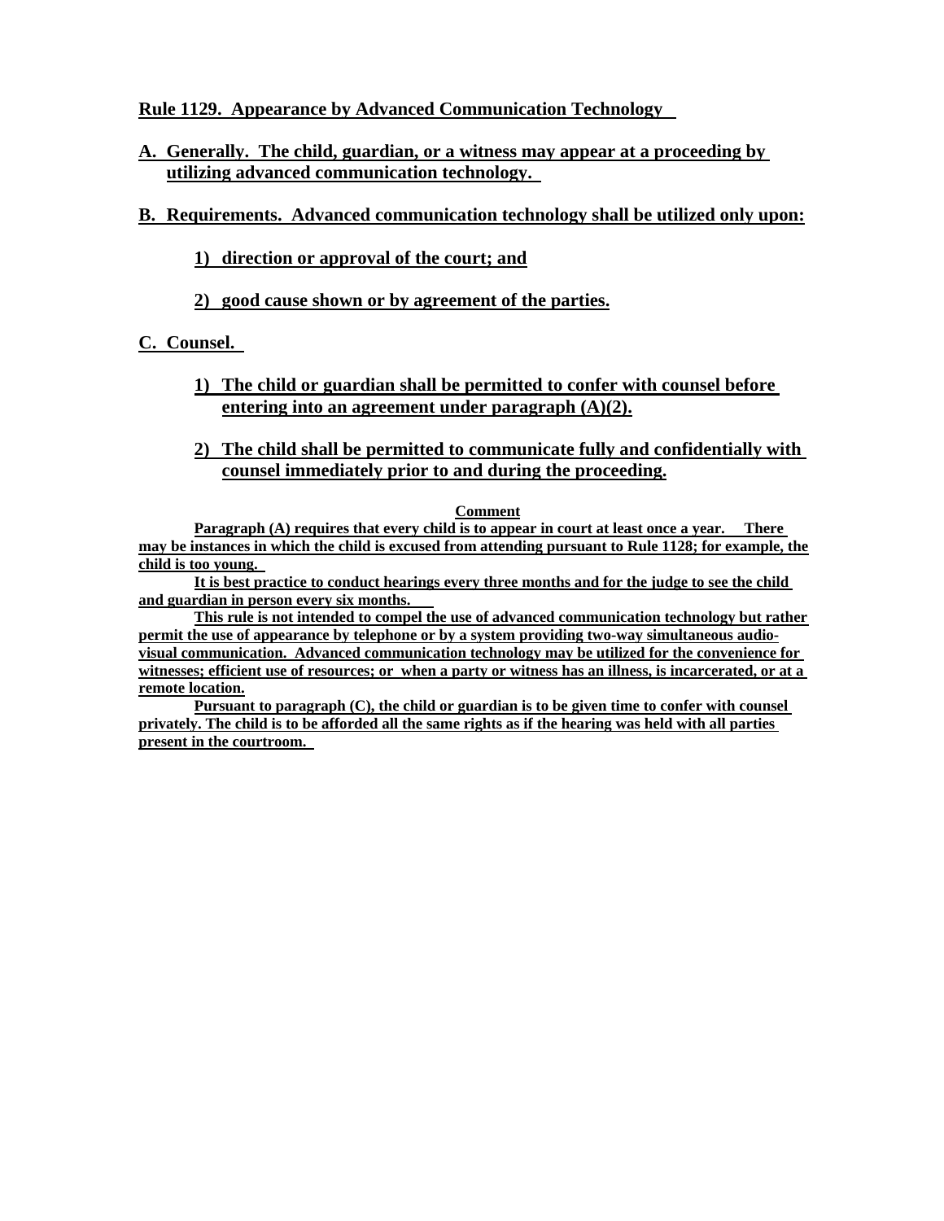**Rule 1129. Appearance by Advanced Communication Technology**

**A. Generally. The child, guardian, or a witness may appear at a proceeding by utilizing advanced communication technology.**

**B. Requirements. Advanced communication technology shall be utilized only upon:**

**1) direction or approval of the court; and**

**2) good cause shown or by agreement of the parties.**

**C. Counsel.**

**1) The child or guardian shall be permitted to confer with counsel before entering into an agreement under paragraph (A)(2).**

**2) The child shall be permitted to communicate fully and confidentially with counsel immediately prior to and during the proceeding.**

**Comment**

**Paragraph (A) requires that every child is to appear in court at least once a year. There may be instances in which the child is excused from attending pursuant to Rule 1128; for example, the child is too young.**

**It is best practice to conduct hearings every three months and for the judge to see the child and guardian in person every six months.**

**This rule is not intended to compel the use of advanced communication technology but rather permit the use of appearance by telephone or by a system providing two-way simultaneous audio-visual communication. Advanced communication technology may be utilized for the convenience for witnesses; efficient use of resources; or when a party or witness has an illness, is incarcerated, or at a remote location.**

**Pursuant to paragraph (C), the child or guardian is to be given time to confer with counsel privately. The child is to be afforded all the same rights as if the hearing was held with all parties present in the courtroom.**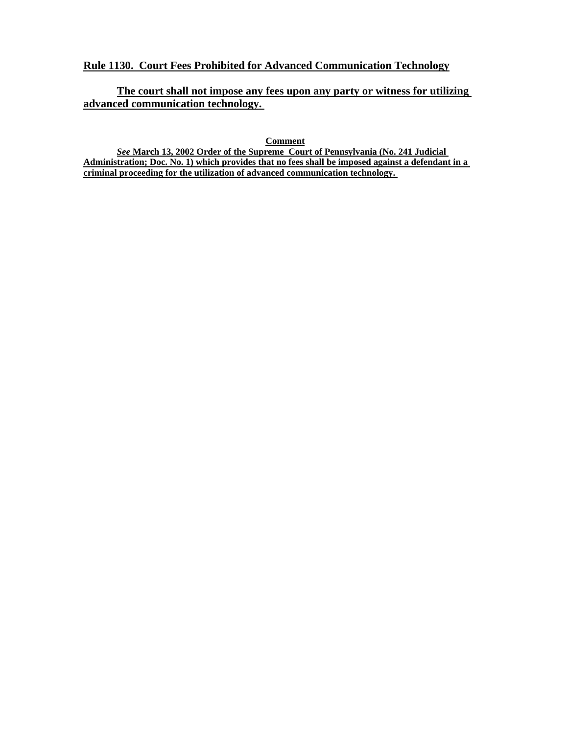## Rule 1130. Court Fees Prohibited for Advanced Communication Technology

**The court shall not impose any fees upon any party or witness for utilizing advanced communication technology.**

**Comment**

***See*** **March 13, 2002 Order of the Supreme Court of Pennsylvania (No. 241 Judicial Administration; Doc. No. 1) which provides that no fees shall be imposed against a defendant in a criminal proceeding for the utilization of advanced communication technology.**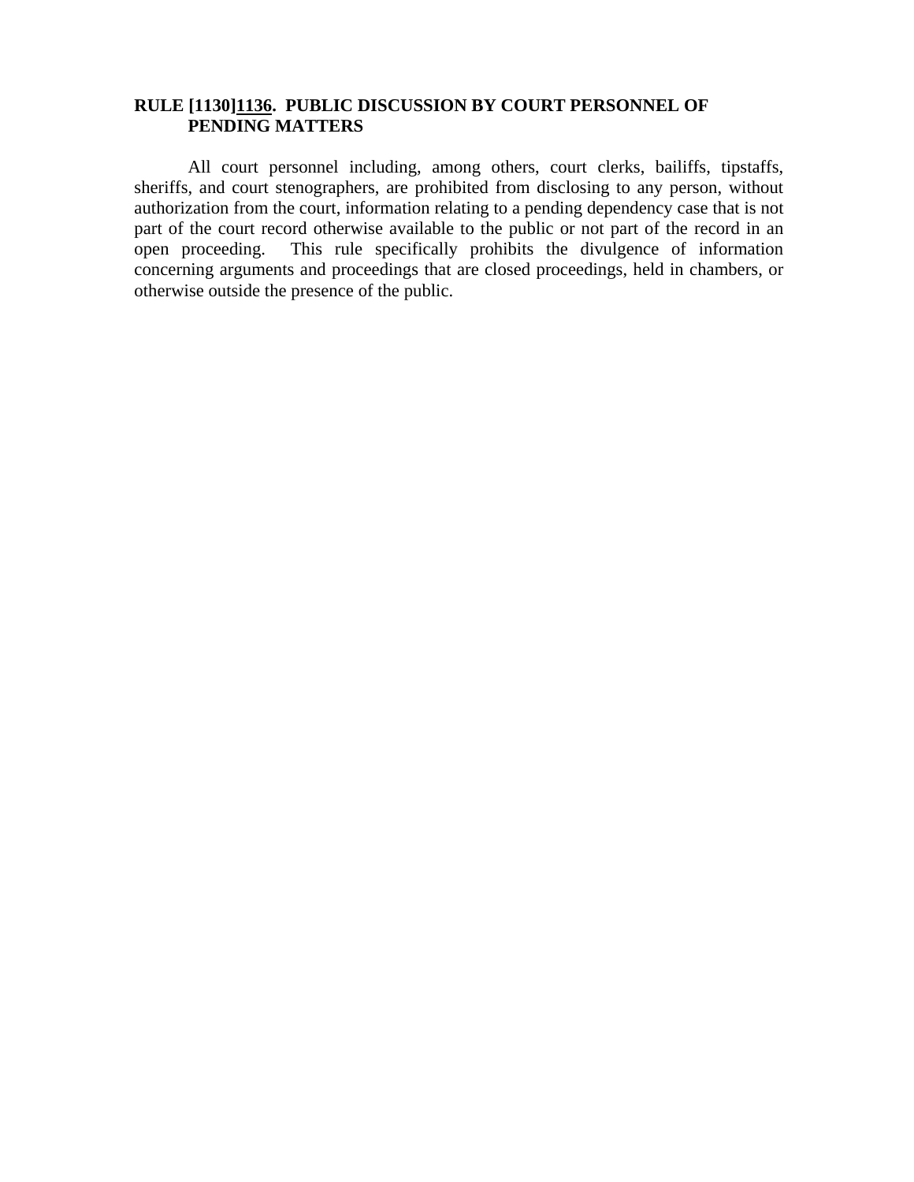**RULE [1130]<u>1136</u>. PUBLIC DISCUSSION BY COURT PERSONNEL OF PENDING MATTERS**

All court personnel including, among others, court clerks, bailiffs, tipstaffs, sheriffs, and court stenographers, are prohibited from disclosing to any person, without authorization from the court, information relating to a pending dependency case that is not part of the court record otherwise available to the public or not part of the record in an open proceeding. This rule specifically prohibits the divulgence of information concerning arguments and proceedings that are closed proceedings, held in chambers, or otherwise outside the presence of the public.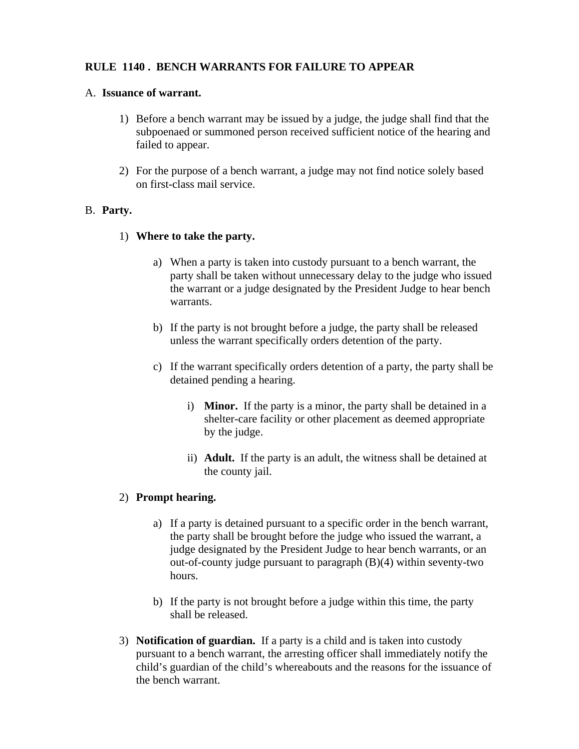**RULE 1140 . BENCH WARRANTS FOR FAILURE TO APPEAR**

A. **Issuance of warrant.**

1) Before a bench warrant may be issued by a judge, the judge shall find that the subpoenaed or summoned person received sufficient notice of the hearing and failed to appear.

2) For the purpose of a bench warrant, a judge may not find notice solely based on first-class mail service.

B. **Party.**

1) **Where to take the party.**

a) When a party is taken into custody pursuant to a bench warrant, the party shall be taken without unnecessary delay to the judge who issued the warrant or a judge designated by the President Judge to hear bench warrants.

b) If the party is not brought before a judge, the party shall be released unless the warrant specifically orders detention of the party.

c) If the warrant specifically orders detention of a party, the party shall be detained pending a hearing.

i) **Minor.** If the party is a minor, the party shall be detained in a shelter-care facility or other placement as deemed appropriate by the judge.

ii) **Adult.** If the party is an adult, the witness shall be detained at the county jail.

2) **Prompt hearing.**

a) If a party is detained pursuant to a specific order in the bench warrant, the party shall be brought before the judge who issued the warrant, a judge designated by the President Judge to hear bench warrants, or an out-of-county judge pursuant to paragraph (B)(4) within seventy-two hours.

b) If the party is not brought before a judge within this time, the party shall be released.

3) **Notification of guardian.** If a party is a child and is taken into custody pursuant to a bench warrant, the arresting officer shall immediately notify the child's guardian of the child's whereabouts and the reasons for the issuance of the bench warrant.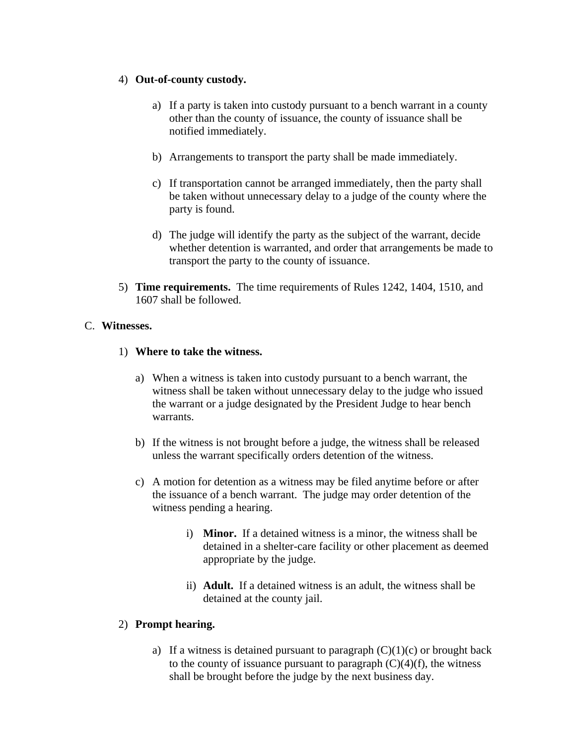4) **Out-of-county custody.**

   a) If a party is taken into custody pursuant to a bench warrant in a county other than the county of issuance, the county of issuance shall be notified immediately.

   b) Arrangements to transport the party shall be made immediately.

   c) If transportation cannot be arranged immediately, then the party shall be taken without unnecessary delay to a judge of the county where the party is found.

   d) The judge will identify the party as the subject of the warrant, decide whether detention is warranted, and order that arrangements be made to transport the party to the county of issuance.

5) **Time requirements.** The time requirements of Rules 1242, 1404, 1510, and 1607 shall be followed.

C. **Witnesses.**

1) **Where to take the witness.**

   a) When a witness is taken into custody pursuant to a bench warrant, the witness shall be taken without unnecessary delay to the judge who issued the warrant or a judge designated by the President Judge to hear bench warrants.

   b) If the witness is not brought before a judge, the witness shall be released unless the warrant specifically orders detention of the witness.

   c) A motion for detention as a witness may be filed anytime before or after the issuance of a bench warrant. The judge may order detention of the witness pending a hearing.

      i) **Minor.** If a detained witness is a minor, the witness shall be detained in a shelter-care facility or other placement as deemed appropriate by the judge.

      ii) **Adult.** If a detained witness is an adult, the witness shall be detained at the county jail.

2) **Prompt hearing.**

   a) If a witness is detained pursuant to paragraph (C)(1)(c) or brought back to the county of issuance pursuant to paragraph (C)(4)(f), the witness shall be brought before the judge by the next business day.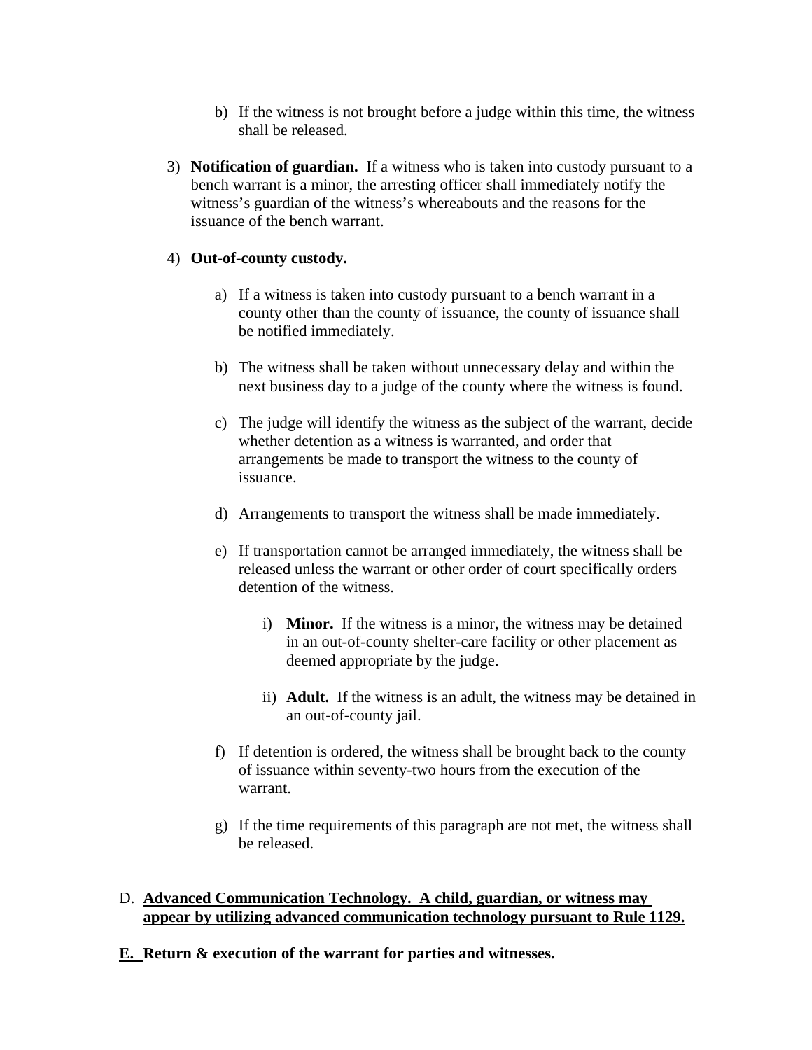b) If the witness is not brought before a judge within this time, the witness shall be released.

3) **Notification of guardian.** If a witness who is taken into custody pursuant to a bench warrant is a minor, the arresting officer shall immediately notify the witness's guardian of the witness's whereabouts and the reasons for the issuance of the bench warrant.

4) **Out-of-county custody.**

a) If a witness is taken into custody pursuant to a bench warrant in a county other than the county of issuance, the county of issuance shall be notified immediately.

b) The witness shall be taken without unnecessary delay and within the next business day to a judge of the county where the witness is found.

c) The judge will identify the witness as the subject of the warrant, decide whether detention as a witness is warranted, and order that arrangements be made to transport the witness to the county of issuance.

d) Arrangements to transport the witness shall be made immediately.

e) If transportation cannot be arranged immediately, the witness shall be released unless the warrant or other order of court specifically orders detention of the witness.

i) **Minor.** If the witness is a minor, the witness may be detained in an out-of-county shelter-care facility or other placement as deemed appropriate by the judge.

ii) **Adult.** If the witness is an adult, the witness may be detained in an out-of-county jail.

f) If detention is ordered, the witness shall be brought back to the county of issuance within seventy-two hours from the execution of the warrant.

g) If the time requirements of this paragraph are not met, the witness shall be released.

D. **Advanced Communication Technology. A child, guardian, or witness may appear by utilizing advanced communication technology pursuant to Rule 1129.**

**E. Return & execution of the warrant for parties and witnesses.**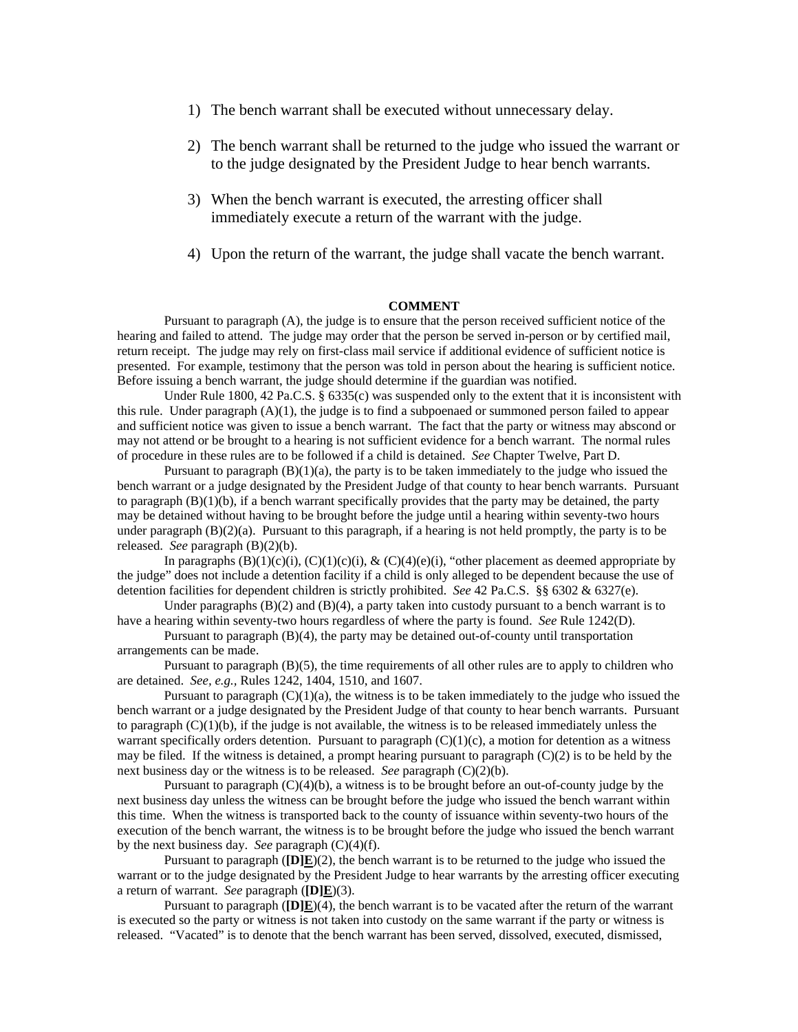1) The bench warrant shall be executed without unnecessary delay.

2) The bench warrant shall be returned to the judge who issued the warrant or to the judge designated by the President Judge to hear bench warrants.

3) When the bench warrant is executed, the arresting officer shall immediately execute a return of the warrant with the judge.

4) Upon the return of the warrant, the judge shall vacate the bench warrant.

**COMMENT**

Pursuant to paragraph (A), the judge is to ensure that the person received sufficient notice of the hearing and failed to attend. The judge may order that the person be served in-person or by certified mail, return receipt. The judge may rely on first-class mail service if additional evidence of sufficient notice is presented. For example, testimony that the person was told in person about the hearing is sufficient notice. Before issuing a bench warrant, the judge should determine if the guardian was notified.

Under Rule 1800, 42 Pa.C.S. § 6335(c) was suspended only to the extent that it is inconsistent with this rule. Under paragraph (A)(1), the judge is to find a subpoenaed or summoned person failed to appear and sufficient notice was given to issue a bench warrant. The fact that the party or witness may abscond or may not attend or be brought to a hearing is not sufficient evidence for a bench warrant. The normal rules of procedure in these rules are to be followed if a child is detained. *See* Chapter Twelve, Part D.

Pursuant to paragraph (B)(1)(a), the party is to be taken immediately to the judge who issued the bench warrant or a judge designated by the President Judge of that county to hear bench warrants. Pursuant to paragraph (B)(1)(b), if a bench warrant specifically provides that the party may be detained, the party may be detained without having to be brought before the judge until a hearing within seventy-two hours under paragraph (B)(2)(a). Pursuant to this paragraph, if a hearing is not held promptly, the party is to be released. *See* paragraph (B)(2)(b).

In paragraphs (B)(1)(c)(i), (C)(1)(c)(i), & (C)(4)(e)(i), "other placement as deemed appropriate by the judge" does not include a detention facility if a child is only alleged to be dependent because the use of detention facilities for dependent children is strictly prohibited. *See* 42 Pa.C.S. §§ 6302 & 6327(e).

Under paragraphs (B)(2) and (B)(4), a party taken into custody pursuant to a bench warrant is to have a hearing within seventy-two hours regardless of where the party is found. *See* Rule 1242(D).

Pursuant to paragraph (B)(4), the party may be detained out-of-county until transportation arrangements can be made.

Pursuant to paragraph (B)(5), the time requirements of all other rules are to apply to children who are detained. *See, e.g.,* Rules 1242, 1404, 1510, and 1607.

Pursuant to paragraph (C)(1)(a), the witness is to be taken immediately to the judge who issued the bench warrant or a judge designated by the President Judge of that county to hear bench warrants. Pursuant to paragraph (C)(1)(b), if the judge is not available, the witness is to be released immediately unless the warrant specifically orders detention. Pursuant to paragraph (C)(1)(c), a motion for detention as a witness may be filed. If the witness is detained, a prompt hearing pursuant to paragraph (C)(2) is to be held by the next business day or the witness is to be released. *See* paragraph (C)(2)(b).

Pursuant to paragraph (C)(4)(b), a witness is to be brought before an out-of-county judge by the next business day unless the witness can be brought before the judge who issued the bench warrant within this time. When the witness is transported back to the county of issuance within seventy-two hours of the execution of the bench warrant, the witness is to be brought before the judge who issued the bench warrant by the next business day. *See* paragraph (C)(4)(f).

Pursuant to paragraph (**[D]**<u>**E**</u>)(2), the bench warrant is to be returned to the judge who issued the warrant or to the judge designated by the President Judge to hear warrants by the arresting officer executing a return of warrant. *See* paragraph (**[D]**<u>**E**</u>)(3).

Pursuant to paragraph (**[D]**<u>**E**</u>)(4), the bench warrant is to be vacated after the return of the warrant is executed so the party or witness is not taken into custody on the same warrant if the party or witness is released. "Vacated" is to denote that the bench warrant has been served, dissolved, executed, dismissed,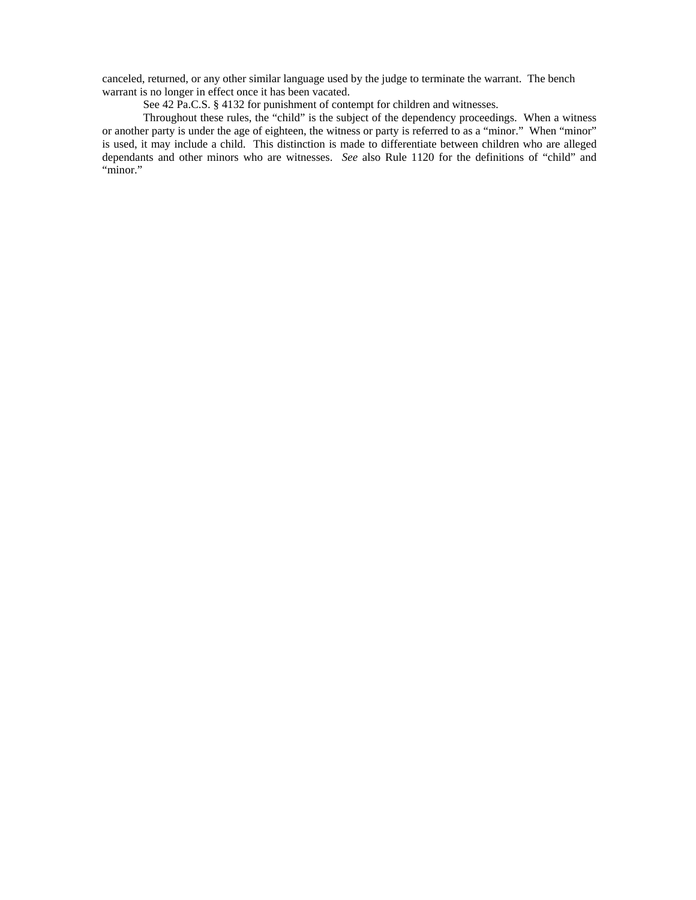canceled, returned, or any other similar language used by the judge to terminate the warrant. The bench warrant is no longer in effect once it has been vacated.

See 42 Pa.C.S. § 4132 for punishment of contempt for children and witnesses.

Throughout these rules, the "child" is the subject of the dependency proceedings. When a witness or another party is under the age of eighteen, the witness or party is referred to as a "minor." When "minor" is used, it may include a child. This distinction is made to differentiate between children who are alleged dependants and other minors who are witnesses. *See* also Rule 1120 for the definitions of "child" and "minor."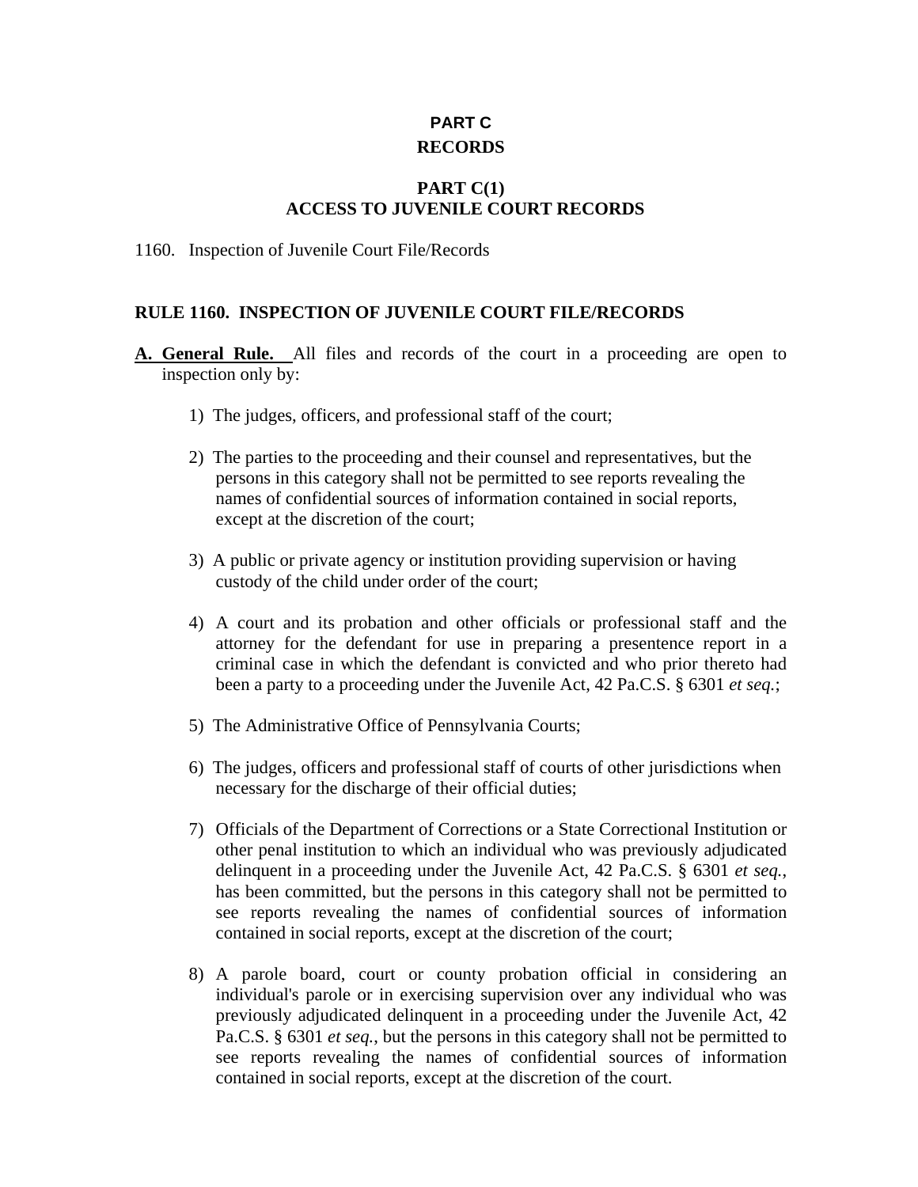# PART C
# RECORDS

## PART C(1)
## ACCESS TO JUVENILE COURT RECORDS

1160. Inspection of Juvenile Court File/Records

### RULE 1160. INSPECTION OF JUVENILE COURT FILE/RECORDS

**A. General Rule.** All files and records of the court in a proceeding are open to inspection only by:

1) The judges, officers, and professional staff of the court;

2) The parties to the proceeding and their counsel and representatives, but the persons in this category shall not be permitted to see reports revealing the names of confidential sources of information contained in social reports, except at the discretion of the court;

3) A public or private agency or institution providing supervision or having custody of the child under order of the court;

4) A court and its probation and other officials or professional staff and the attorney for the defendant for use in preparing a presentence report in a criminal case in which the defendant is convicted and who prior thereto had been a party to a proceeding under the Juvenile Act, 42 Pa.C.S. § 6301 *et seq.*;

5) The Administrative Office of Pennsylvania Courts;

6) The judges, officers and professional staff of courts of other jurisdictions when necessary for the discharge of their official duties;

7) Officials of the Department of Corrections or a State Correctional Institution or other penal institution to which an individual who was previously adjudicated delinquent in a proceeding under the Juvenile Act, 42 Pa.C.S. § 6301 *et seq.*, has been committed, but the persons in this category shall not be permitted to see reports revealing the names of confidential sources of information contained in social reports, except at the discretion of the court;

8) A parole board, court or county probation official in considering an individual's parole or in exercising supervision over any individual who was previously adjudicated delinquent in a proceeding under the Juvenile Act, 42 Pa.C.S. § 6301 *et seq.*, but the persons in this category shall not be permitted to see reports revealing the names of confidential sources of information contained in social reports, except at the discretion of the court.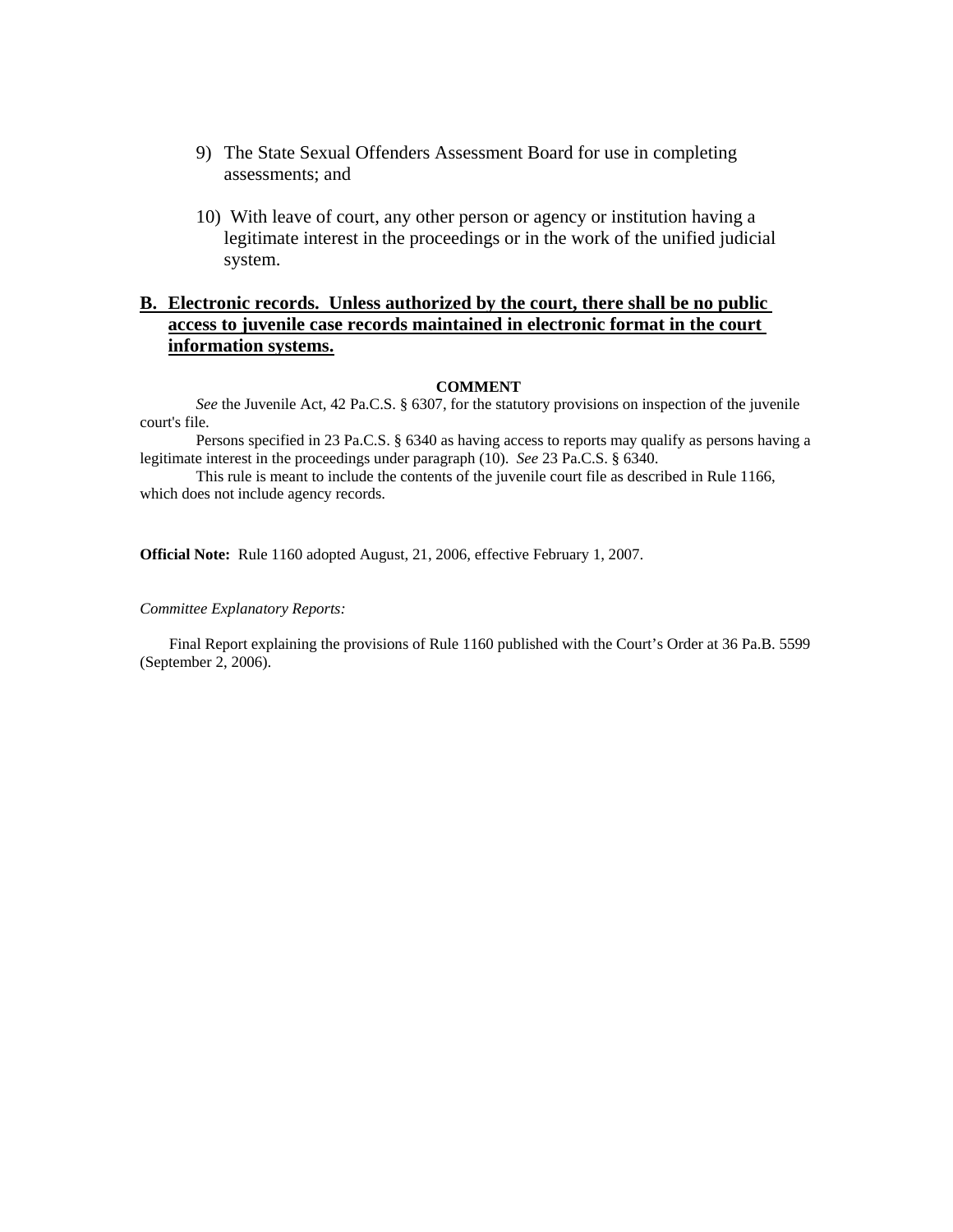9) The State Sexual Offenders Assessment Board for use in completing assessments; and

10) With leave of court, any other person or agency or institution having a legitimate interest in the proceedings or in the work of the unified judicial system.

**B. Electronic records. Unless authorized by the court, there shall be no public access to juvenile case records maintained in electronic format in the court information systems.**

**COMMENT**

*See* the Juvenile Act, 42 Pa.C.S. § 6307, for the statutory provisions on inspection of the juvenile court's file.

Persons specified in 23 Pa.C.S. § 6340 as having access to reports may qualify as persons having a legitimate interest in the proceedings under paragraph (10). *See* 23 Pa.C.S. § 6340.

This rule is meant to include the contents of the juvenile court file as described in Rule 1166, which does not include agency records.

**Official Note:** Rule 1160 adopted August, 21, 2006, effective February 1, 2007.

*Committee Explanatory Reports:*

Final Report explaining the provisions of Rule 1160 published with the Court's Order at 36 Pa.B. 5599 (September 2, 2006).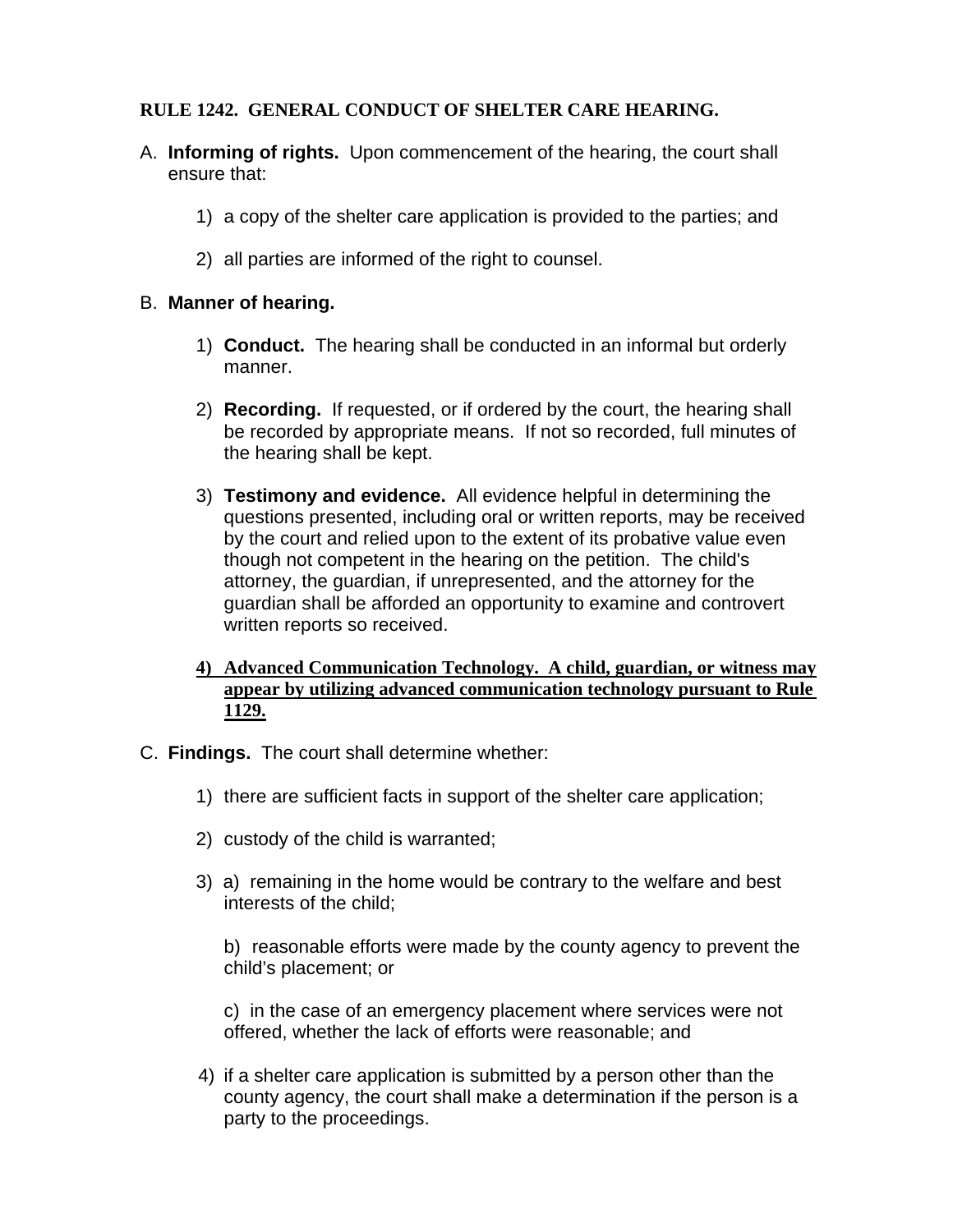**RULE 1242. GENERAL CONDUCT OF SHELTER CARE HEARING.**

A. **Informing of rights.** Upon commencement of the hearing, the court shall ensure that:

   1) a copy of the shelter care application is provided to the parties; and

   2) all parties are informed of the right to counsel.

B. **Manner of hearing.**

   1) **Conduct.** The hearing shall be conducted in an informal but orderly manner.

   2) **Recording.** If requested, or if ordered by the court, the hearing shall be recorded by appropriate means. If not so recorded, full minutes of the hearing shall be kept.

   3) **Testimony and evidence.** All evidence helpful in determining the questions presented, including oral or written reports, may be received by the court and relied upon to the extent of its probative value even though not competent in the hearing on the petition. The child's attorney, the guardian, if unrepresented, and the attorney for the guardian shall be afforded an opportunity to examine and controvert written reports so received.

   <u>**4) Advanced Communication Technology. A child, guardian, or witness may appear by utilizing advanced communication technology pursuant to Rule 1129.**</u>

C. **Findings.** The court shall determine whether:

   1) there are sufficient facts in support of the shelter care application;

   2) custody of the child is warranted;

   3) a) remaining in the home would be contrary to the welfare and best interests of the child;

      b) reasonable efforts were made by the county agency to prevent the child's placement; or

      c) in the case of an emergency placement where services were not offered, whether the lack of efforts were reasonable; and

   4) if a shelter care application is submitted by a person other than the county agency, the court shall make a determination if the person is a party to the proceedings.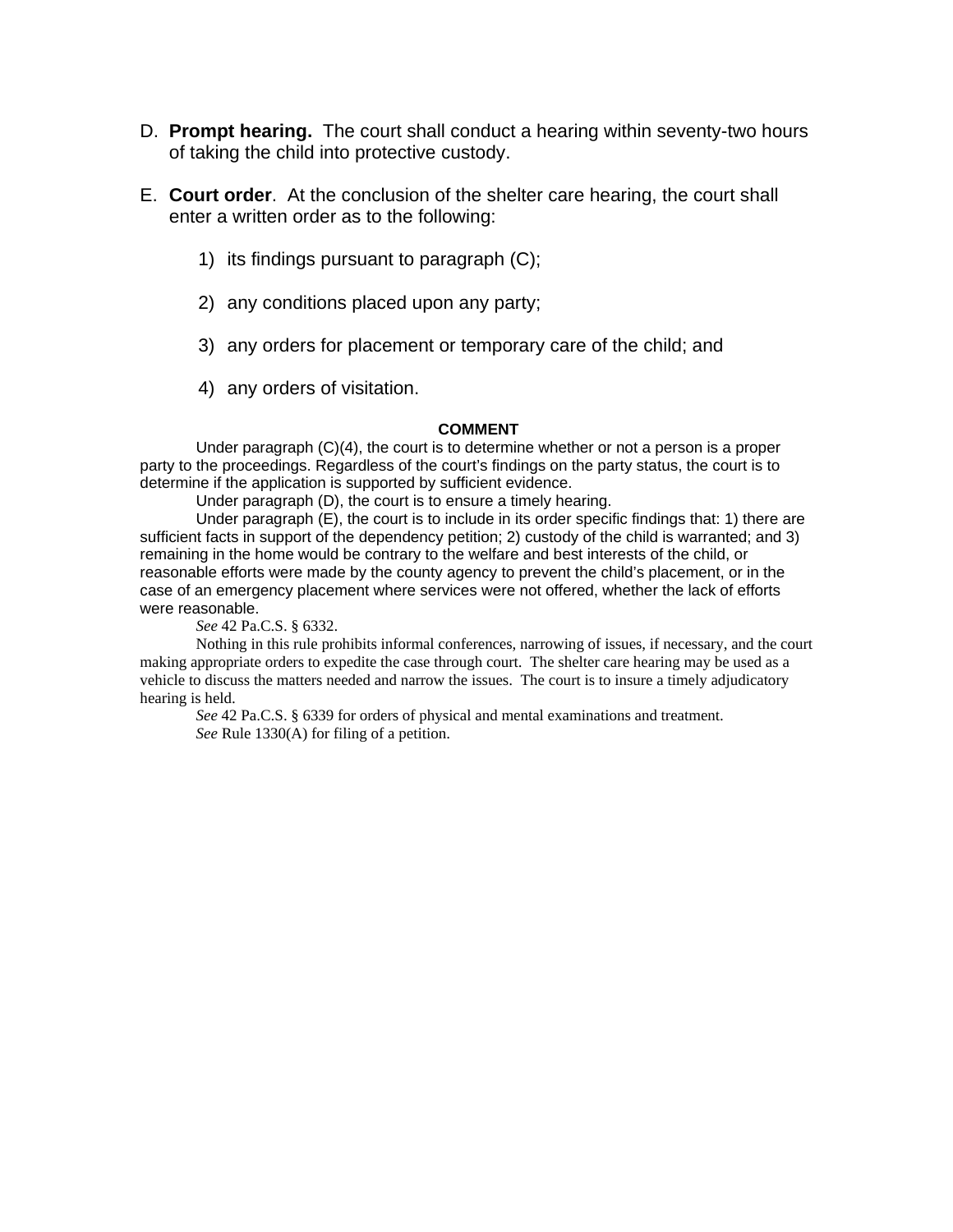D. **Prompt hearing.** The court shall conduct a hearing within seventy-two hours of taking the child into protective custody.

E. **Court order**. At the conclusion of the shelter care hearing, the court shall enter a written order as to the following:

   1) its findings pursuant to paragraph (C);

   2) any conditions placed upon any party;

   3) any orders for placement or temporary care of the child; and

   4) any orders of visitation.

**COMMENT**

Under paragraph (C)(4), the court is to determine whether or not a person is a proper party to the proceedings. Regardless of the court's findings on the party status, the court is to determine if the application is supported by sufficient evidence.

Under paragraph (D), the court is to ensure a timely hearing.

Under paragraph (E), the court is to include in its order specific findings that: 1) there are sufficient facts in support of the dependency petition; 2) custody of the child is warranted; and 3) remaining in the home would be contrary to the welfare and best interests of the child, or reasonable efforts were made by the county agency to prevent the child's placement, or in the case of an emergency placement where services were not offered, whether the lack of efforts were reasonable.

*See* 42 Pa.C.S. § 6332.

Nothing in this rule prohibits informal conferences, narrowing of issues, if necessary, and the court making appropriate orders to expedite the case through court. The shelter care hearing may be used as a vehicle to discuss the matters needed and narrow the issues. The court is to insure a timely adjudicatory hearing is held.

*See* 42 Pa.C.S. § 6339 for orders of physical and mental examinations and treatment.

*See* Rule 1330(A) for filing of a petition.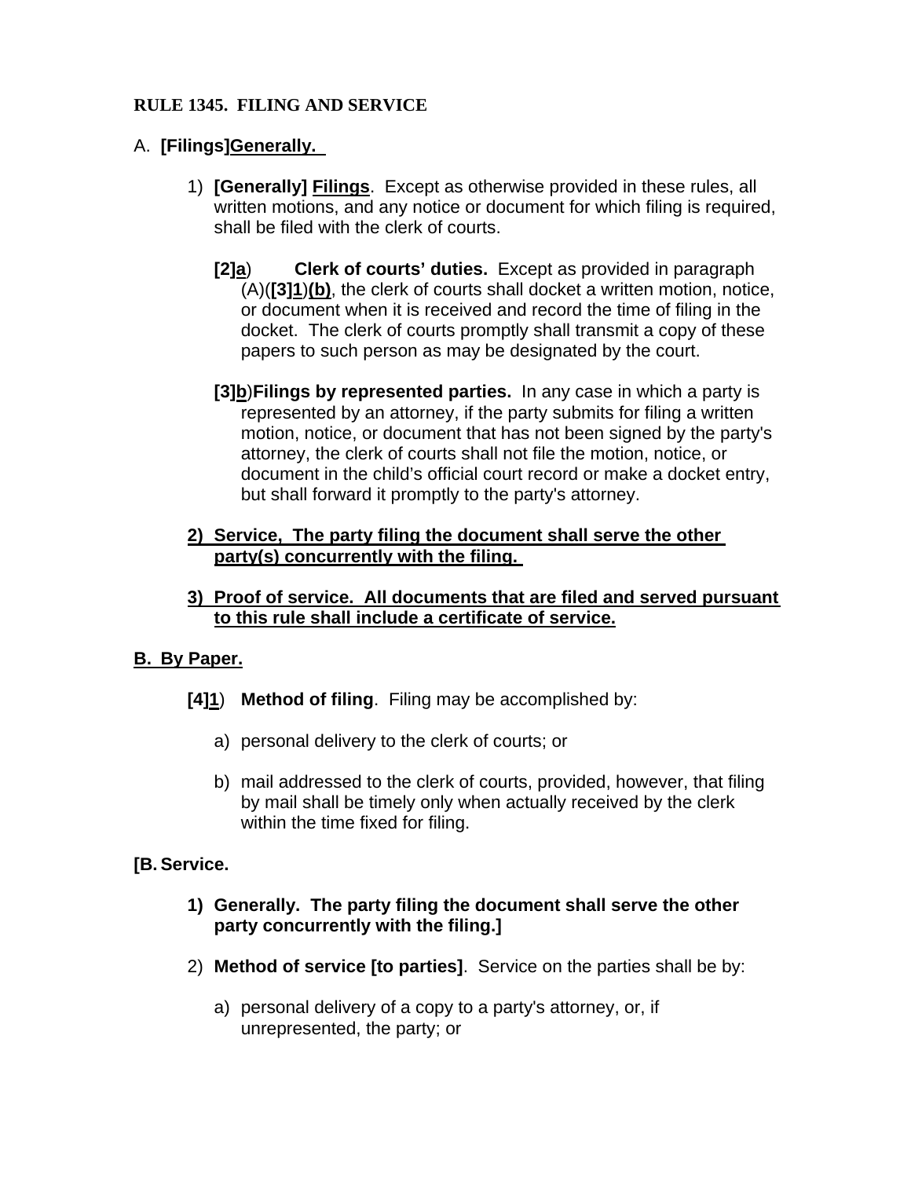**RULE 1345. FILING AND SERVICE**

A. **[Filings]<u>Generally.</u>**

1) **[Generally] <u>Filings</u>**. Except as otherwise provided in these rules, all written motions, and any notice or document for which filing is required, shall be filed with the clerk of courts.

   **[2]<u>a</u>**) **Clerk of courts' duties.** Except as provided in paragraph (A)(**[3]<u>1</u>**)<u>**(b)**</u>, the clerk of courts shall docket a written motion, notice, or document when it is received and record the time of filing in the docket. The clerk of courts promptly shall transmit a copy of these papers to such person as may be designated by the court.

   **[3]<u>b</u>**)**Filings by represented parties.** In any case in which a party is represented by an attorney, if the party submits for filing a written motion, notice, or document that has not been signed by the party's attorney, the clerk of courts shall not file the motion, notice, or document in the child's official court record or make a docket entry, but shall forward it promptly to the party's attorney.

<u>**2) Service, The party filing the document shall serve the other party(s) concurrently with the filing.**</u>

<u>**3) Proof of service. All documents that are filed and served pursuant to this rule shall include a certificate of service.**</u>

<u>**B. By Paper.**</u>

**[4]<u>1</u>**) **Method of filing**. Filing may be accomplished by:

a) personal delivery to the clerk of courts; or

b) mail addressed to the clerk of courts, provided, however, that filing by mail shall be timely only when actually received by the clerk within the time fixed for filing.

**[B. Service.**

**1) Generally. The party filing the document shall serve the other party concurrently with the filing.]**

2) **Method of service [to parties]**. Service on the parties shall be by:

a) personal delivery of a copy to a party's attorney, or, if unrepresented, the party; or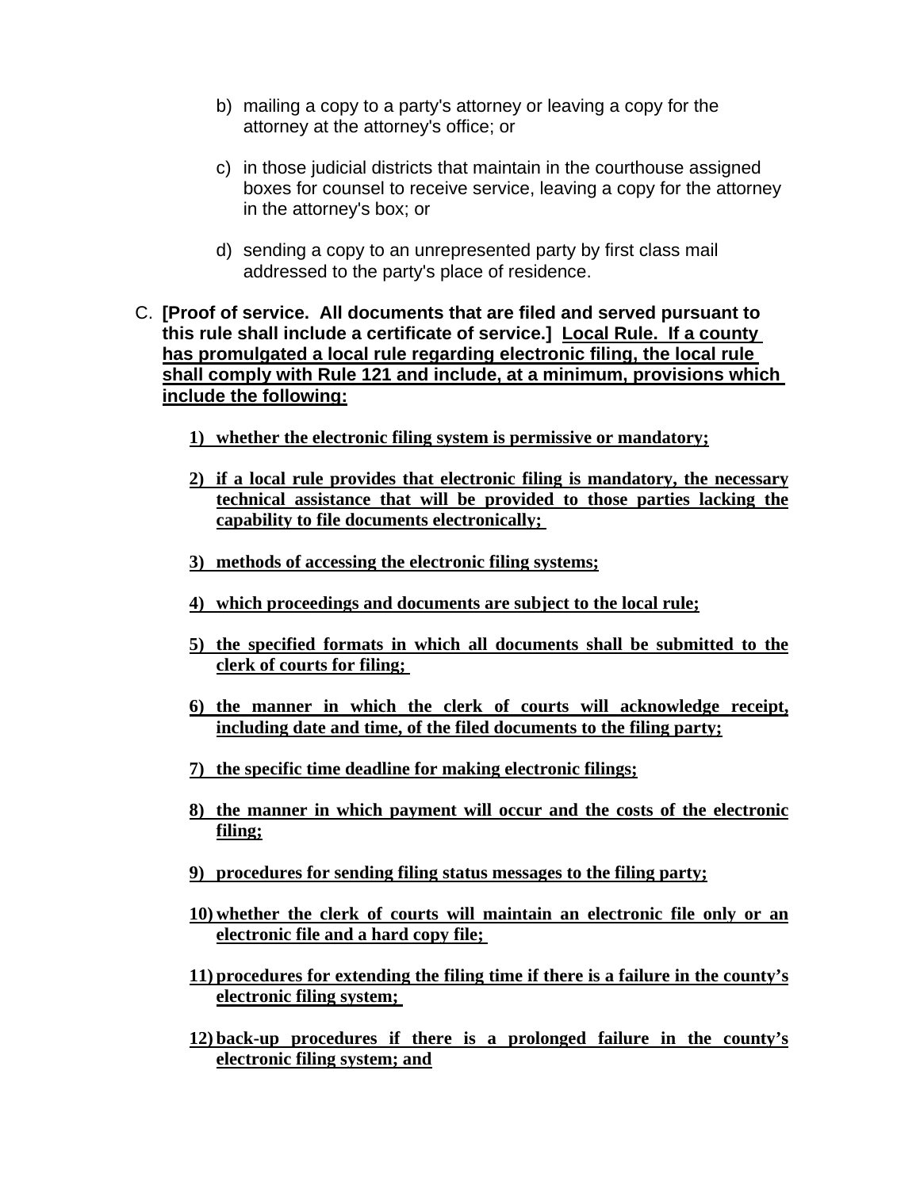b) mailing a copy to a party's attorney or leaving a copy for the attorney at the attorney's office; or

c) in those judicial districts that maintain in the courthouse assigned boxes for counsel to receive service, leaving a copy for the attorney in the attorney's box; or

d) sending a copy to an unrepresented party by first class mail addressed to the party's place of residence.

C. **[Proof of service. All documents that are filed and served pursuant to this rule shall include a certificate of service.]** <u>**Local Rule. If a county has promulgated a local rule regarding electronic filing, the local rule shall comply with Rule 121 and include, at a minimum, provisions which include the following:**</u>

<u>**1) whether the electronic filing system is permissive or mandatory;**</u>

<u>**2) if a local rule provides that electronic filing is mandatory, the necessary technical assistance that will be provided to those parties lacking the capability to file documents electronically;**</u>

<u>**3) methods of accessing the electronic filing systems;**</u>

<u>**4) which proceedings and documents are subject to the local rule;**</u>

<u>**5) the specified formats in which all documents shall be submitted to the clerk of courts for filing;**</u>

<u>**6) the manner in which the clerk of courts will acknowledge receipt, including date and time, of the filed documents to the filing party;**</u>

<u>**7) the specific time deadline for making electronic filings;**</u>

<u>**8) the manner in which payment will occur and the costs of the electronic filing;**</u>

<u>**9) procedures for sending filing status messages to the filing party;**</u>

<u>**10) whether the clerk of courts will maintain an electronic file only or an electronic file and a hard copy file;**</u>

<u>**11) procedures for extending the filing time if there is a failure in the county's electronic filing system;**</u>

<u>**12) back-up procedures if there is a prolonged failure in the county's electronic filing system; and**</u>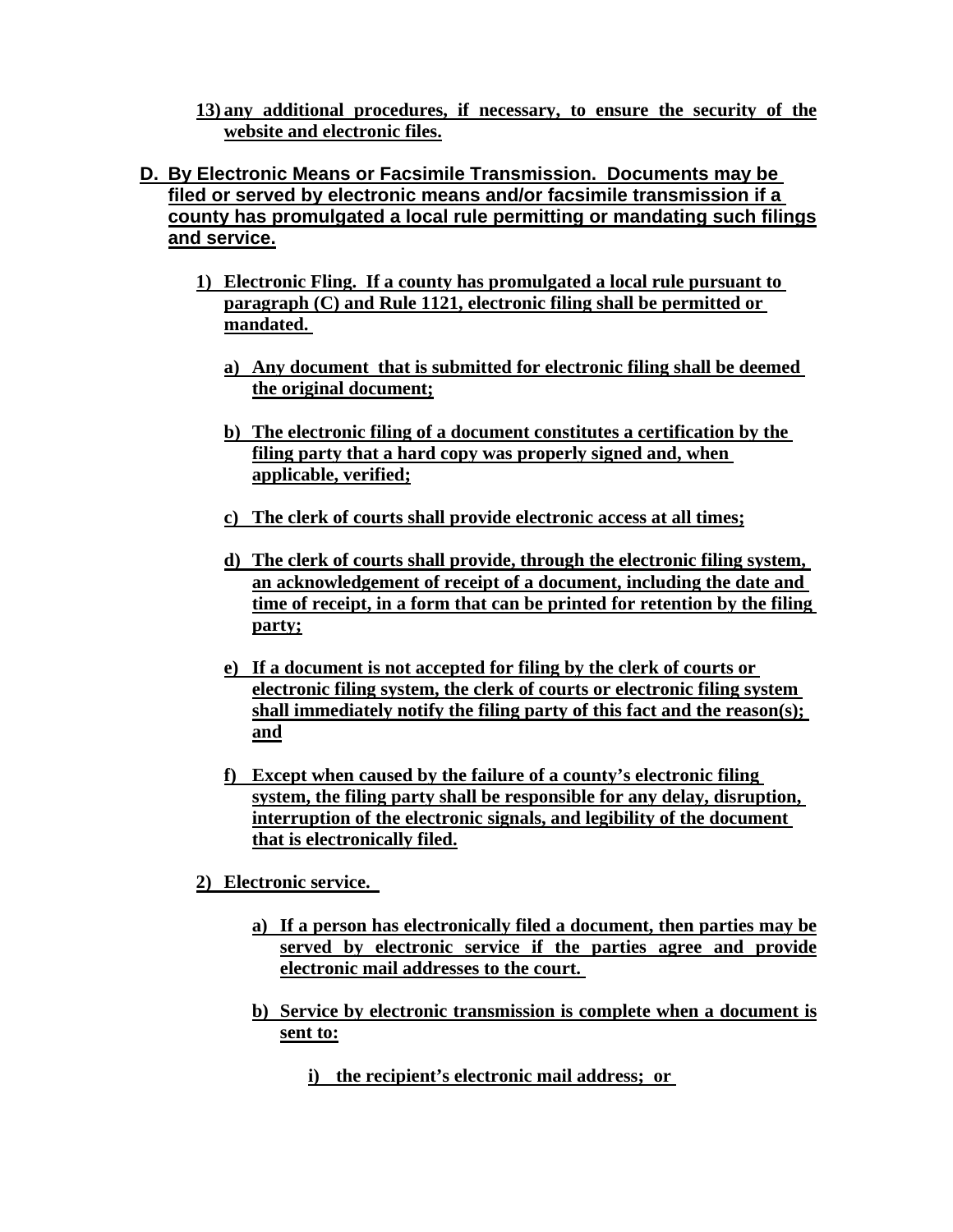13) **any additional procedures, if necessary, to ensure the security of the website and electronic files.**

**D. By Electronic Means or Facsimile Transmission. Documents may be filed or served by electronic means and/or facsimile transmission if a county has promulgated a local rule permitting or mandating such filings and service.**

1) **Electronic Fling. If a county has promulgated a local rule pursuant to paragraph (C) and Rule 1121, electronic filing shall be permitted or mandated.**

   a) **Any document that is submitted for electronic filing shall be deemed the original document;**

   b) **The electronic filing of a document constitutes a certification by the filing party that a hard copy was properly signed and, when applicable, verified;**

   c) **The clerk of courts shall provide electronic access at all times;**

   d) **The clerk of courts shall provide, through the electronic filing system, an acknowledgement of receipt of a document, including the date and time of receipt, in a form that can be printed for retention by the filing party;**

   e) **If a document is not accepted for filing by the clerk of courts or electronic filing system, the clerk of courts or electronic filing system shall immediately notify the filing party of this fact and the reason(s); and**

   f) **Except when caused by the failure of a county's electronic filing system, the filing party shall be responsible for any delay, disruption, interruption of the electronic signals, and legibility of the document that is electronically filed.**

2) **Electronic service.**

   a) **If a person has electronically filed a document, then parties may be served by electronic service if the parties agree and provide electronic mail addresses to the court.**

   b) **Service by electronic transmission is complete when a document is sent to:**

      i) **the recipient's electronic mail address; or**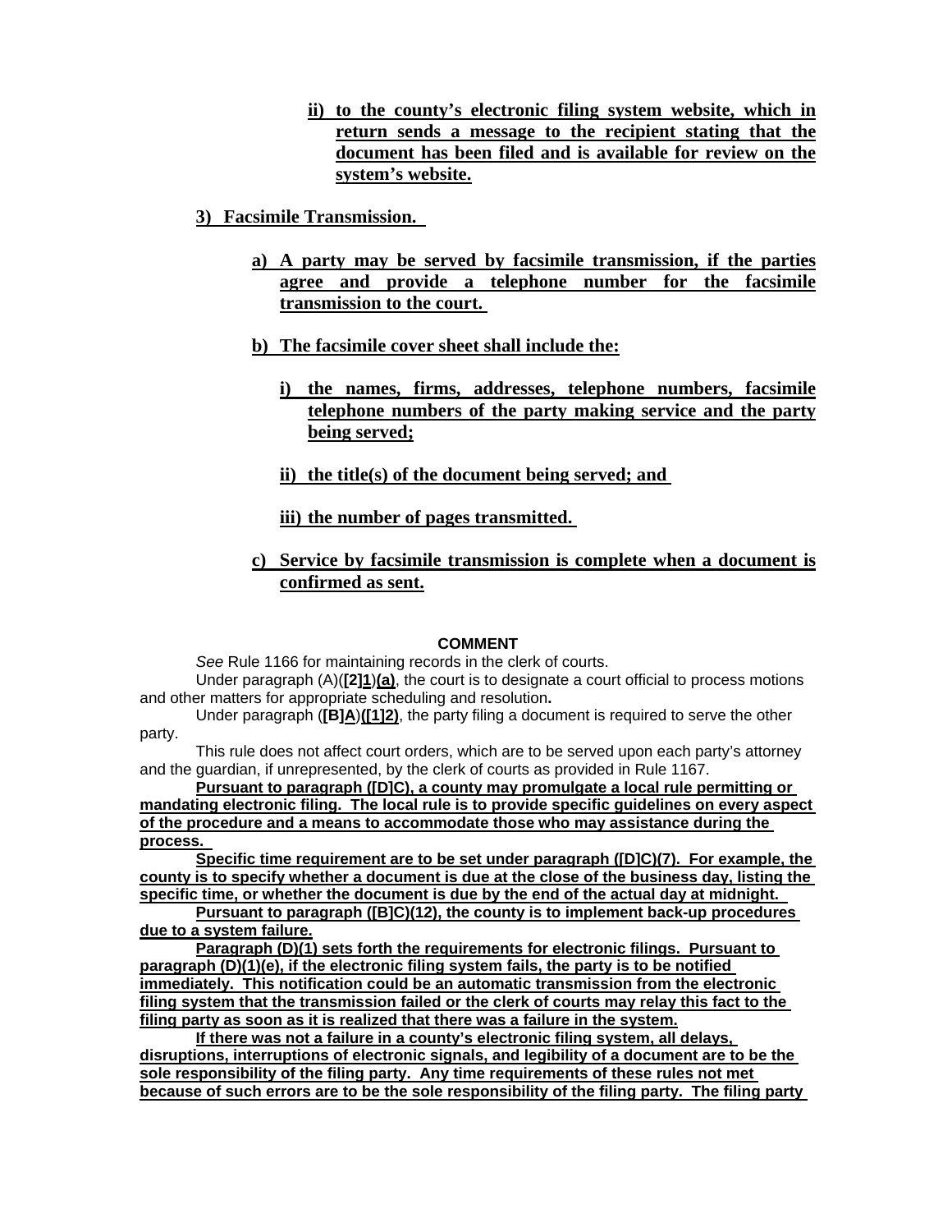ii) **to the county's electronic filing system website, which in return sends a message to the recipient stating that the document has been filed and is available for review on the system's website.**

3) **Facsimile Transmission.**

a) **A party may be served by facsimile transmission, if the parties agree and provide a telephone number for the facsimile transmission to the court.**

b) **The facsimile cover sheet shall include the:**

i) **the names, firms, addresses, telephone numbers, facsimile telephone numbers of the party making service and the party being served;**

ii) **the title(s) of the document being served; and**

iii) **the number of pages transmitted.**

c) **Service by facsimile transmission is complete when a document is confirmed as sent.**

**COMMENT**

*See* Rule 1166 for maintaining records in the clerk of courts.

Under paragraph (A)(**[2]1**)**(a)**, the court is to designate a court official to process motions and other matters for appropriate scheduling and resolution**.**

Under paragraph (**[B]A**)**([1]2)**, the party filing a document is required to serve the other party.

This rule does not affect court orders, which are to be served upon each party's attorney and the guardian, if unrepresented, by the clerk of courts as provided in Rule 1167.

**Pursuant to paragraph ([D]C), a county may promulgate a local rule permitting or mandating electronic filing. The local rule is to provide specific guidelines on every aspect of the procedure and a means to accommodate those who may assistance during the process.**

**Specific time requirement are to be set under paragraph ([D]C)(7). For example, the county is to specify whether a document is due at the close of the business day, listing the specific time, or whether the document is due by the end of the actual day at midnight.**

**Pursuant to paragraph ([B]C)(12), the county is to implement back-up procedures due to a system failure.**

**Paragraph (D)(1) sets forth the requirements for electronic filings. Pursuant to paragraph (D)(1)(e), if the electronic filing system fails, the party is to be notified immediately. This notification could be an automatic transmission from the electronic filing system that the transmission failed or the clerk of courts may relay this fact to the filing party as soon as it is realized that there was a failure in the system.**

**If there was not a failure in a county's electronic filing system, all delays, disruptions, interruptions of electronic signals, and legibility of a document are to be the sole responsibility of the filing party. Any time requirements of these rules not met because of such errors are to be the sole responsibility of the filing party. The filing party**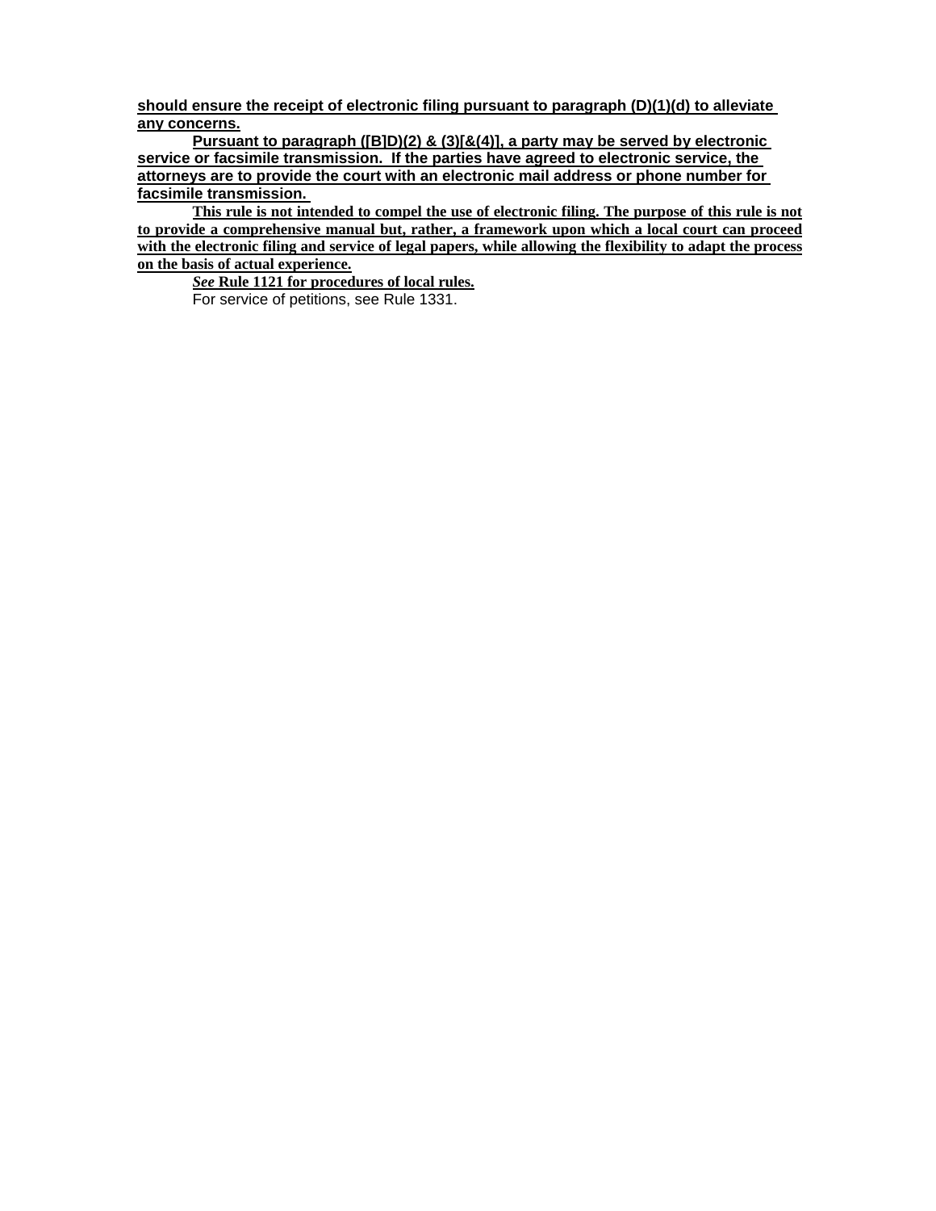**should ensure the receipt of electronic filing pursuant to paragraph (D)(1)(d) to alleviate any concerns.**

**Pursuant to paragraph ([B]D)(2) & (3)[&(4)], a party may be served by electronic service or facsimile transmission. If the parties have agreed to electronic service, the attorneys are to provide the court with an electronic mail address or phone number for facsimile transmission.**

**This rule is not intended to compel the use of electronic filing. The purpose of this rule is not to provide a comprehensive manual but, rather, a framework upon which a local court can proceed with the electronic filing and service of legal papers, while allowing the flexibility to adapt the process on the basis of actual experience.**

***See* Rule 1121 for procedures of local rules.**

For service of petitions, see Rule 1331.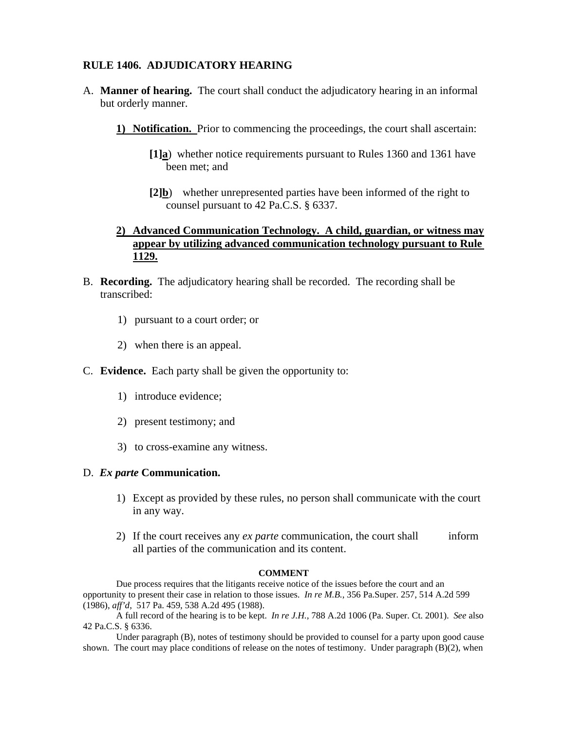**RULE 1406. ADJUDICATORY HEARING**

A. **Manner of hearing.** The court shall conduct the adjudicatory hearing in an informal but orderly manner.

   **1) Notification.** Prior to commencing the proceedings, the court shall ascertain:

      **[1]a**) whether notice requirements pursuant to Rules 1360 and 1361 have been met; and

      **[2]b**) whether unrepresented parties have been informed of the right to counsel pursuant to 42 Pa.C.S. § 6337.

   **2) Advanced Communication Technology. A child, guardian, or witness may appear by utilizing advanced communication technology pursuant to Rule 1129.**

B. **Recording.** The adjudicatory hearing shall be recorded. The recording shall be transcribed:

   1) pursuant to a court order; or

   2) when there is an appeal.

C. **Evidence.** Each party shall be given the opportunity to:

   1) introduce evidence;

   2) present testimony; and

   3) to cross-examine any witness.

D. ***Ex parte* Communication.**

   1) Except as provided by these rules, no person shall communicate with the court in any way.

   2) If the court receives any *ex parte* communication, the court shall inform all parties of the communication and its content.

**COMMENT**

Due process requires that the litigants receive notice of the issues before the court and an opportunity to present their case in relation to those issues. *In re M.B.*, 356 Pa.Super. 257, 514 A.2d 599 (1986), *aff'd*, 517 Pa. 459, 538 A.2d 495 (1988).

A full record of the hearing is to be kept. *In re J.H.*, 788 A.2d 1006 (Pa. Super. Ct. 2001). *See* also 42 Pa.C.S. § 6336.

Under paragraph (B), notes of testimony should be provided to counsel for a party upon good cause shown. The court may place conditions of release on the notes of testimony. Under paragraph (B)(2), when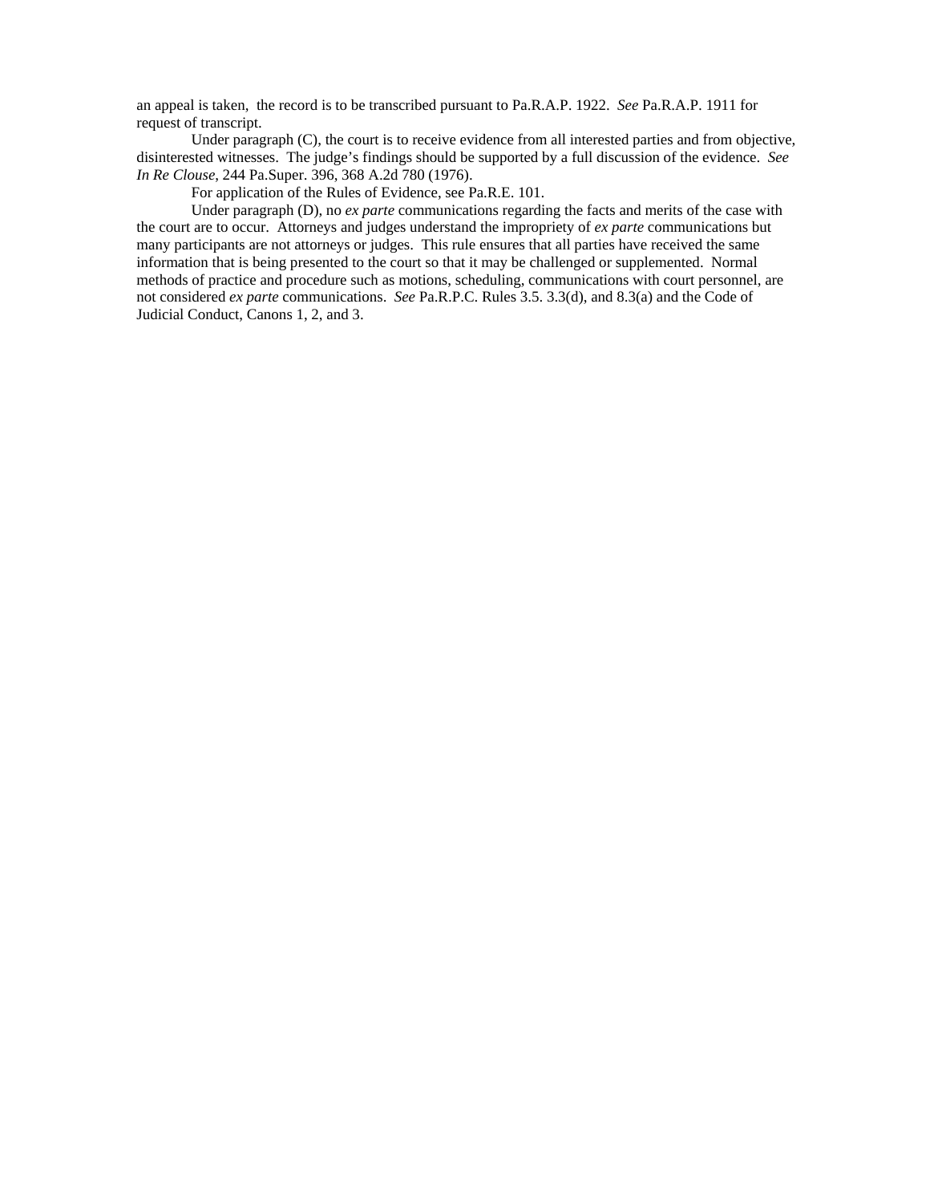an appeal is taken, the record is to be transcribed pursuant to Pa.R.A.P. 1922. *See* Pa.R.A.P. 1911 for request of transcript.

Under paragraph (C), the court is to receive evidence from all interested parties and from objective, disinterested witnesses. The judge's findings should be supported by a full discussion of the evidence. *See In Re Clouse*, 244 Pa.Super. 396, 368 A.2d 780 (1976).

For application of the Rules of Evidence, see Pa.R.E. 101.

Under paragraph (D), no *ex parte* communications regarding the facts and merits of the case with the court are to occur. Attorneys and judges understand the impropriety of *ex parte* communications but many participants are not attorneys or judges. This rule ensures that all parties have received the same information that is being presented to the court so that it may be challenged or supplemented. Normal methods of practice and procedure such as motions, scheduling, communications with court personnel, are not considered *ex parte* communications. *See* Pa.R.P.C. Rules 3.5. 3.3(d), and 8.3(a) and the Code of Judicial Conduct, Canons 1, 2, and 3.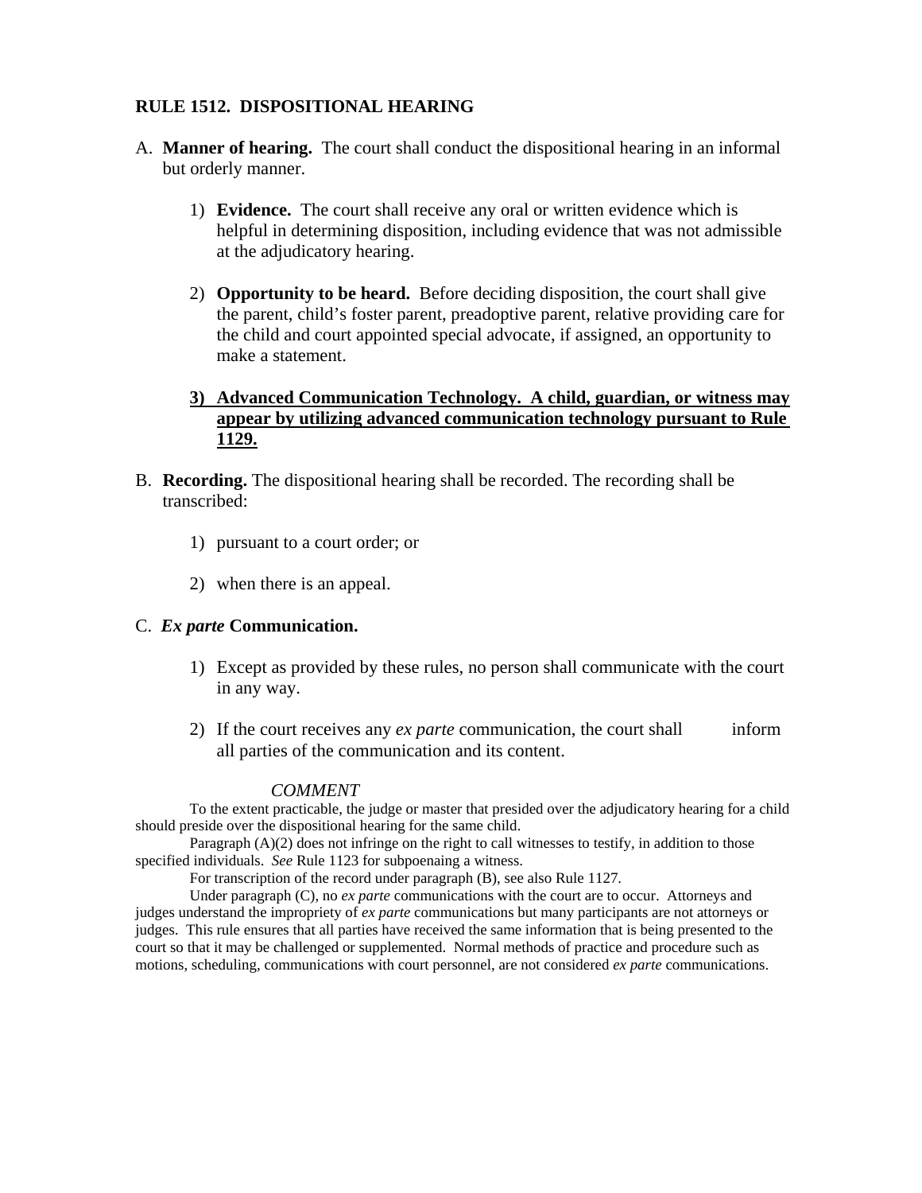## RULE 1512. DISPOSITIONAL HEARING

A. **Manner of hearing.** The court shall conduct the dispositional hearing in an informal but orderly manner.

   1) **Evidence.** The court shall receive any oral or written evidence which is helpful in determining disposition, including evidence that was not admissible at the adjudicatory hearing.

   2) **Opportunity to be heard.** Before deciding disposition, the court shall give the parent, child's foster parent, preadoptive parent, relative providing care for the child and court appointed special advocate, if assigned, an opportunity to make a statement.

   3) <u>**Advanced Communication Technology. A child, guardian, or witness may appear by utilizing advanced communication technology pursuant to Rule 1129.**</u>

B. **Recording.** The dispositional hearing shall be recorded. The recording shall be transcribed:

   1) pursuant to a court order; or

   2) when there is an appeal.

C. ***Ex parte*** **Communication.**

   1) Except as provided by these rules, no person shall communicate with the court in any way.

   2) If the court receives any *ex parte* communication, the court shall inform all parties of the communication and its content.

*COMMENT*

To the extent practicable, the judge or master that presided over the adjudicatory hearing for a child should preside over the dispositional hearing for the same child.

Paragraph (A)(2) does not infringe on the right to call witnesses to testify, in addition to those specified individuals. *See* Rule 1123 for subpoenaing a witness.

For transcription of the record under paragraph (B), see also Rule 1127.

Under paragraph (C), no *ex parte* communications with the court are to occur. Attorneys and judges understand the impropriety of *ex parte* communications but many participants are not attorneys or judges. This rule ensures that all parties have received the same information that is being presented to the court so that it may be challenged or supplemented. Normal methods of practice and procedure such as motions, scheduling, communications with court personnel, are not considered *ex parte* communications.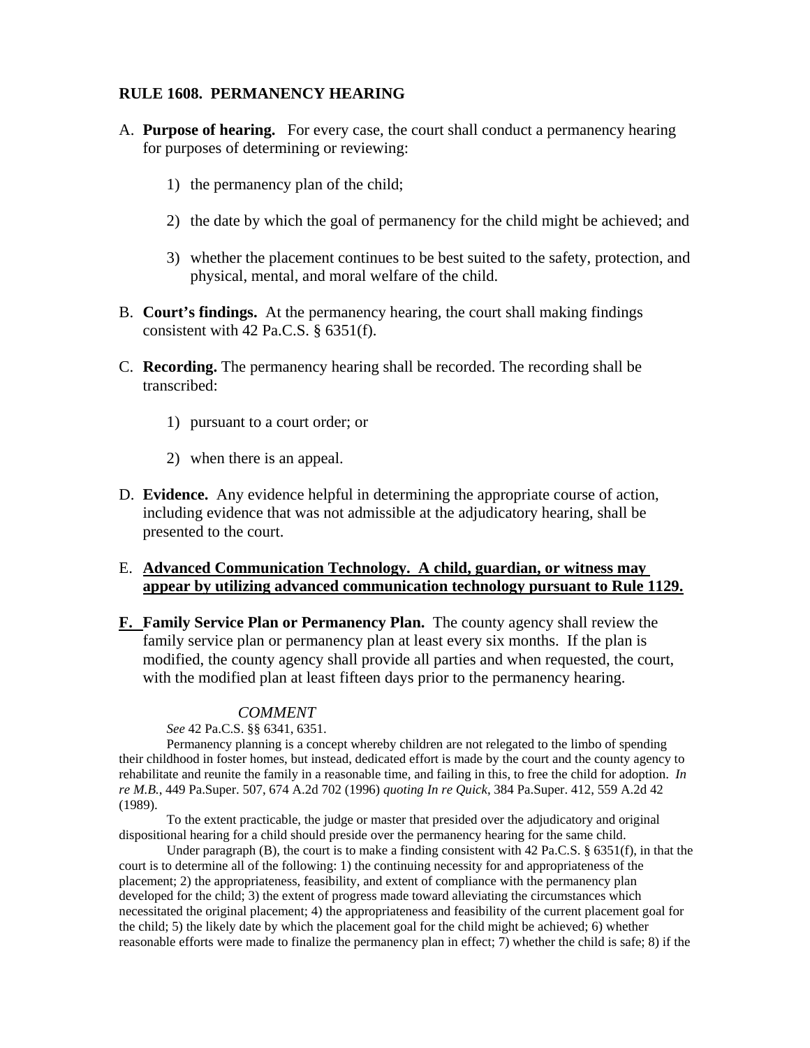# RULE 1608. PERMANENCY HEARING

A. **Purpose of hearing.** For every case, the court shall conduct a permanency hearing for purposes of determining or reviewing:

   1) the permanency plan of the child;

   2) the date by which the goal of permanency for the child might be achieved; and

   3) whether the placement continues to be best suited to the safety, protection, and physical, mental, and moral welfare of the child.

B. **Court's findings.** At the permanency hearing, the court shall making findings consistent with 42 Pa.C.S. § 6351(f).

C. **Recording.** The permanency hearing shall be recorded. The recording shall be transcribed:

   1) pursuant to a court order; or

   2) when there is an appeal.

D. **Evidence.** Any evidence helpful in determining the appropriate course of action, including evidence that was not admissible at the adjudicatory hearing, shall be presented to the court.

E. **<u>Advanced Communication Technology. A child, guardian, or witness may appear by utilizing advanced communication technology pursuant to Rule 1129.</u>**

**<u>F.</u>** **Family Service Plan or Permanency Plan.** The county agency shall review the family service plan or permanency plan at least every six months. If the plan is modified, the county agency shall provide all parties and when requested, the court, with the modified plan at least fifteen days prior to the permanency hearing.

*COMMENT*

*See* 42 Pa.C.S. §§ 6341, 6351.

Permanency planning is a concept whereby children are not relegated to the limbo of spending their childhood in foster homes, but instead, dedicated effort is made by the court and the county agency to rehabilitate and reunite the family in a reasonable time, and failing in this, to free the child for adoption. *In re M.B.*, 449 Pa.Super. 507, 674 A.2d 702 (1996) *quoting In re Quick*, 384 Pa.Super. 412, 559 A.2d 42 (1989).

To the extent practicable, the judge or master that presided over the adjudicatory and original dispositional hearing for a child should preside over the permanency hearing for the same child.

Under paragraph (B), the court is to make a finding consistent with 42 Pa.C.S. § 6351(f), in that the court is to determine all of the following: 1) the continuing necessity for and appropriateness of the placement; 2) the appropriateness, feasibility, and extent of compliance with the permanency plan developed for the child; 3) the extent of progress made toward alleviating the circumstances which necessitated the original placement; 4) the appropriateness and feasibility of the current placement goal for the child; 5) the likely date by which the placement goal for the child might be achieved; 6) whether reasonable efforts were made to finalize the permanency plan in effect; 7) whether the child is safe; 8) if the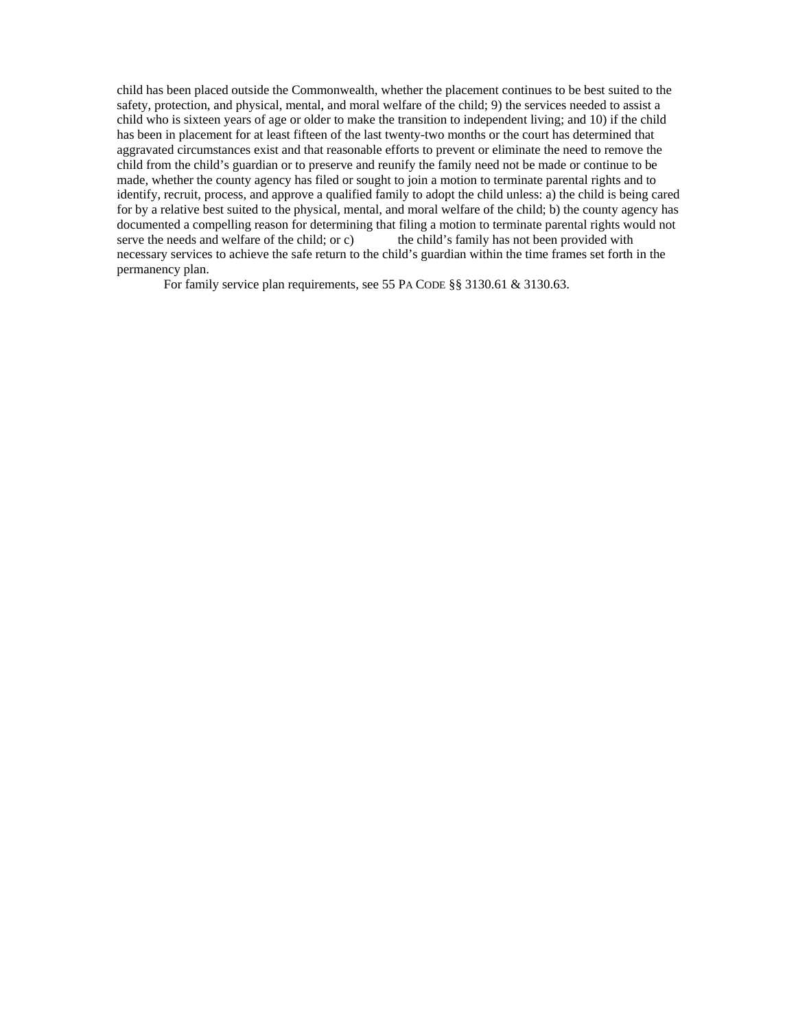child has been placed outside the Commonwealth, whether the placement continues to be best suited to the safety, protection, and physical, mental, and moral welfare of the child; 9) the services needed to assist a child who is sixteen years of age or older to make the transition to independent living; and 10) if the child has been in placement for at least fifteen of the last twenty-two months or the court has determined that aggravated circumstances exist and that reasonable efforts to prevent or eliminate the need to remove the child from the child's guardian or to preserve and reunify the family need not be made or continue to be made, whether the county agency has filed or sought to join a motion to terminate parental rights and to identify, recruit, process, and approve a qualified family to adopt the child unless: a) the child is being cared for by a relative best suited to the physical, mental, and moral welfare of the child; b) the county agency has documented a compelling reason for determining that filing a motion to terminate parental rights would not serve the needs and welfare of the child; or c) the child's family has not been provided with necessary services to achieve the safe return to the child's guardian within the time frames set forth in the permanency plan.

For family service plan requirements, see 55 PA CODE §§ 3130.61 & 3130.63.